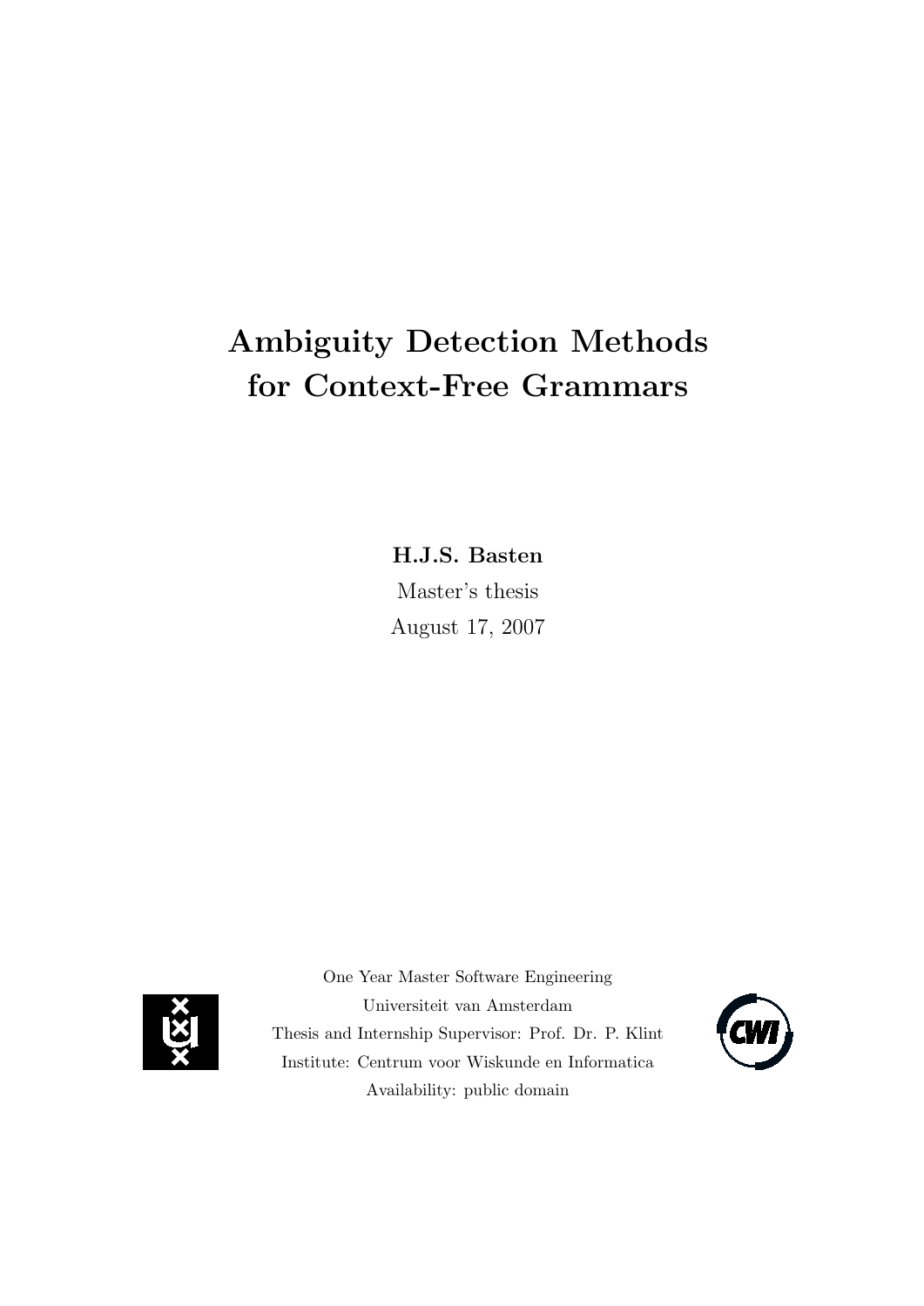# Ambiguity Detection Methods for Context-Free Grammars

**H.J.S. Basten**

Master's thesis

August 17, 2007

One Year Master Software Engineering

Universiteit van Amsterdam

Thesis and Internship Supervisor: Prof. Dr. P. Klint

Institute: Centrum voor Wiskunde en Informatica

Availability: public domain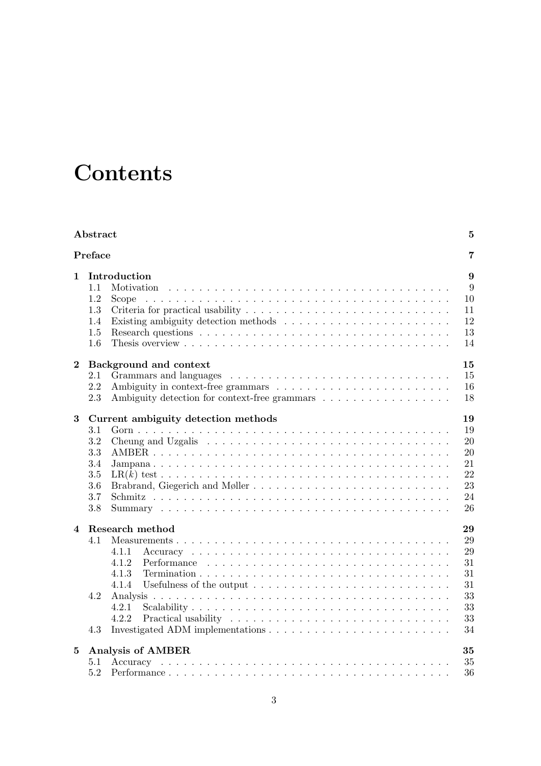# Contents

**Abstract** 5

**Preface** 7

**1 Introduction** 9

- 1.1 Motivation 9
- 1.2 Scope 10
- 1.3 Criteria for practical usability 11
- 1.4 Existing ambiguity detection methods 12
- 1.5 Research questions 13
- 1.6 Thesis overview 14

**2 Background and context** 15

- 2.1 Grammars and languages 15
- 2.2 Ambiguity in context-free grammars 16
- 2.3 Ambiguity detection for context-free grammars 18

**3 Current ambiguity detection methods** 19

- 3.1 Gorn 19
- 3.2 Cheung and Uzgalis 20
- 3.3 AMBER 20
- 3.4 Jampana 21
- 3.5 LR($k$) test 22
- 3.6 Brabrand, Giegerich and Møller 23
- 3.7 Schmitz 24
- 3.8 Summary 26

**4 Research method** 29

- 4.1 Measurements 29
  - 4.1.1 Accuracy 29
  - 4.1.2 Performance 31
  - 4.1.3 Termination 31
  - 4.1.4 Usefulness of the output 31
- 4.2 Analysis 33
  - 4.2.1 Scalability 33
  - 4.2.2 Practical usability 33
- 4.3 Investigated ADM implementations 34

**5 Analysis of AMBER** 35

- 5.1 Accuracy 35
- 5.2 Performance 36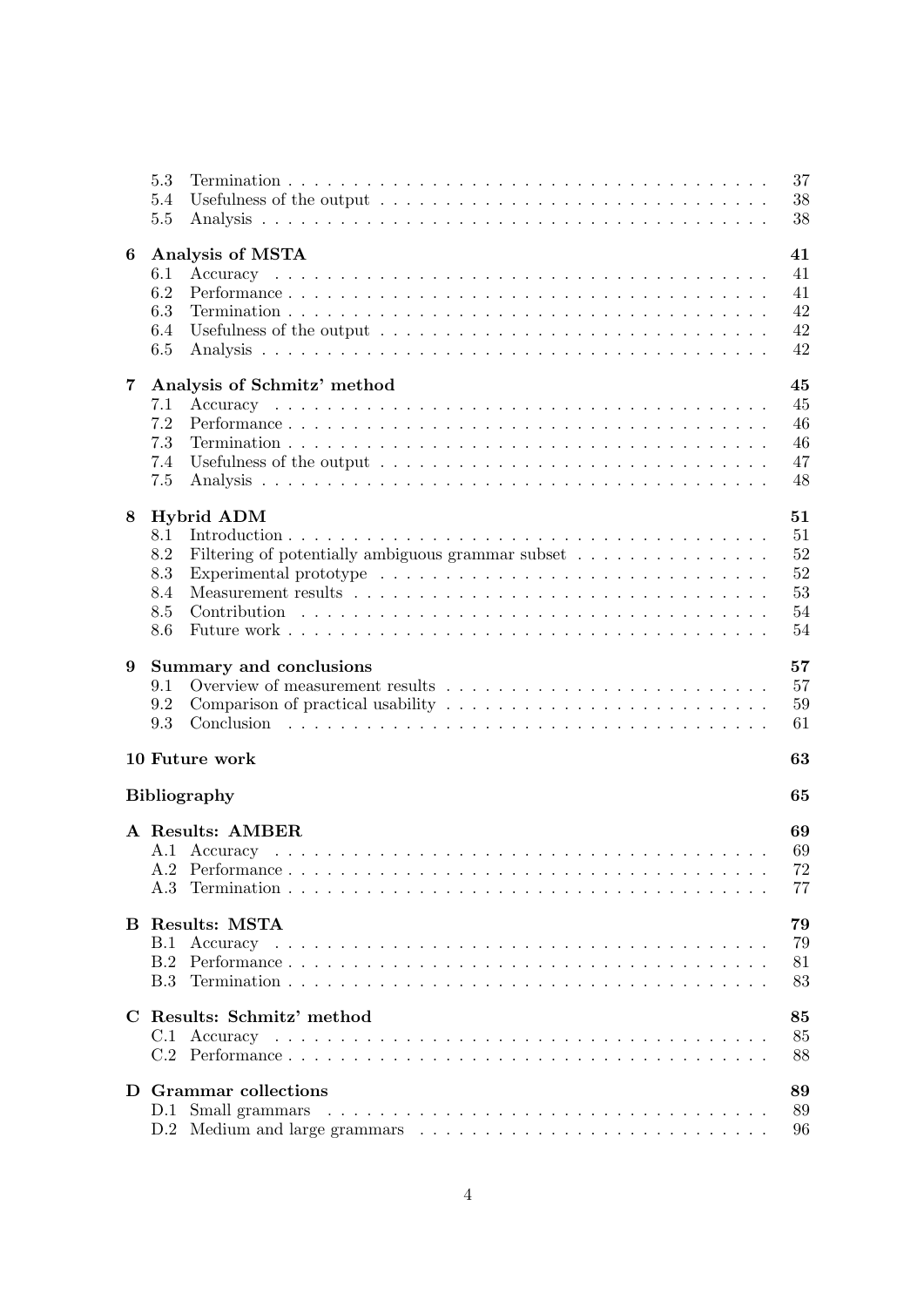- 5.3 Termination . . . . . . . . . . . . . . . . . . . . . . . . . . . . . . . . . . . . 37
- 5.4 Usefulness of the output . . . . . . . . . . . . . . . . . . . . . . . . . . . . 38
- 5.5 Analysis . . . . . . . . . . . . . . . . . . . . . . . . . . . . . . . . . . . . . 38

**6 Analysis of MSTA** **41**
- 6.1 Accuracy . . . . . . . . . . . . . . . . . . . . . . . . . . . . . . . . . . . . . 41
- 6.2 Performance . . . . . . . . . . . . . . . . . . . . . . . . . . . . . . . . . . . 41
- 6.3 Termination . . . . . . . . . . . . . . . . . . . . . . . . . . . . . . . . . . . . 42
- 6.4 Usefulness of the output . . . . . . . . . . . . . . . . . . . . . . . . . . . . 42
- 6.5 Analysis . . . . . . . . . . . . . . . . . . . . . . . . . . . . . . . . . . . . . 42

**7 Analysis of Schmitz' method** **45**
- 7.1 Accuracy . . . . . . . . . . . . . . . . . . . . . . . . . . . . . . . . . . . . . 45
- 7.2 Performance . . . . . . . . . . . . . . . . . . . . . . . . . . . . . . . . . . . 46
- 7.3 Termination . . . . . . . . . . . . . . . . . . . . . . . . . . . . . . . . . . . . 46
- 7.4 Usefulness of the output . . . . . . . . . . . . . . . . . . . . . . . . . . . . 47
- 7.5 Analysis . . . . . . . . . . . . . . . . . . . . . . . . . . . . . . . . . . . . . 48

**8 Hybrid ADM** **51**
- 8.1 Introduction . . . . . . . . . . . . . . . . . . . . . . . . . . . . . . . . . . . 51
- 8.2 Filtering of potentially ambiguous grammar subset . . . . . . . . . . . . . . . 52
- 8.3 Experimental prototype . . . . . . . . . . . . . . . . . . . . . . . . . . . . . 52
- 8.4 Measurement results . . . . . . . . . . . . . . . . . . . . . . . . . . . . . . . 53
- 8.5 Contribution . . . . . . . . . . . . . . . . . . . . . . . . . . . . . . . . . . . 54
- 8.6 Future work . . . . . . . . . . . . . . . . . . . . . . . . . . . . . . . . . . . . 54

**9 Summary and conclusions** **57**
- 9.1 Overview of measurement results . . . . . . . . . . . . . . . . . . . . . . . . 57
- 9.2 Comparison of practical usability . . . . . . . . . . . . . . . . . . . . . . . . 59
- 9.3 Conclusion . . . . . . . . . . . . . . . . . . . . . . . . . . . . . . . . . . . . 61

**10 Future work** **63**

**Bibliography** **65**

**A Results: AMBER** **69**
- A.1 Accuracy . . . . . . . . . . . . . . . . . . . . . . . . . . . . . . . . . . . . . 69
- A.2 Performance . . . . . . . . . . . . . . . . . . . . . . . . . . . . . . . . . . . 72
- A.3 Termination . . . . . . . . . . . . . . . . . . . . . . . . . . . . . . . . . . . . 77

**B Results: MSTA** **79**
- B.1 Accuracy . . . . . . . . . . . . . . . . . . . . . . . . . . . . . . . . . . . . . 79
- B.2 Performance . . . . . . . . . . . . . . . . . . . . . . . . . . . . . . . . . . . 81
- B.3 Termination . . . . . . . . . . . . . . . . . . . . . . . . . . . . . . . . . . . . 83

**C Results: Schmitz' method** **85**
- C.1 Accuracy . . . . . . . . . . . . . . . . . . . . . . . . . . . . . . . . . . . . . 85
- C.2 Performance . . . . . . . . . . . . . . . . . . . . . . . . . . . . . . . . . . . 88

**D Grammar collections** **89**
- D.1 Small grammars . . . . . . . . . . . . . . . . . . . . . . . . . . . . . . . . . 89
- D.2 Medium and large grammars . . . . . . . . . . . . . . . . . . . . . . . . . . 96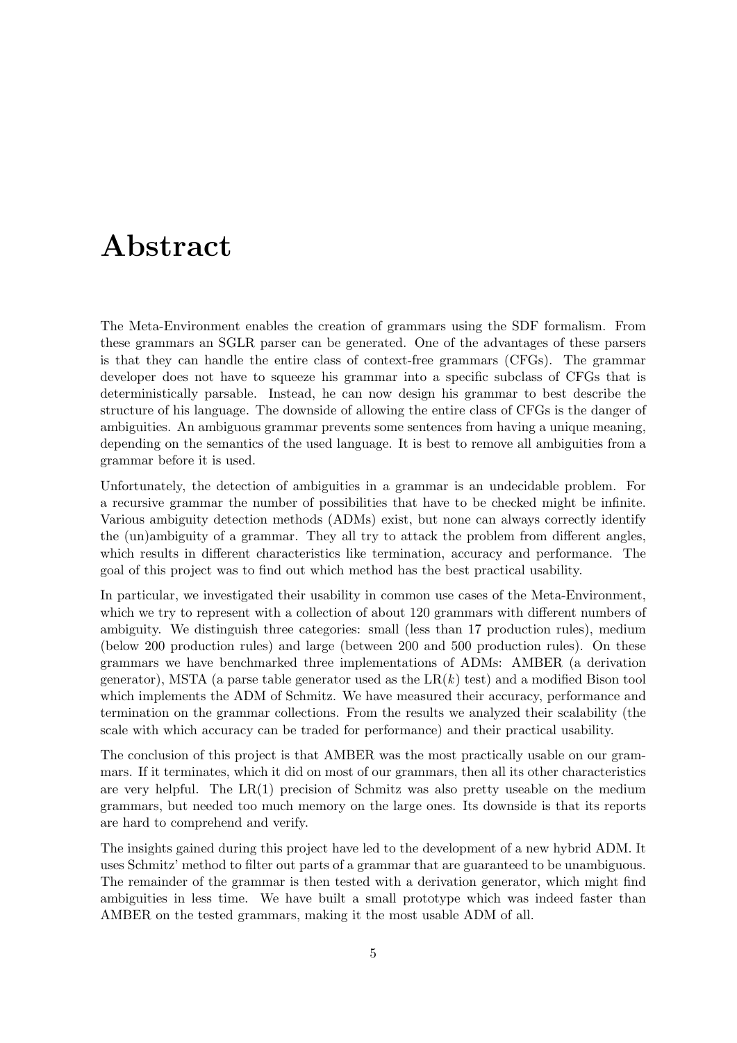# Abstract

The Meta-Environment enables the creation of grammars using the SDF formalism. From these grammars an SGLR parser can be generated. One of the advantages of these parsers is that they can handle the entire class of context-free grammars (CFGs). The grammar developer does not have to squeeze his grammar into a specific subclass of CFGs that is deterministically parsable. Instead, he can now design his grammar to best describe the structure of his language. The downside of allowing the entire class of CFGs is the danger of ambiguities. An ambiguous grammar prevents some sentences from having a unique meaning, depending on the semantics of the used language. It is best to remove all ambiguities from a grammar before it is used.

Unfortunately, the detection of ambiguities in a grammar is an undecidable problem. For a recursive grammar the number of possibilities that have to be checked might be infinite. Various ambiguity detection methods (ADMs) exist, but none can always correctly identify the (un)ambiguity of a grammar. They all try to attack the problem from different angles, which results in different characteristics like termination, accuracy and performance. The goal of this project was to find out which method has the best practical usability.

In particular, we investigated their usability in common use cases of the Meta-Environment, which we try to represent with a collection of about 120 grammars with different numbers of ambiguity. We distinguish three categories: small (less than 17 production rules), medium (below 200 production rules) and large (between 200 and 500 production rules). On these grammars we have benchmarked three implementations of ADMs: AMBER (a derivation generator), MSTA (a parse table generator used as the LR($k$) test) and a modified Bison tool which implements the ADM of Schmitz. We have measured their accuracy, performance and termination on the grammar collections. From the results we analyzed their scalability (the scale with which accuracy can be traded for performance) and their practical usability.

The conclusion of this project is that AMBER was the most practically usable on our grammars. If it terminates, which it did on most of our grammars, then all its other characteristics are very helpful. The LR(1) precision of Schmitz was also pretty useable on the medium grammars, but needed too much memory on the large ones. Its downside is that its reports are hard to comprehend and verify.

The insights gained during this project have led to the development of a new hybrid ADM. It uses Schmitz' method to filter out parts of a grammar that are guaranteed to be unambiguous. The remainder of the grammar is then tested with a derivation generator, which might find ambiguities in less time. We have built a small prototype which was indeed faster than AMBER on the tested grammars, making it the most usable ADM of all.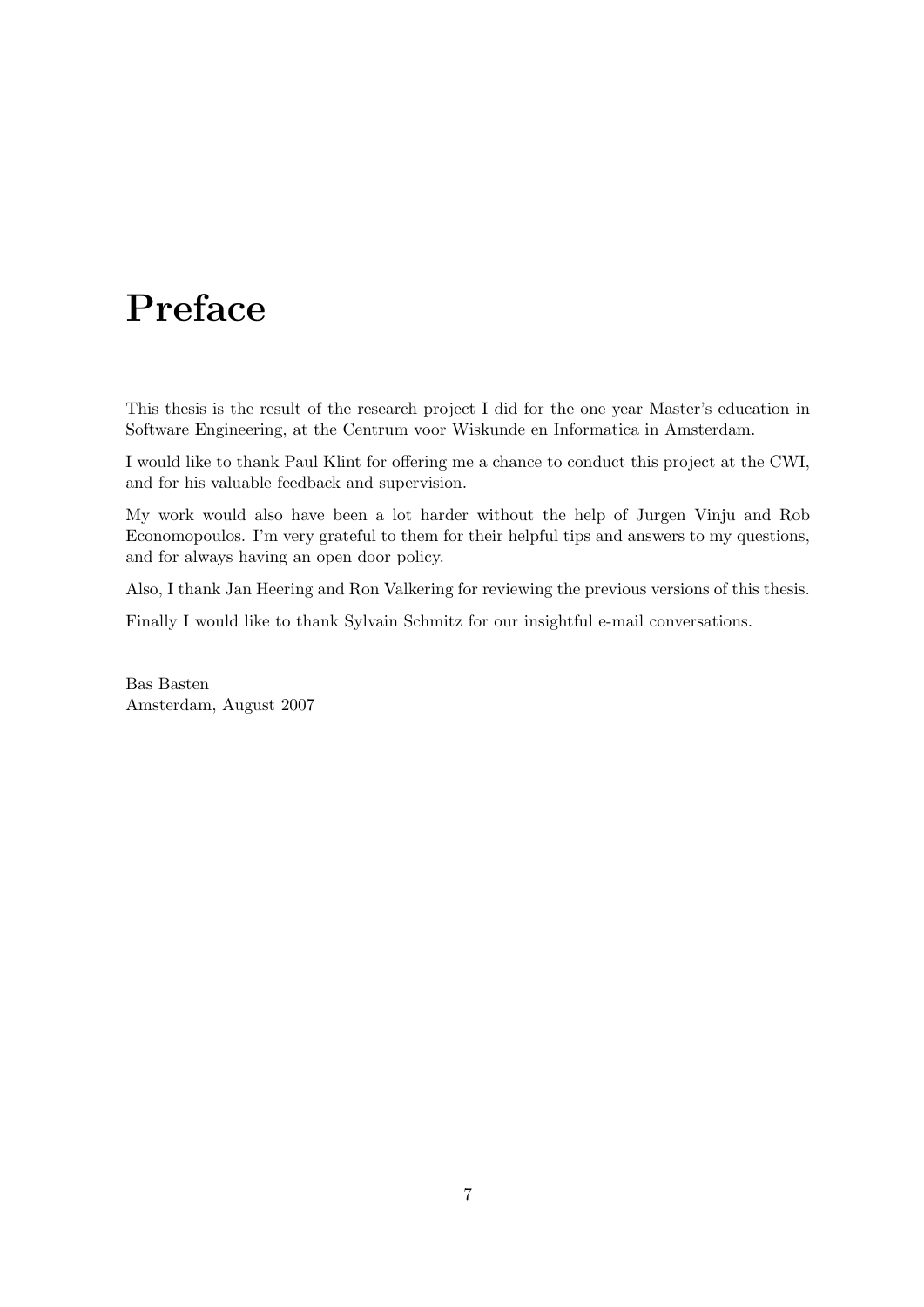# Preface

This thesis is the result of the research project I did for the one year Master's education in Software Engineering, at the Centrum voor Wiskunde en Informatica in Amsterdam.

I would like to thank Paul Klint for offering me a chance to conduct this project at the CWI, and for his valuable feedback and supervision.

My work would also have been a lot harder without the help of Jurgen Vinju and Rob Economopoulos. I'm very grateful to them for their helpful tips and answers to my questions, and for always having an open door policy.

Also, I thank Jan Heering and Ron Valkering for reviewing the previous versions of this thesis.

Finally I would like to thank Sylvain Schmitz for our insightful e-mail conversations.

Bas Basten  
Amsterdam, August 2007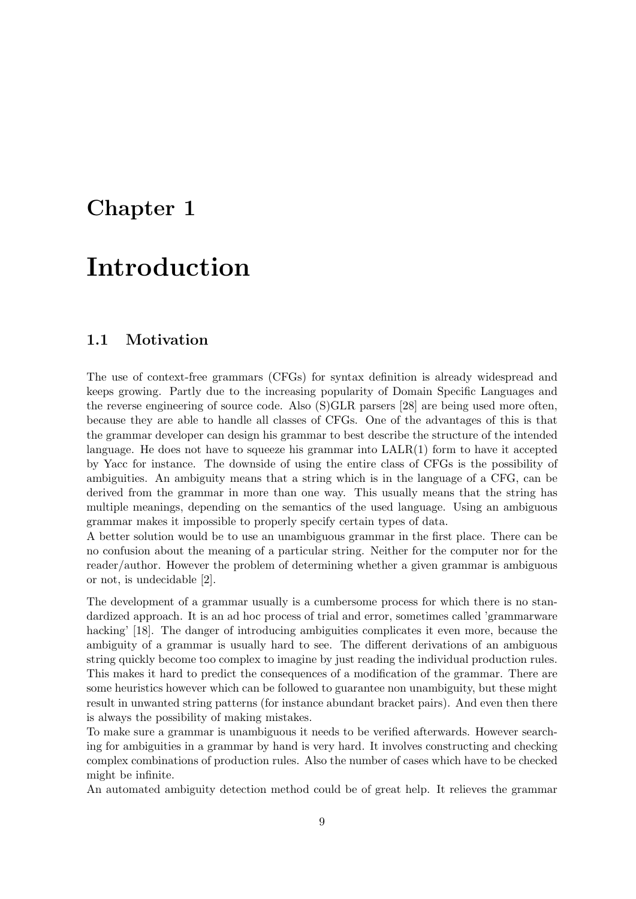# Chapter 1

# Introduction

## 1.1 Motivation

The use of context-free grammars (CFGs) for syntax definition is already widespread and keeps growing. Partly due to the increasing popularity of Domain Specific Languages and the reverse engineering of source code. Also (S)GLR parsers [28] are being used more often, because they are able to handle all classes of CFGs. One of the advantages of this is that the grammar developer can design his grammar to best describe the structure of the intended language. He does not have to squeeze his grammar into LALR(1) form to have it accepted by Yacc for instance. The downside of using the entire class of CFGs is the possibility of ambiguities. An ambiguity means that a string which is in the language of a CFG, can be derived from the grammar in more than one way. This usually means that the string has multiple meanings, depending on the semantics of the used language. Using an ambiguous grammar makes it impossible to properly specify certain types of data.
A better solution would be to use an unambiguous grammar in the first place. There can be no confusion about the meaning of a particular string. Neither for the computer nor for the reader/author. However the problem of determining whether a given grammar is ambiguous or not, is undecidable [2].

The development of a grammar usually is a cumbersome process for which there is no standardized approach. It is an ad hoc process of trial and error, sometimes called 'grammarware hacking' [18]. The danger of introducing ambiguities complicates it even more, because the ambiguity of a grammar is usually hard to see. The different derivations of an ambiguous string quickly become too complex to imagine by just reading the individual production rules. This makes it hard to predict the consequences of a modification of the grammar. There are some heuristics however which can be followed to guarantee non unambiguity, but these might result in unwanted string patterns (for instance abundant bracket pairs). And even then there is always the possibility of making mistakes.
To make sure a grammar is unambiguous it needs to be verified afterwards. However searching for ambiguities in a grammar by hand is very hard. It involves constructing and checking complex combinations of production rules. Also the number of cases which have to be checked might be infinite.
An automated ambiguity detection method could be of great help. It relieves the grammar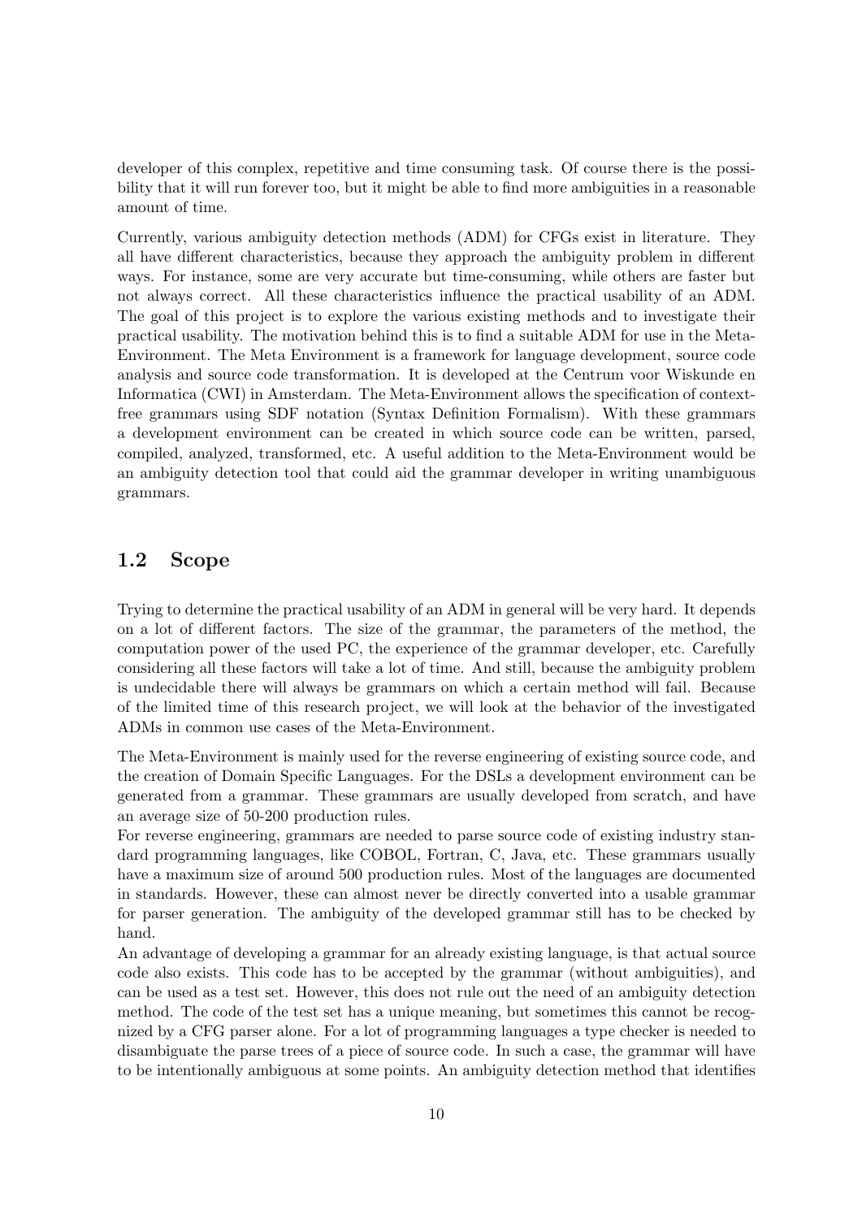developer of this complex, repetitive and time consuming task. Of course there is the possibility that it will run forever too, but it might be able to find more ambiguities in a reasonable amount of time.

Currently, various ambiguity detection methods (ADM) for CFGs exist in literature. They all have different characteristics, because they approach the ambiguity problem in different ways. For instance, some are very accurate but time-consuming, while others are faster but not always correct. All these characteristics influence the practical usability of an ADM. The goal of this project is to explore the various existing methods and to investigate their practical usability. The motivation behind this is to find a suitable ADM for use in the Meta-Environment. The Meta Environment is a framework for language development, source code analysis and source code transformation. It is developed at the Centrum voor Wiskunde en Informatica (CWI) in Amsterdam. The Meta-Environment allows the specification of context-free grammars using SDF notation (Syntax Definition Formalism). With these grammars a development environment can be created in which source code can be written, parsed, compiled, analyzed, transformed, etc. A useful addition to the Meta-Environment would be an ambiguity detection tool that could aid the grammar developer in writing unambiguous grammars.

## 1.2 Scope

Trying to determine the practical usability of an ADM in general will be very hard. It depends on a lot of different factors. The size of the grammar, the parameters of the method, the computation power of the used PC, the experience of the grammar developer, etc. Carefully considering all these factors will take a lot of time. And still, because the ambiguity problem is undecidable there will always be grammars on which a certain method will fail. Because of the limited time of this research project, we will look at the behavior of the investigated ADMs in common use cases of the Meta-Environment.

The Meta-Environment is mainly used for the reverse engineering of existing source code, and the creation of Domain Specific Languages. For the DSLs a development environment can be generated from a grammar. These grammars are usually developed from scratch, and have an average size of 50-200 production rules.

For reverse engineering, grammars are needed to parse source code of existing industry standard programming languages, like COBOL, Fortran, C, Java, etc. These grammars usually have a maximum size of around 500 production rules. Most of the languages are documented in standards. However, these can almost never be directly converted into a usable grammar for parser generation. The ambiguity of the developed grammar still has to be checked by hand.

An advantage of developing a grammar for an already existing language, is that actual source code also exists. This code has to be accepted by the grammar (without ambiguities), and can be used as a test set. However, this does not rule out the need of an ambiguity detection method. The code of the test set has a unique meaning, but sometimes this cannot be recognized by a CFG parser alone. For a lot of programming languages a type checker is needed to disambiguate the parse trees of a piece of source code. In such a case, the grammar will have to be intentionally ambiguous at some points. An ambiguity detection method that identifies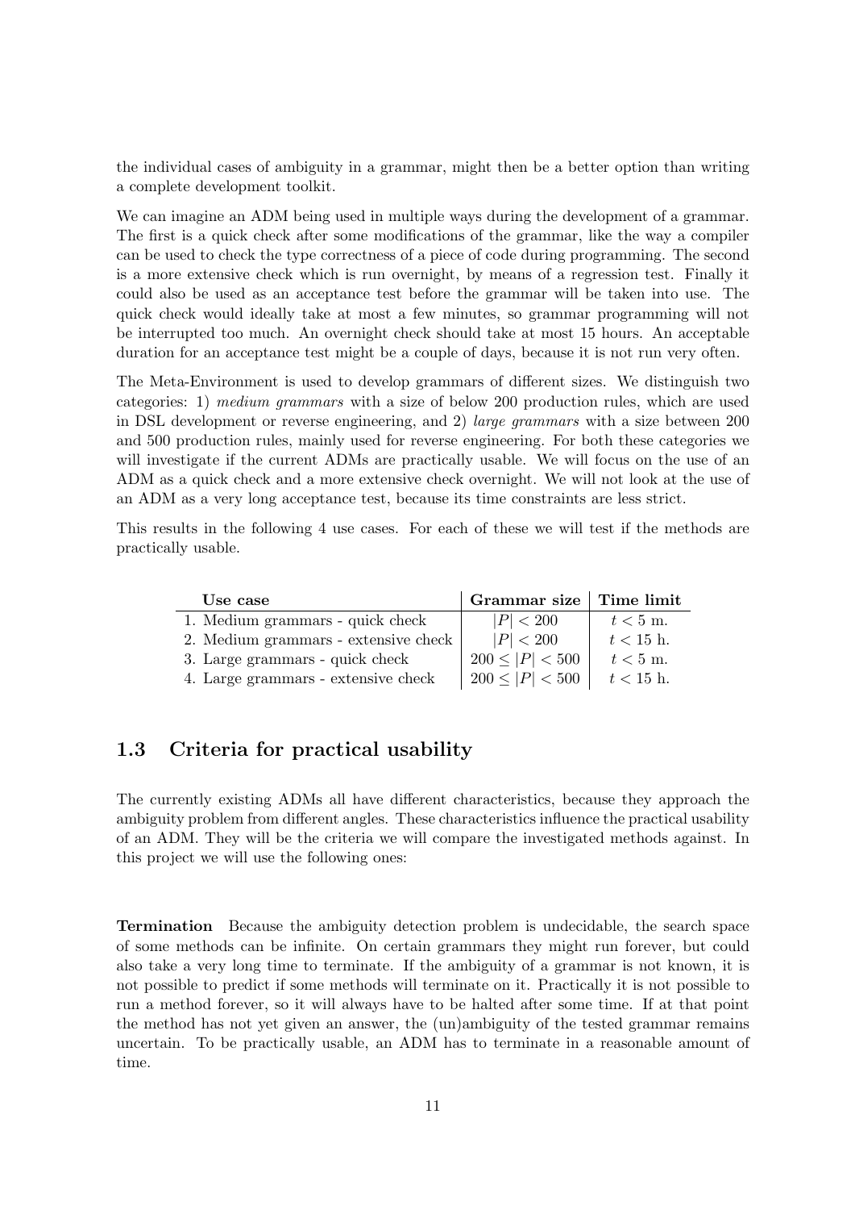the individual cases of ambiguity in a grammar, might then be a better option than writing a complete development toolkit.

We can imagine an ADM being used in multiple ways during the development of a grammar. The first is a quick check after some modifications of the grammar, like the way a compiler can be used to check the type correctness of a piece of code during programming. The second is a more extensive check which is run overnight, by means of a regression test. Finally it could also be used as an acceptance test before the grammar will be taken into use. The quick check would ideally take at most a few minutes, so grammar programming will not be interrupted too much. An overnight check should take at most 15 hours. An acceptable duration for an acceptance test might be a couple of days, because it is not run very often.

The Meta-Environment is used to develop grammars of different sizes. We distinguish two categories: 1) *medium grammars* with a size of below 200 production rules, which are used in DSL development or reverse engineering, and 2) *large grammars* with a size between 200 and 500 production rules, mainly used for reverse engineering. For both these categories we will investigate if the current ADMs are practically usable. We will focus on the use of an ADM as a quick check and a more extensive check overnight. We will not look at the use of an ADM as a very long acceptance test, because its time constraints are less strict.

This results in the following 4 use cases. For each of these we will test if the methods are practically usable.

| Use case | Grammar size | Time limit |
|---|---|---|
| 1. Medium grammars - quick check | $\|P\| < 200$ | $t < 5$ m. |
| 2. Medium grammars - extensive check | $\|P\| < 200$ | $t < 15$ h. |
| 3. Large grammars - quick check | $200 \leq \|P\| < 500$ | $t < 5$ m. |
| 4. Large grammars - extensive check | $200 \leq \|P\| < 500$ | $t < 15$ h. |

## 1.3 Criteria for practical usability

The currently existing ADMs all have different characteristics, because they approach the ambiguity problem from different angles. These characteristics influence the practical usability of an ADM. They will be the criteria we will compare the investigated methods against. In this project we will use the following ones:

**Termination** Because the ambiguity detection problem is undecidable, the search space of some methods can be infinite. On certain grammars they might run forever, but could also take a very long time to terminate. If the ambiguity of a grammar is not known, it is not possible to predict if some methods will terminate on it. Practically it is not possible to run a method forever, so it will always have to be halted after some time. If at that point the method has not yet given an answer, the (un)ambiguity of the tested grammar remains uncertain. To be practically usable, an ADM has to terminate in a reasonable amount of time.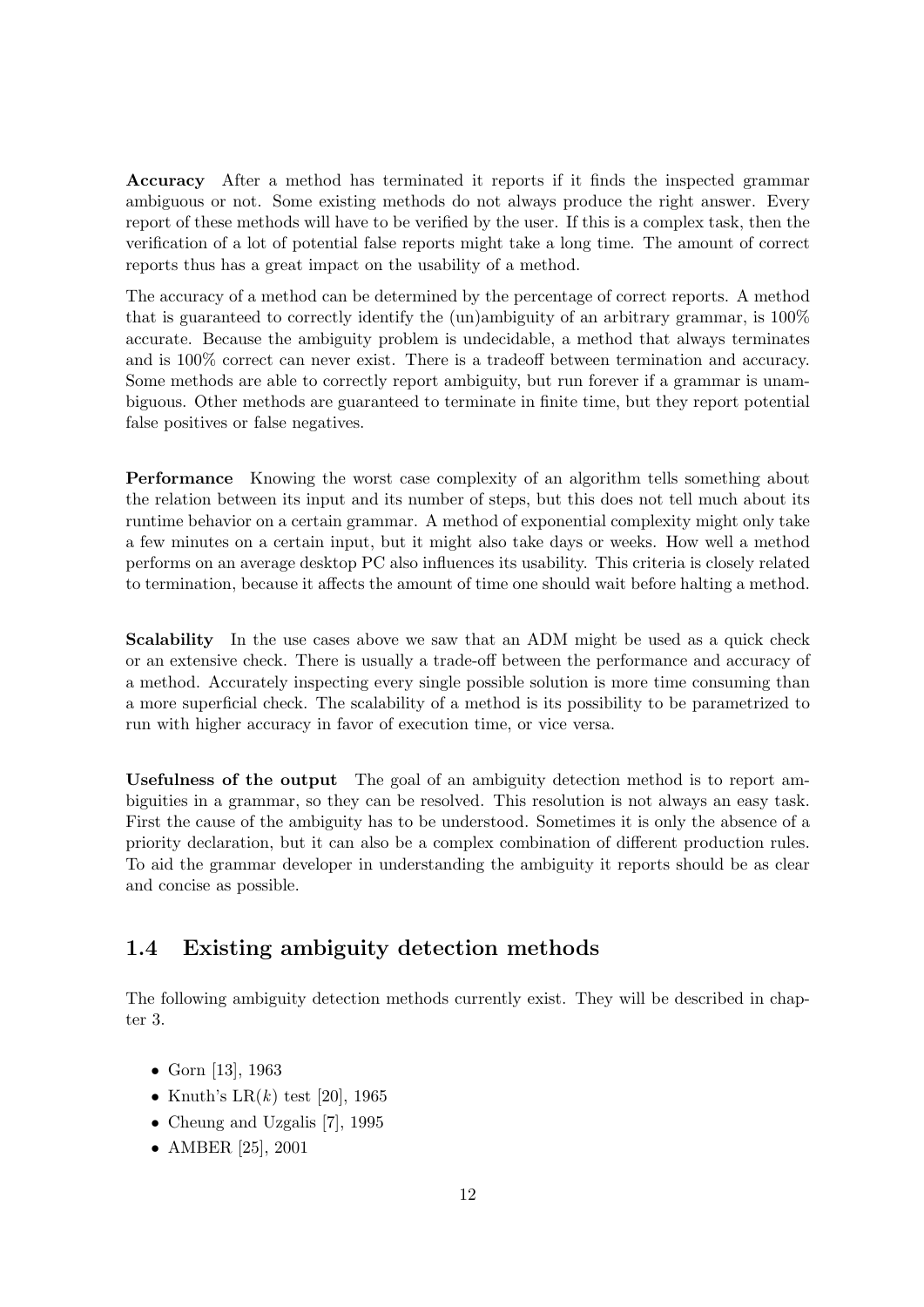**Accuracy** After a method has terminated it reports if it finds the inspected grammar ambiguous or not. Some existing methods do not always produce the right answer. Every report of these methods will have to be verified by the user. If this is a complex task, then the verification of a lot of potential false reports might take a long time. The amount of correct reports thus has a great impact on the usability of a method.

The accuracy of a method can be determined by the percentage of correct reports. A method that is guaranteed to correctly identify the (un)ambiguity of an arbitrary grammar, is 100% accurate. Because the ambiguity problem is undecidable, a method that always terminates and is 100% correct can never exist. There is a tradeoff between termination and accuracy. Some methods are able to correctly report ambiguity, but run forever if a grammar is unambiguous. Other methods are guaranteed to terminate in finite time, but they report potential false positives or false negatives.

**Performance** Knowing the worst case complexity of an algorithm tells something about the relation between its input and its number of steps, but this does not tell much about its runtime behavior on a certain grammar. A method of exponential complexity might only take a few minutes on a certain input, but it might also take days or weeks. How well a method performs on an average desktop PC also influences its usability. This criteria is closely related to termination, because it affects the amount of time one should wait before halting a method.

**Scalability** In the use cases above we saw that an ADM might be used as a quick check or an extensive check. There is usually a trade-off between the performance and accuracy of a method. Accurately inspecting every single possible solution is more time consuming than a more superficial check. The scalability of a method is its possibility to be parametrized to run with higher accuracy in favor of execution time, or vice versa.

**Usefulness of the output** The goal of an ambiguity detection method is to report ambiguities in a grammar, so they can be resolved. This resolution is not always an easy task. First the cause of the ambiguity has to be understood. Sometimes it is only the absence of a priority declaration, but it can also be a complex combination of different production rules. To aid the grammar developer in understanding the ambiguity it reports should be as clear and concise as possible.

## 1.4 Existing ambiguity detection methods

The following ambiguity detection methods currently exist. They will be described in chapter 3.

- Gorn [13], 1963
- Knuth's LR($k$) test [20], 1965
- Cheung and Uzgalis [7], 1995
- AMBER [25], 2001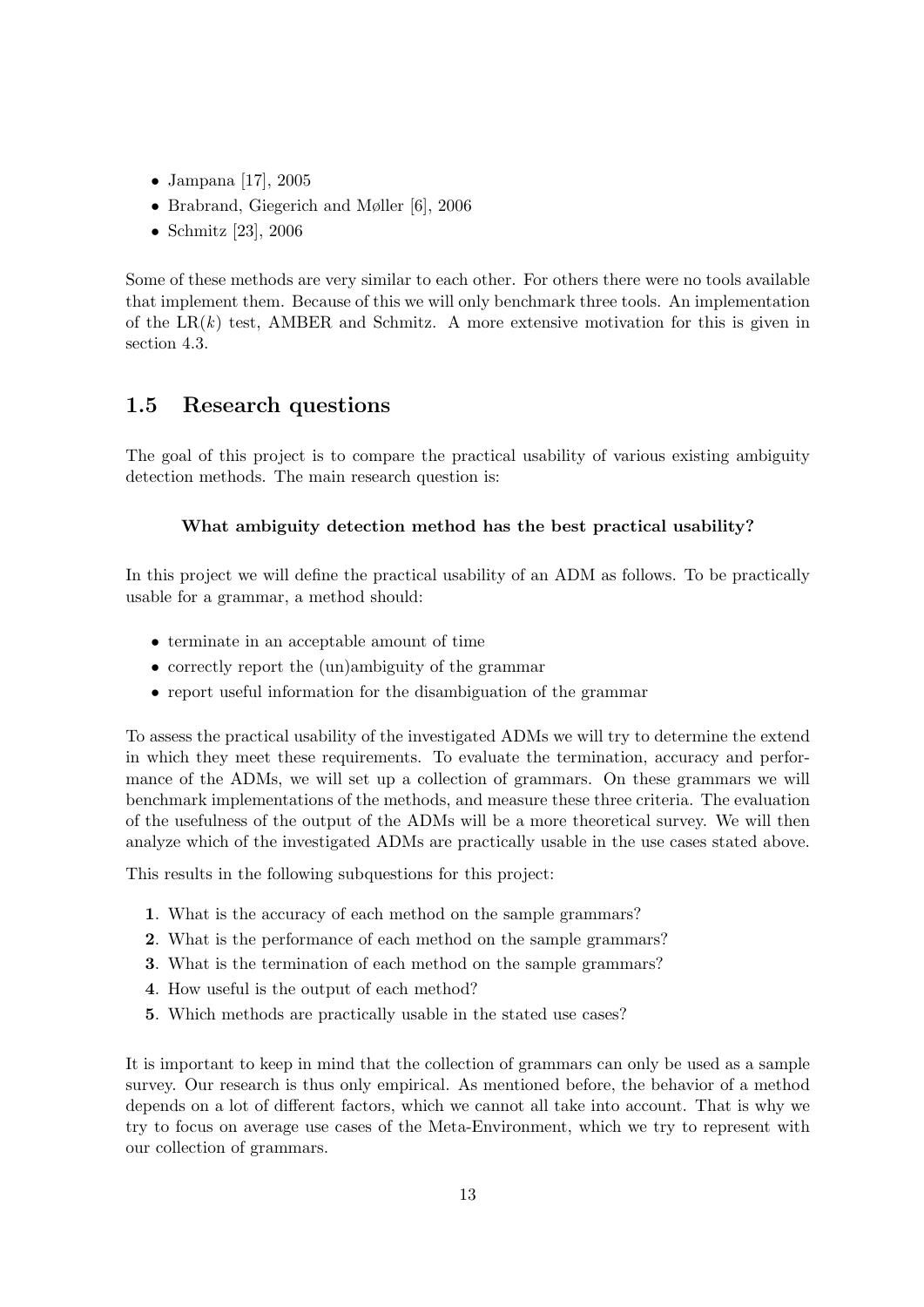- Jampana [17], 2005
- Brabrand, Giegerich and Møller [6], 2006
- Schmitz [23], 2006

Some of these methods are very similar to each other. For others there were no tools available that implement them. Because of this we will only benchmark three tools. An implementation of the LR($k$) test, AMBER and Schmitz. A more extensive motivation for this is given in section 4.3.

## 1.5 Research questions

The goal of this project is to compare the practical usability of various existing ambiguity detection methods. The main research question is:

**What ambiguity detection method has the best practical usability?**

In this project we will define the practical usability of an ADM as follows. To be practically usable for a grammar, a method should:

- terminate in an acceptable amount of time
- correctly report the (un)ambiguity of the grammar
- report useful information for the disambiguation of the grammar

To assess the practical usability of the investigated ADMs we will try to determine the extend in which they meet these requirements. To evaluate the termination, accuracy and performance of the ADMs, we will set up a collection of grammars. On these grammars we will benchmark implementations of the methods, and measure these three criteria. The evaluation of the usefulness of the output of the ADMs will be a more theoretical survey. We will then analyze which of the investigated ADMs are practically usable in the use cases stated above.

This results in the following subquestions for this project:

**1**. What is the accuracy of each method on the sample grammars?
**2**. What is the performance of each method on the sample grammars?
**3**. What is the termination of each method on the sample grammars?
**4**. How useful is the output of each method?
**5**. Which methods are practically usable in the stated use cases?

It is important to keep in mind that the collection of grammars can only be used as a sample survey. Our research is thus only empirical. As mentioned before, the behavior of a method depends on a lot of different factors, which we cannot all take into account. That is why we try to focus on average use cases of the Meta-Environment, which we try to represent with our collection of grammars.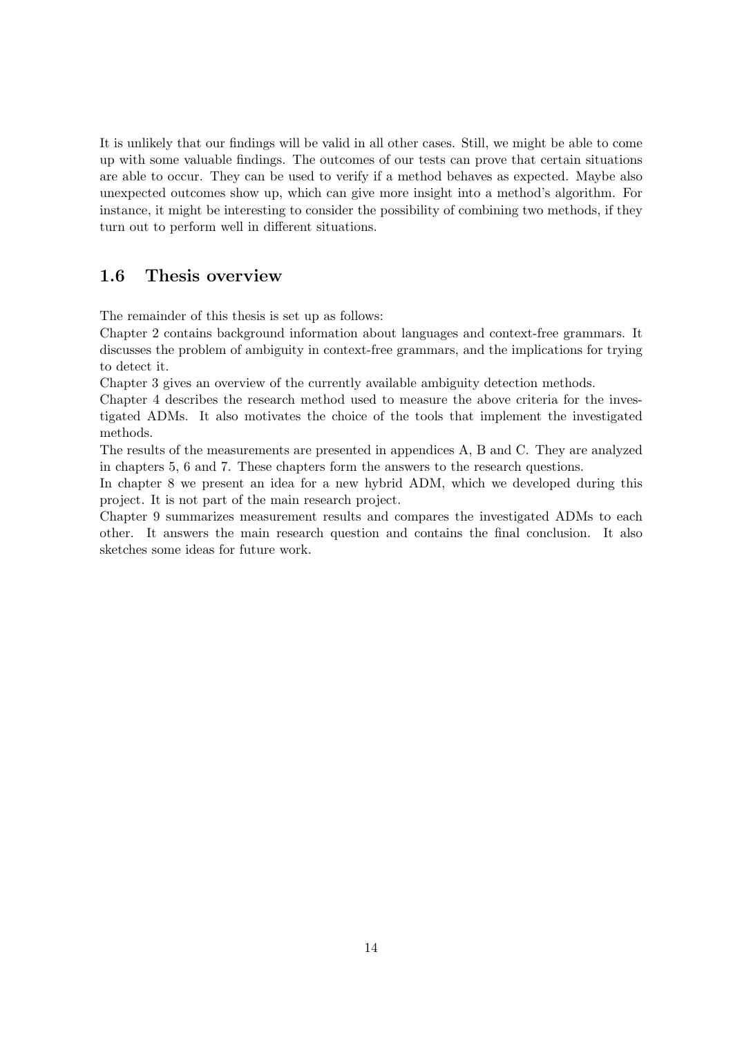It is unlikely that our findings will be valid in all other cases. Still, we might be able to come up with some valuable findings. The outcomes of our tests can prove that certain situations are able to occur. They can be used to verify if a method behaves as expected. Maybe also unexpected outcomes show up, which can give more insight into a method's algorithm. For instance, it might be interesting to consider the possibility of combining two methods, if they turn out to perform well in different situations.

## 1.6 Thesis overview

The remainder of this thesis is set up as follows:

Chapter 2 contains background information about languages and context-free grammars. It discusses the problem of ambiguity in context-free grammars, and the implications for trying to detect it.

Chapter 3 gives an overview of the currently available ambiguity detection methods.

Chapter 4 describes the research method used to measure the above criteria for the investigated ADMs. It also motivates the choice of the tools that implement the investigated methods.

The results of the measurements are presented in appendices A, B and C. They are analyzed in chapters 5, 6 and 7. These chapters form the answers to the research questions.

In chapter 8 we present an idea for a new hybrid ADM, which we developed during this project. It is not part of the main research project.

Chapter 9 summarizes measurement results and compares the investigated ADMs to each other. It answers the main research question and contains the final conclusion. It also sketches some ideas for future work.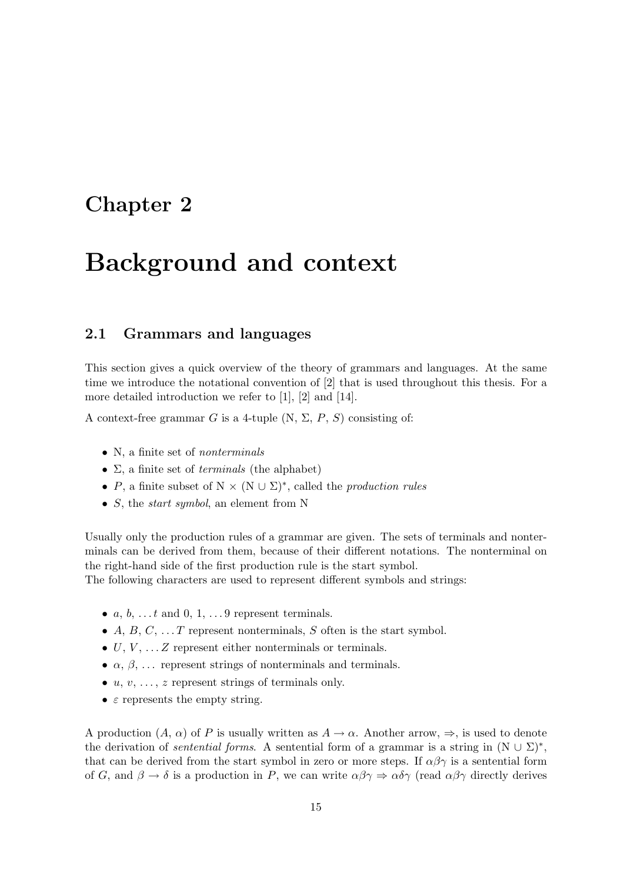# Chapter 2

# Background and context

## 2.1 Grammars and languages

This section gives a quick overview of the theory of grammars and languages. At the same time we introduce the notational convention of [2] that is used throughout this thesis. For a more detailed introduction we refer to [1], [2] and [14].

A context-free grammar $G$ is a 4-tuple (N, $\Sigma$, $P$, $S$) consisting of:

- N, a finite set of *nonterminals*
- $\Sigma$, a finite set of *terminals* (the alphabet)
- $P$, a finite subset of $\mathrm{N} \times (\mathrm{N} \cup \Sigma)^*$, called the *production rules*
- $S$, the *start symbol*, an element from N

Usually only the production rules of a grammar are given. The sets of terminals and nonterminals can be derived from them, because of their different notations. The nonterminal on the right-hand side of the first production rule is the start symbol.
The following characters are used to represent different symbols and strings:

- $a$, $b$, $\ldots t$ and 0, 1, $\ldots$ 9 represent terminals.
- $A$, $B$, $C$, $\ldots T$ represent nonterminals, $S$ often is the start symbol.
- $U$, $V$, $\ldots Z$ represent either nonterminals or terminals.
- $\alpha$, $\beta$, $\ldots$ represent strings of nonterminals and terminals.
- $u$, $v$, $\ldots$, $z$ represent strings of terminals only.
- $\varepsilon$ represents the empty string.

A production ($A$, $\alpha$) of $P$ is usually written as $A \to \alpha$. Another arrow, $\Rightarrow$, is used to denote the derivation of *sentential forms*. A sentential form of a grammar is a string in $(\mathrm{N} \cup \Sigma)^*$, that can be derived from the start symbol in zero or more steps. If $\alpha\beta\gamma$ is a sentential form of $G$, and $\beta \to \delta$ is a production in $P$, we can write $\alpha\beta\gamma \Rightarrow \alpha\delta\gamma$ (read $\alpha\beta\gamma$ directly derives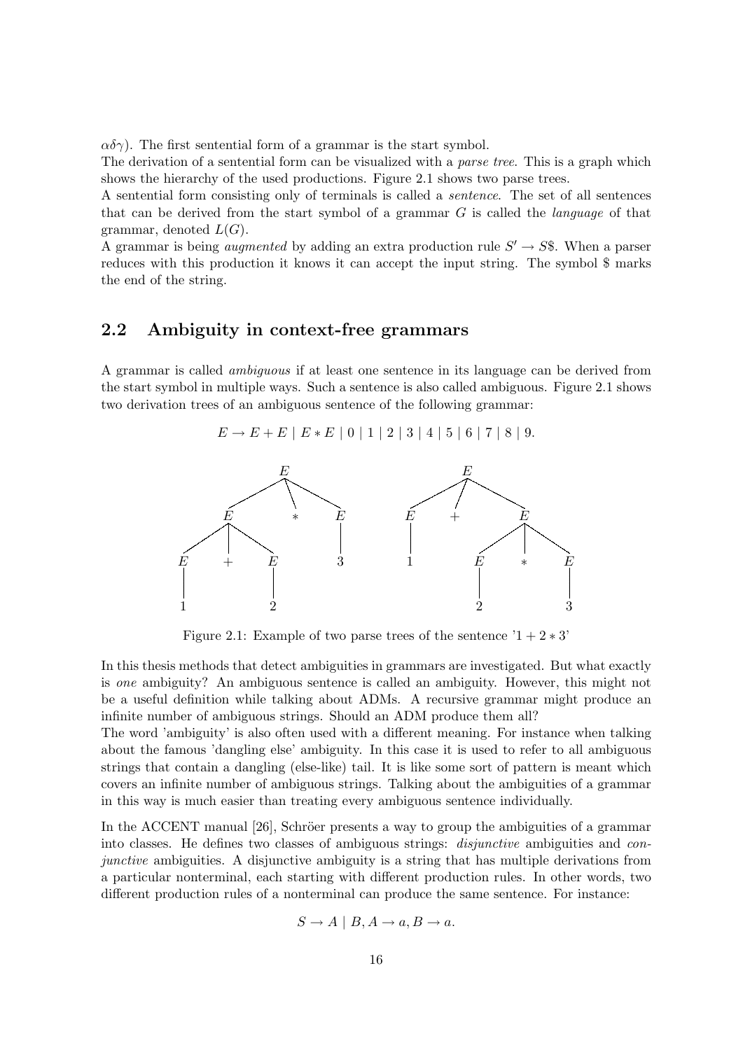$\alpha\delta\gamma$). The first sentential form of a grammar is the start symbol.

The derivation of a sentential form can be visualized with a *parse tree*. This is a graph which shows the hierarchy of the used productions. Figure 2.1 shows two parse trees.

A sentential form consisting only of terminals is called a *sentence*. The set of all sentences that can be derived from the start symbol of a grammar $G$ is called the *language* of that grammar, denoted $L(G)$.

A grammar is being *augmented* by adding an extra production rule $S' \rightarrow S\$$. When a parser reduces with this production it knows it can accept the input string. The symbol $ marks the end of the string.

## 2.2 Ambiguity in context-free grammars

A grammar is called *ambiguous* if at least one sentence in its language can be derived from the start symbol in multiple ways. Such a sentence is also called ambiguous. Figure 2.1 shows two derivation trees of an ambiguous sentence of the following grammar:

$$E \rightarrow E + E \mid E * E \mid 0 \mid 1 \mid 2 \mid 3 \mid 4 \mid 5 \mid 6 \mid 7 \mid 8 \mid 9.$$

Figure 2.1: Example of two parse trees of the sentence '$1 + 2 * 3$'

In this thesis methods that detect ambiguities in grammars are investigated. But what exactly is *one* ambiguity? An ambiguous sentence is called an ambiguity. However, this might not be a useful definition while talking about ADMs. A recursive grammar might produce an infinite number of ambiguous strings. Should an ADM produce them all?

The word 'ambiguity' is also often used with a different meaning. For instance when talking about the famous 'dangling else' ambiguity. In this case it is used to refer to all ambiguous strings that contain a dangling (else-like) tail. It is like some sort of pattern is meant which covers an infinite number of ambiguous strings. Talking about the ambiguities of a grammar in this way is much easier than treating every ambiguous sentence individually.

In the ACCENT manual [26], Schröer presents a way to group the ambiguities of a grammar into classes. He defines two classes of ambiguous strings: *disjunctive* ambiguities and *conjunctive* ambiguities. A disjunctive ambiguity is a string that has multiple derivations from a particular nonterminal, each starting with different production rules. In other words, two different production rules of a nonterminal can produce the same sentence. For instance:

$$S \rightarrow A \mid B, A \rightarrow a, B \rightarrow a.$$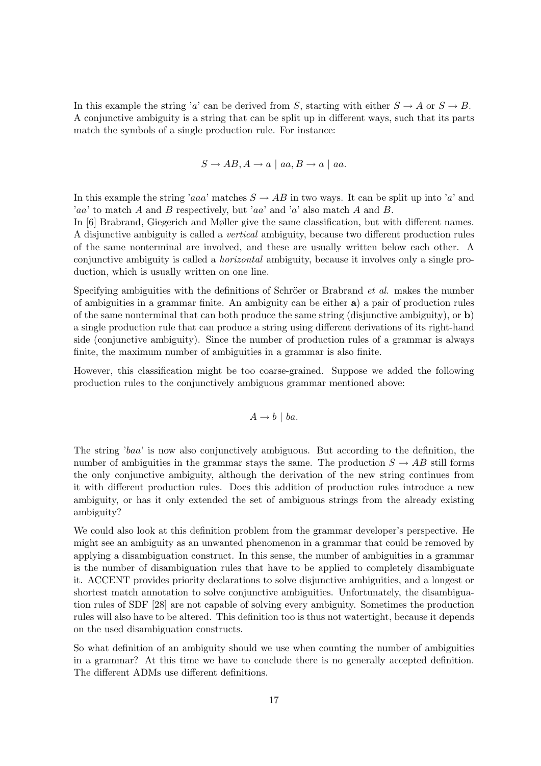In this example the string '$a$' can be derived from $S$, starting with either $S \rightarrow A$ or $S \rightarrow B$. A conjunctive ambiguity is a string that can be split up in different ways, such that its parts match the symbols of a single production rule. For instance:

$$S \rightarrow AB, A \rightarrow a \mid aa, B \rightarrow a \mid aa.$$

In this example the string '$aaa$' matches $S \rightarrow AB$ in two ways. It can be split up into '$a$' and '$aa$' to match $A$ and $B$ respectively, but '$aa$' and '$a$' also match $A$ and $B$.
In [6] Brabrand, Giegerich and Møller give the same classification, but with different names. A disjunctive ambiguity is called a *vertical* ambiguity, because two different production rules of the same nonterminal are involved, and these are usually written below each other. A conjunctive ambiguity is called a *horizontal* ambiguity, because it involves only a single production, which is usually written on one line.

Specifying ambiguities with the definitions of Schröer or Brabrand *et al.* makes the number of ambiguities in a grammar finite. An ambiguity can be either **a**) a pair of production rules of the same nonterminal that can both produce the same string (disjunctive ambiguity), or **b**) a single production rule that can produce a string using different derivations of its right-hand side (conjunctive ambiguity). Since the number of production rules of a grammar is always finite, the maximum number of ambiguities in a grammar is also finite.

However, this classification might be too coarse-grained. Suppose we added the following production rules to the conjunctively ambiguous grammar mentioned above:

$$A \rightarrow b \mid ba.$$

The string '$baa$' is now also conjunctively ambiguous. But according to the definition, the number of ambiguities in the grammar stays the same. The production $S \rightarrow AB$ still forms the only conjunctive ambiguity, although the derivation of the new string continues from it with different production rules. Does this addition of production rules introduce a new ambiguity, or has it only extended the set of ambiguous strings from the already existing ambiguity?

We could also look at this definition problem from the grammar developer's perspective. He might see an ambiguity as an unwanted phenomenon in a grammar that could be removed by applying a disambiguation construct. In this sense, the number of ambiguities in a grammar is the number of disambiguation rules that have to be applied to completely disambiguate it. ACCENT provides priority declarations to solve disjunctive ambiguities, and a longest or shortest match annotation to solve conjunctive ambiguities. Unfortunately, the disambiguation rules of SDF [28] are not capable of solving every ambiguity. Sometimes the production rules will also have to be altered. This definition too is thus not watertight, because it depends on the used disambiguation constructs.

So what definition of an ambiguity should we use when counting the number of ambiguities in a grammar? At this time we have to conclude there is no generally accepted definition. The different ADMs use different definitions.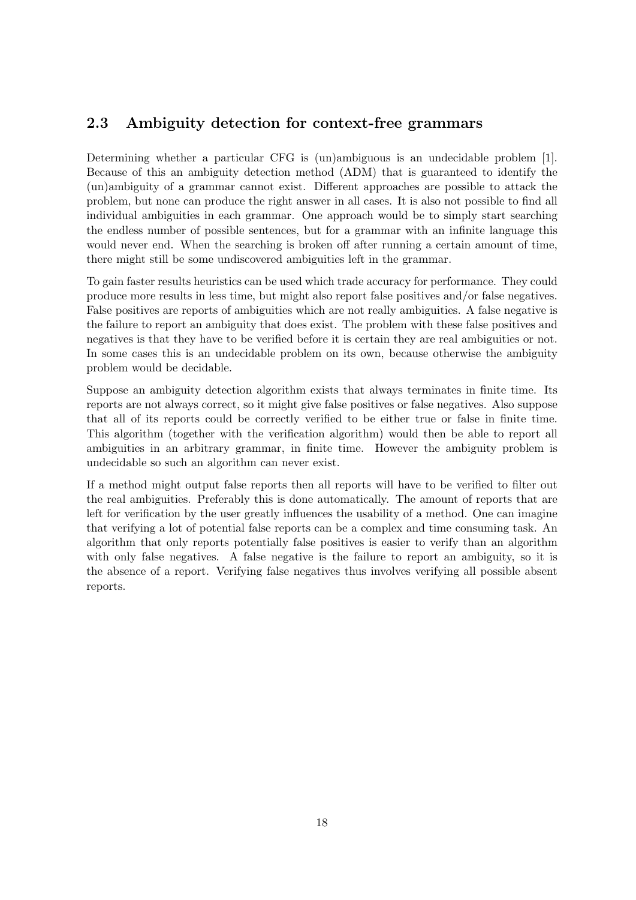## 2.3 Ambiguity detection for context-free grammars

Determining whether a particular CFG is (un)ambiguous is an undecidable problem [1]. Because of this an ambiguity detection method (ADM) that is guaranteed to identify the (un)ambiguity of a grammar cannot exist. Different approaches are possible to attack the problem, but none can produce the right answer in all cases. It is also not possible to find all individual ambiguities in each grammar. One approach would be to simply start searching the endless number of possible sentences, but for a grammar with an infinite language this would never end. When the searching is broken off after running a certain amount of time, there might still be some undiscovered ambiguities left in the grammar.

To gain faster results heuristics can be used which trade accuracy for performance. They could produce more results in less time, but might also report false positives and/or false negatives. False positives are reports of ambiguities which are not really ambiguities. A false negative is the failure to report an ambiguity that does exist. The problem with these false positives and negatives is that they have to be verified before it is certain they are real ambiguities or not. In some cases this is an undecidable problem on its own, because otherwise the ambiguity problem would be decidable.

Suppose an ambiguity detection algorithm exists that always terminates in finite time. Its reports are not always correct, so it might give false positives or false negatives. Also suppose that all of its reports could be correctly verified to be either true or false in finite time. This algorithm (together with the verification algorithm) would then be able to report all ambiguities in an arbitrary grammar, in finite time. However the ambiguity problem is undecidable so such an algorithm can never exist.

If a method might output false reports then all reports will have to be verified to filter out the real ambiguities. Preferably this is done automatically. The amount of reports that are left for verification by the user greatly influences the usability of a method. One can imagine that verifying a lot of potential false reports can be a complex and time consuming task. An algorithm that only reports potentially false positives is easier to verify than an algorithm with only false negatives. A false negative is the failure to report an ambiguity, so it is the absence of a report. Verifying false negatives thus involves verifying all possible absent reports.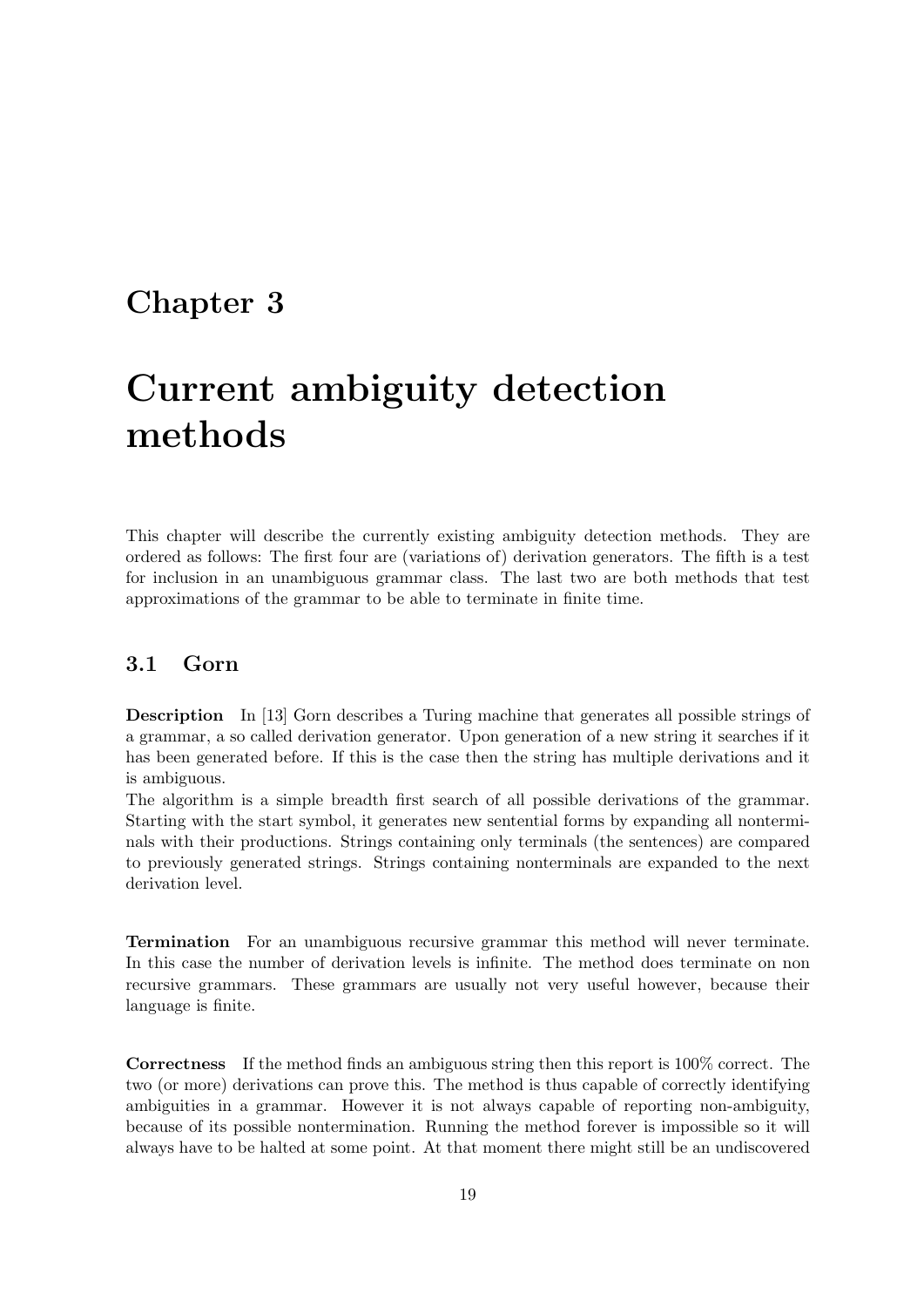# Chapter 3

# Current ambiguity detection methods

This chapter will describe the currently existing ambiguity detection methods. They are ordered as follows: The first four are (variations of) derivation generators. The fifth is a test for inclusion in an unambiguous grammar class. The last two are both methods that test approximations of the grammar to be able to terminate in finite time.

## 3.1 Gorn

**Description** In [13] Gorn describes a Turing machine that generates all possible strings of a grammar, a so called derivation generator. Upon generation of a new string it searches if it has been generated before. If this is the case then the string has multiple derivations and it is ambiguous.
The algorithm is a simple breadth first search of all possible derivations of the grammar. Starting with the start symbol, it generates new sentential forms by expanding all nonterminals with their productions. Strings containing only terminals (the sentences) are compared to previously generated strings. Strings containing nonterminals are expanded to the next derivation level.

**Termination** For an unambiguous recursive grammar this method will never terminate. In this case the number of derivation levels is infinite. The method does terminate on non recursive grammars. These grammars are usually not very useful however, because their language is finite.

**Correctness** If the method finds an ambiguous string then this report is 100% correct. The two (or more) derivations can prove this. The method is thus capable of correctly identifying ambiguities in a grammar. However it is not always capable of reporting non-ambiguity, because of its possible nontermination. Running the method forever is impossible so it will always have to be halted at some point. At that moment there might still be an undiscovered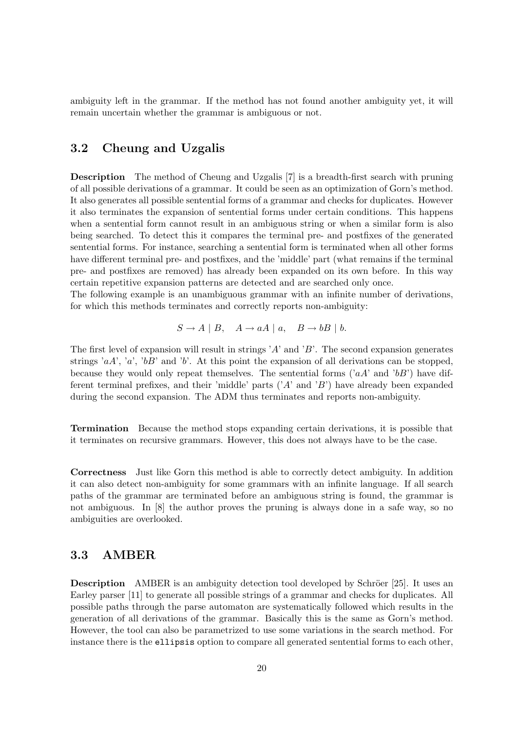ambiguity left in the grammar. If the method has not found another ambiguity yet, it will remain uncertain whether the grammar is ambiguous or not.

## 3.2 Cheung and Uzgalis

**Description** The method of Cheung and Uzgalis [7] is a breadth-first search with pruning of all possible derivations of a grammar. It could be seen as an optimization of Gorn's method. It also generates all possible sentential forms of a grammar and checks for duplicates. However it also terminates the expansion of sentential forms under certain conditions. This happens when a sentential form cannot result in an ambiguous string or when a similar form is also being searched. To detect this it compares the terminal pre- and postfixes of the generated sentential forms. For instance, searching a sentential form is terminated when all other forms have different terminal pre- and postfixes, and the 'middle' part (what remains if the terminal pre- and postfixes are removed) has already been expanded on its own before. In this way certain repetitive expansion patterns are detected and are searched only once.
The following example is an unambiguous grammar with an infinite number of derivations, for which this methods terminates and correctly reports non-ambiguity:

$$S \rightarrow A \mid B, \quad A \rightarrow aA \mid a, \quad B \rightarrow bB \mid b.$$

The first level of expansion will result in strings '$A$' and '$B$'. The second expansion generates strings '$aA$', '$a$', '$bB$' and '$b$'. At this point the expansion of all derivations can be stopped, because they would only repeat themselves. The sentential forms ('$aA$' and '$bB$') have different terminal prefixes, and their 'middle' parts ('$A$' and '$B$') have already been expanded during the second expansion. The ADM thus terminates and reports non-ambiguity.

**Termination** Because the method stops expanding certain derivations, it is possible that it terminates on recursive grammars. However, this does not always have to be the case.

**Correctness** Just like Gorn this method is able to correctly detect ambiguity. In addition it can also detect non-ambiguity for some grammars with an infinite language. If all search paths of the grammar are terminated before an ambiguous string is found, the grammar is not ambiguous. In [8] the author proves the pruning is always done in a safe way, so no ambiguities are overlooked.

## 3.3 AMBER

**Description** AMBER is an ambiguity detection tool developed by Schröer [25]. It uses an Earley parser [11] to generate all possible strings of a grammar and checks for duplicates. All possible paths through the parse automaton are systematically followed which results in the generation of all derivations of the grammar. Basically this is the same as Gorn's method. However, the tool can also be parametrized to use some variations in the search method. For instance there is the `ellipsis` option to compare all generated sentential forms to each other,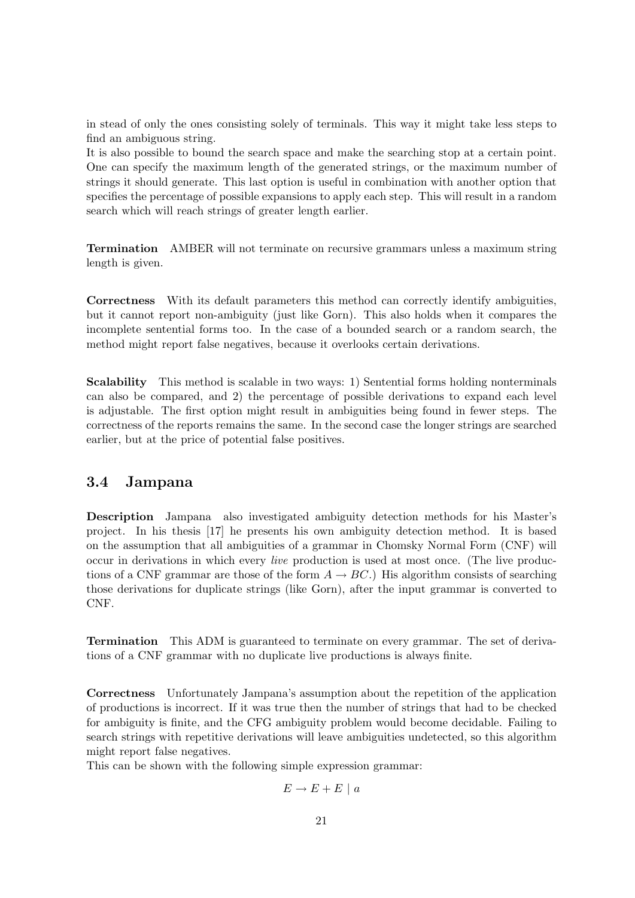in stead of only the ones consisting solely of terminals. This way it might take less steps to find an ambiguous string.
It is also possible to bound the search space and make the searching stop at a certain point. One can specify the maximum length of the generated strings, or the maximum number of strings it should generate. This last option is useful in combination with another option that specifies the percentage of possible expansions to apply each step. This will result in a random search which will reach strings of greater length earlier.

**Termination** AMBER will not terminate on recursive grammars unless a maximum string length is given.

**Correctness** With its default parameters this method can correctly identify ambiguities, but it cannot report non-ambiguity (just like Gorn). This also holds when it compares the incomplete sentential forms too. In the case of a bounded search or a random search, the method might report false negatives, because it overlooks certain derivations.

**Scalability** This method is scalable in two ways: 1) Sentential forms holding nonterminals can also be compared, and 2) the percentage of possible derivations to expand each level is adjustable. The first option might result in ambiguities being found in fewer steps. The correctness of the reports remains the same. In the second case the longer strings are searched earlier, but at the price of potential false positives.

## 3.4 Jampana

**Description** Jampana also investigated ambiguity detection methods for his Master's project. In his thesis [17] he presents his own ambiguity detection method. It is based on the assumption that all ambiguities of a grammar in Chomsky Normal Form (CNF) will occur in derivations in which every *live* production is used at most once. (The live productions of a CNF grammar are those of the form $A \to BC$.) His algorithm consists of searching those derivations for duplicate strings (like Gorn), after the input grammar is converted to CNF.

**Termination** This ADM is guaranteed to terminate on every grammar. The set of derivations of a CNF grammar with no duplicate live productions is always finite.

**Correctness** Unfortunately Jampana's assumption about the repetition of the application of productions is incorrect. If it was true then the number of strings that had to be checked for ambiguity is finite, and the CFG ambiguity problem would become decidable. Failing to search strings with repetitive derivations will leave ambiguities undetected, so this algorithm might report false negatives.
This can be shown with the following simple expression grammar:

$$E \to E + E \mid a$$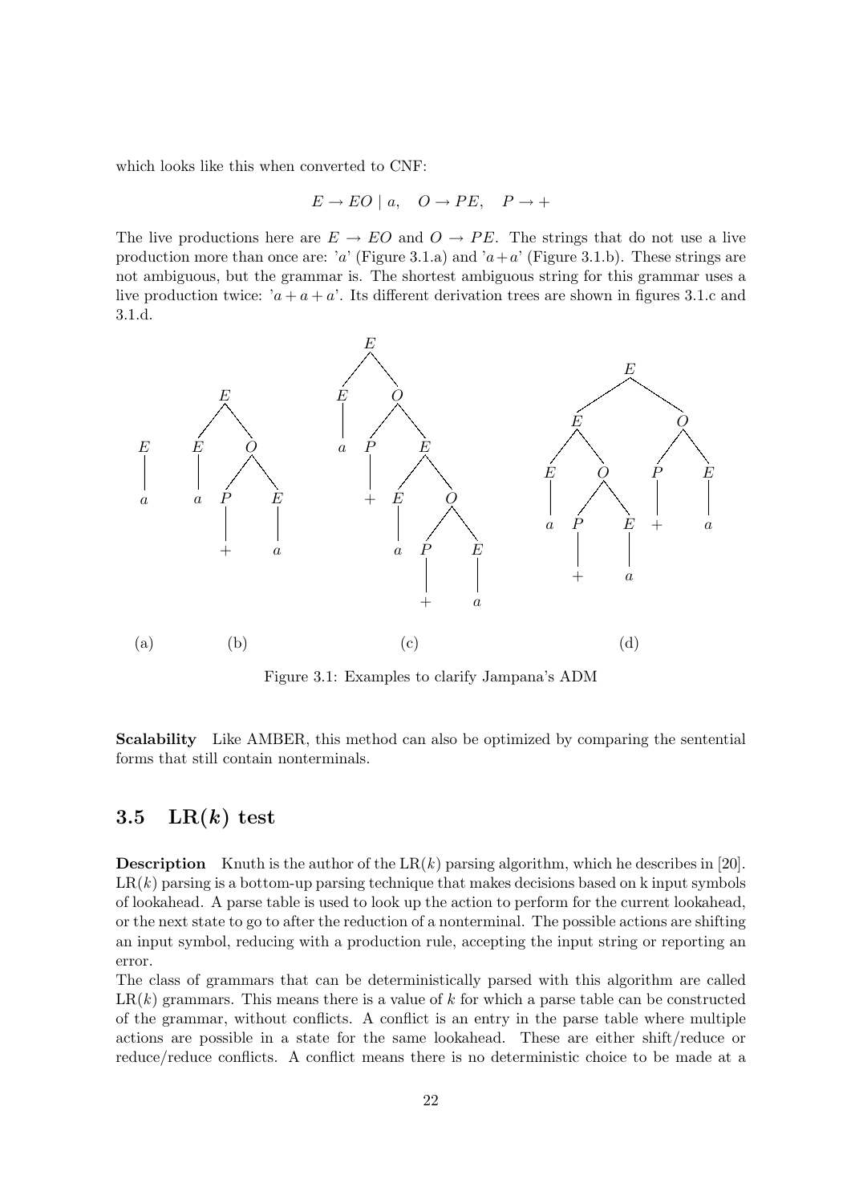which looks like this when converted to CNF:

$$E \rightarrow EO \mid a, \quad O \rightarrow PE, \quad P \rightarrow +$$

The live productions here are $E \rightarrow EO$ and $O \rightarrow PE$. The strings that do not use a live production more than once are: '$a$' (Figure 3.1.a) and '$a+a$' (Figure 3.1.b). These strings are not ambiguous, but the grammar is. The shortest ambiguous string for this grammar uses a live production twice: '$a+a+a$'. Its different derivation trees are shown in figures 3.1.c and 3.1.d.

Figure 3.1: Examples to clarify Jampana's ADM

**Scalability** Like AMBER, this method can also be optimized by comparing the sentential forms that still contain nonterminals.

## 3.5 LR($k$) test

**Description** Knuth is the author of the LR($k$) parsing algorithm, which he describes in [20]. LR($k$) parsing is a bottom-up parsing technique that makes decisions based on k input symbols of lookahead. A parse table is used to look up the action to perform for the current lookahead, or the next state to go to after the reduction of a nonterminal. The possible actions are shifting an input symbol, reducing with a production rule, accepting the input string or reporting an error.

The class of grammars that can be deterministically parsed with this algorithm are called LR($k$) grammars. This means there is a value of $k$ for which a parse table can be constructed of the grammar, without conflicts. A conflict is an entry in the parse table where multiple actions are possible in a state for the same lookahead. These are either shift/reduce or reduce/reduce conflicts. A conflict means there is no deterministic choice to be made at a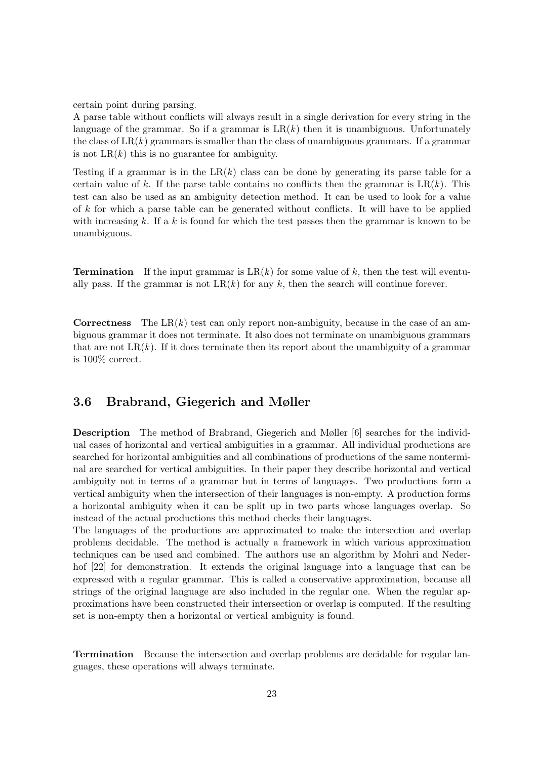certain point during parsing.
A parse table without conflicts will always result in a single derivation for every string in the language of the grammar. So if a grammar is LR($k$) then it is unambiguous. Unfortunately the class of LR($k$) grammars is smaller than the class of unambiguous grammars. If a grammar is not LR($k$) this is no guarantee for ambiguity.

Testing if a grammar is in the LR($k$) class can be done by generating its parse table for a certain value of $k$. If the parse table contains no conflicts then the grammar is LR($k$). This test can also be used as an ambiguity detection method. It can be used to look for a value of $k$ for which a parse table can be generated without conflicts. It will have to be applied with increasing $k$. If a $k$ is found for which the test passes then the grammar is known to be unambiguous.

**Termination** If the input grammar is LR($k$) for some value of $k$, then the test will eventually pass. If the grammar is not LR($k$) for any $k$, then the search will continue forever.

**Correctness** The LR($k$) test can only report non-ambiguity, because in the case of an ambiguous grammar it does not terminate. It also does not terminate on unambiguous grammars that are not LR($k$). If it does terminate then its report about the unambiguity of a grammar is 100% correct.

## 3.6 Brabrand, Giegerich and Møller

**Description** The method of Brabrand, Giegerich and Møller [6] searches for the individual cases of horizontal and vertical ambiguities in a grammar. All individual productions are searched for horizontal ambiguities and all combinations of productions of the same nonterminal are searched for vertical ambiguities. In their paper they describe horizontal and vertical ambiguity not in terms of a grammar but in terms of languages. Two productions form a vertical ambiguity when the intersection of their languages is non-empty. A production forms a horizontal ambiguity when it can be split up in two parts whose languages overlap. So instead of the actual productions this method checks their languages.
The languages of the productions are approximated to make the intersection and overlap problems decidable. The method is actually a framework in which various approximation techniques can be used and combined. The authors use an algorithm by Mohri and Nederhof [22] for demonstration. It extends the original language into a language that can be expressed with a regular grammar. This is called a conservative approximation, because all strings of the original language are also included in the regular one. When the regular approximations have been constructed their intersection or overlap is computed. If the resulting set is non-empty then a horizontal or vertical ambiguity is found.

**Termination** Because the intersection and overlap problems are decidable for regular languages, these operations will always terminate.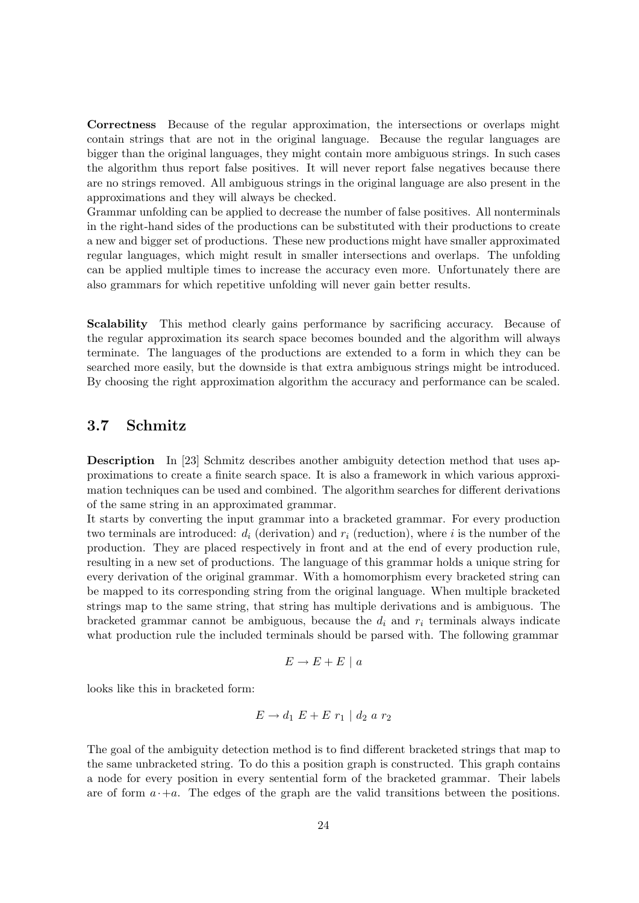**Correctness** Because of the regular approximation, the intersections or overlaps might contain strings that are not in the original language. Because the regular languages are bigger than the original languages, they might contain more ambiguous strings. In such cases the algorithm thus report false positives. It will never report false negatives because there are no strings removed. All ambiguous strings in the original language are also present in the approximations and they will always be checked.
Grammar unfolding can be applied to decrease the number of false positives. All nonterminals in the right-hand sides of the productions can be substituted with their productions to create a new and bigger set of productions. These new productions might have smaller approximated regular languages, which might result in smaller intersections and overlaps. The unfolding can be applied multiple times to increase the accuracy even more. Unfortunately there are also grammars for which repetitive unfolding will never gain better results.

**Scalability** This method clearly gains performance by sacrificing accuracy. Because of the regular approximation its search space becomes bounded and the algorithm will always terminate. The languages of the productions are extended to a form in which they can be searched more easily, but the downside is that extra ambiguous strings might be introduced. By choosing the right approximation algorithm the accuracy and performance can be scaled.

## 3.7 Schmitz

**Description** In [23] Schmitz describes another ambiguity detection method that uses approximations to create a finite search space. It is also a framework in which various approximation techniques can be used and combined. The algorithm searches for different derivations of the same string in an approximated grammar.
It starts by converting the input grammar into a bracketed grammar. For every production two terminals are introduced: $d_i$ (derivation) and $r_i$ (reduction), where $i$ is the number of the production. They are placed respectively in front and at the end of every production rule, resulting in a new set of productions. The language of this grammar holds a unique string for every derivation of the original grammar. With a homomorphism every bracketed string can be mapped to its corresponding string from the original language. When multiple bracketed strings map to the same string, that string has multiple derivations and is ambiguous. The bracketed grammar cannot be ambiguous, because the $d_i$ and $r_i$ terminals always indicate what production rule the included terminals should be parsed with. The following grammar

$$E \rightarrow E + E \mid a$$

looks like this in bracketed form:

$$E \rightarrow d_1 \; E + E \; r_1 \mid d_2 \; a \; r_2$$

The goal of the ambiguity detection method is to find different bracketed strings that map to the same unbracketed string. To do this a position graph is constructed. This graph contains a node for every position in every sentential form of the bracketed grammar. Their labels are of form $a \cdot{} + a$. The edges of the graph are the valid transitions between the positions.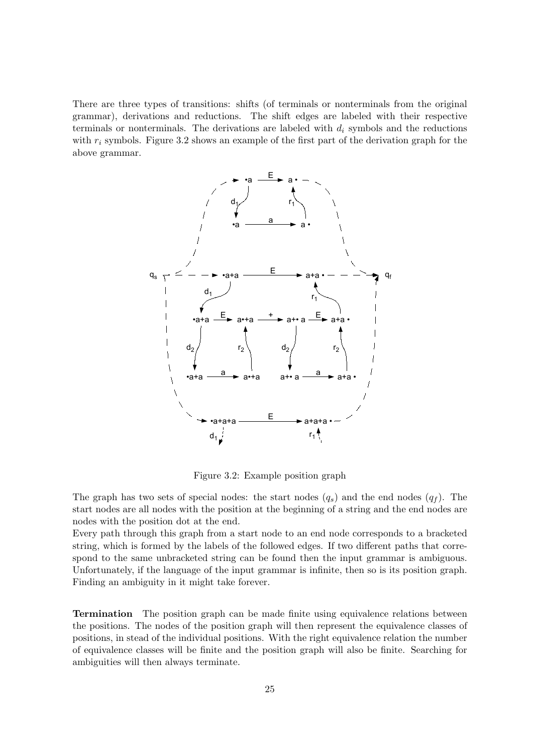There are three types of transitions: shifts (of terminals or nonterminals from the original grammar), derivations and reductions. The shift edges are labeled with their respective terminals or nonterminals. The derivations are labeled with $d_i$ symbols and the reductions with $r_i$ symbols. Figure 3.2 shows an example of the first part of the derivation graph for the above grammar.

Figure 3.2: Example position graph

The graph has two sets of special nodes: the start nodes ($q_s$) and the end nodes ($q_f$). The start nodes are all nodes with the position at the beginning of a string and the end nodes are nodes with the position dot at the end.
Every path through this graph from a start node to an end node corresponds to a bracketed string, which is formed by the labels of the followed edges. If two different paths that correspond to the same unbracketed string can be found then the input grammar is ambiguous. Unfortunately, if the language of the input grammar is infinite, then so is its position graph. Finding an ambiguity in it might take forever.

**Termination** The position graph can be made finite using equivalence relations between the positions. The nodes of the position graph will then represent the equivalence classes of positions, in stead of the individual positions. With the right equivalence relation the number of equivalence classes will be finite and the position graph will also be finite. Searching for ambiguities will then always terminate.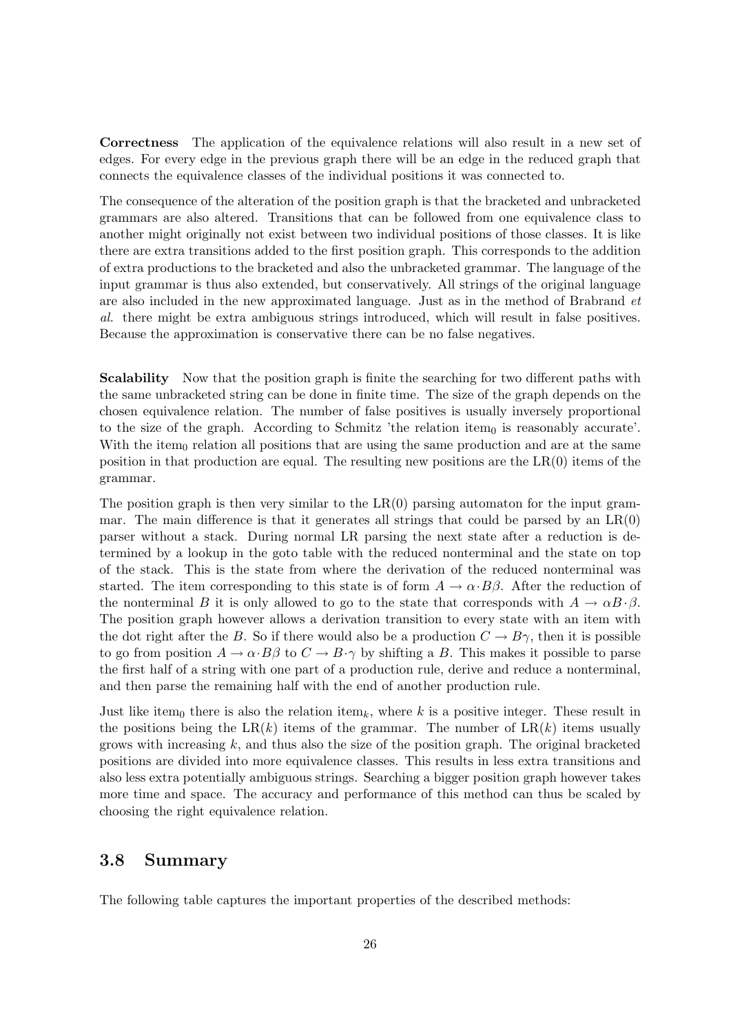**Correctness** The application of the equivalence relations will also result in a new set of edges. For every edge in the previous graph there will be an edge in the reduced graph that connects the equivalence classes of the individual positions it was connected to.

The consequence of the alteration of the position graph is that the bracketed and unbracketed grammars are also altered. Transitions that can be followed from one equivalence class to another might originally not exist between two individual positions of those classes. It is like there are extra transitions added to the first position graph. This corresponds to the addition of extra productions to the bracketed and also the unbracketed grammar. The language of the input grammar is thus also extended, but conservatively. All strings of the original language are also included in the new approximated language. Just as in the method of Brabrand *et al.* there might be extra ambiguous strings introduced, which will result in false positives. Because the approximation is conservative there can be no false negatives.

**Scalability** Now that the position graph is finite the searching for two different paths with the same unbracketed string can be done in finite time. The size of the graph depends on the chosen equivalence relation. The number of false positives is usually inversely proportional to the size of the graph. According to Schmitz 'the relation $\text{item}_0$ is reasonably accurate'. With the $\text{item}_0$ relation all positions that are using the same production and are at the same position in that production are equal. The resulting new positions are the LR(0) items of the grammar.

The position graph is then very similar to the LR(0) parsing automaton for the input grammar. The main difference is that it generates all strings that could be parsed by an LR(0) parser without a stack. During normal LR parsing the next state after a reduction is determined by a lookup in the goto table with the reduced nonterminal and the state on top of the stack. This is the state from where the derivation of the reduced nonterminal was started. The item corresponding to this state is of form $A \rightarrow \alpha \cdot B \beta$. After the reduction of the nonterminal $B$ it is only allowed to go to the state that corresponds with $A \rightarrow \alpha B \cdot \beta$. The position graph however allows a derivation transition to every state with an item with the dot right after the $B$. So if there would also be a production $C \rightarrow B\gamma$, then it is possible to go from position $A \rightarrow \alpha \cdot B \beta$ to $C \rightarrow B \cdot \gamma$ by shifting a $B$. This makes it possible to parse the first half of a string with one part of a production rule, derive and reduce a nonterminal, and then parse the remaining half with the end of another production rule.

Just like $\text{item}_0$ there is also the relation $\text{item}_k$, where $k$ is a positive integer. These result in the positions being the LR($k$) items of the grammar. The number of LR($k$) items usually grows with increasing $k$, and thus also the size of the position graph. The original bracketed positions are divided into more equivalence classes. This results in less extra transitions and also less extra potentially ambiguous strings. Searching a bigger position graph however takes more time and space. The accuracy and performance of this method can thus be scaled by choosing the right equivalence relation.

## 3.8 Summary

The following table captures the important properties of the described methods: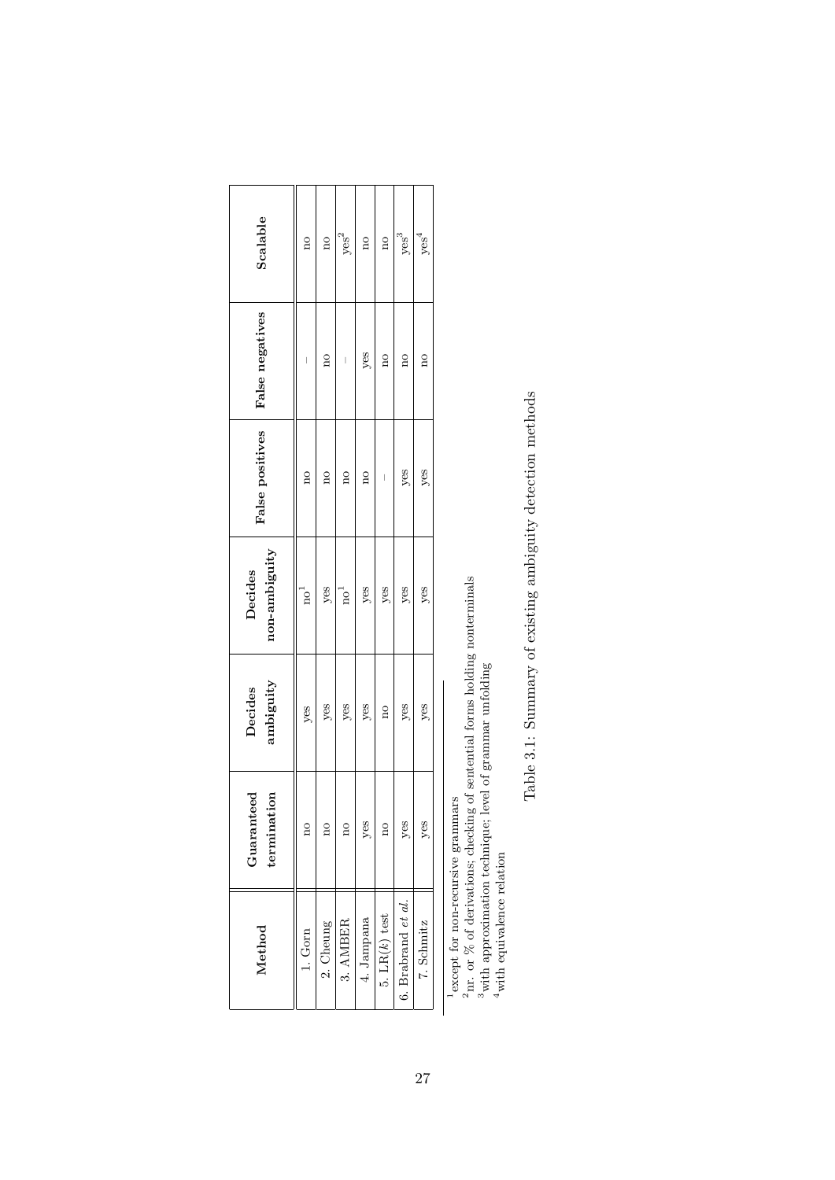| Method | Guaranteed termination | Decides ambiguity | Decides non-ambiguity | False positives | False negatives | Scalable |
|---|---|---|---|---|---|---|
| 1. Gorn | no | yes | no[1] | no | – | no |
| 2. Cheung | no | yes | yes | no | no | no |
| 3. AMBER | no | yes | no[1] | no | – | yes[2] |
| 4. Jampana | yes | yes | yes | no | yes | no |
| 5. LR($k$) test | no | no | yes | – | no | no |
| 6. Brabrand *et al.* | yes | yes | yes | yes | no | yes[3] |
| 7. Schmitz | yes | yes | yes | yes | no | yes[4] |

[1] except for non-recursive grammars
[2] nr. or % of derivations; checking of sentential forms holding nonterminals
[3] with approximation technique; level of grammar unfolding
[4] with equivalence relation

Table 3.1: Summary of existing ambiguity detection methods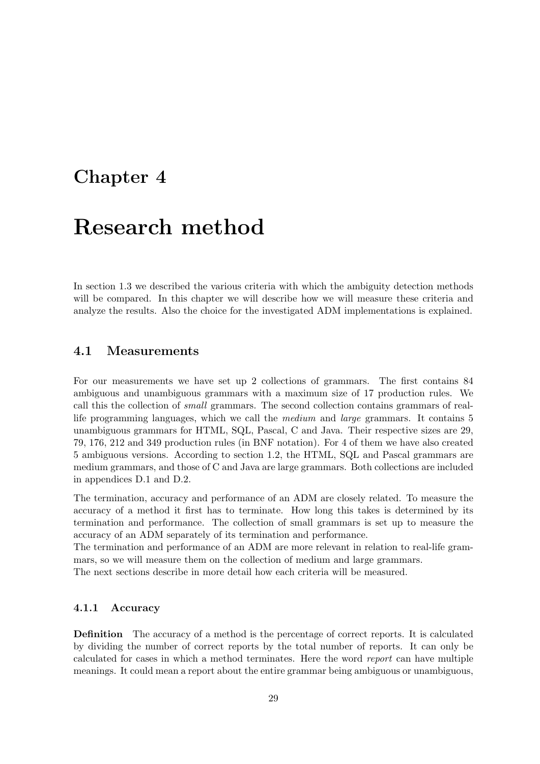# Chapter 4

# Research method

In section 1.3 we described the various criteria with which the ambiguity detection methods will be compared. In this chapter we will describe how we will measure these criteria and analyze the results. Also the choice for the investigated ADM implementations is explained.

## 4.1 Measurements

For our measurements we have set up 2 collections of grammars. The first contains 84 ambiguous and unambiguous grammars with a maximum size of 17 production rules. We call this the collection of *small* grammars. The second collection contains grammars of real-life programming languages, which we call the *medium* and *large* grammars. It contains 5 unambiguous grammars for HTML, SQL, Pascal, C and Java. Their respective sizes are 29, 79, 176, 212 and 349 production rules (in BNF notation). For 4 of them we have also created 5 ambiguous versions. According to section 1.2, the HTML, SQL and Pascal grammars are medium grammars, and those of C and Java are large grammars. Both collections are included in appendices D.1 and D.2.

The termination, accuracy and performance of an ADM are closely related. To measure the accuracy of a method it first has to terminate. How long this takes is determined by its termination and performance. The collection of small grammars is set up to measure the accuracy of an ADM separately of its termination and performance.
The termination and performance of an ADM are more relevant in relation to real-life grammars, so we will measure them on the collection of medium and large grammars.
The next sections describe in more detail how each criteria will be measured.

### 4.1.1 Accuracy

**Definition** The accuracy of a method is the percentage of correct reports. It is calculated by dividing the number of correct reports by the total number of reports. It can only be calculated for cases in which a method terminates. Here the word *report* can have multiple meanings. It could mean a report about the entire grammar being ambiguous or unambiguous,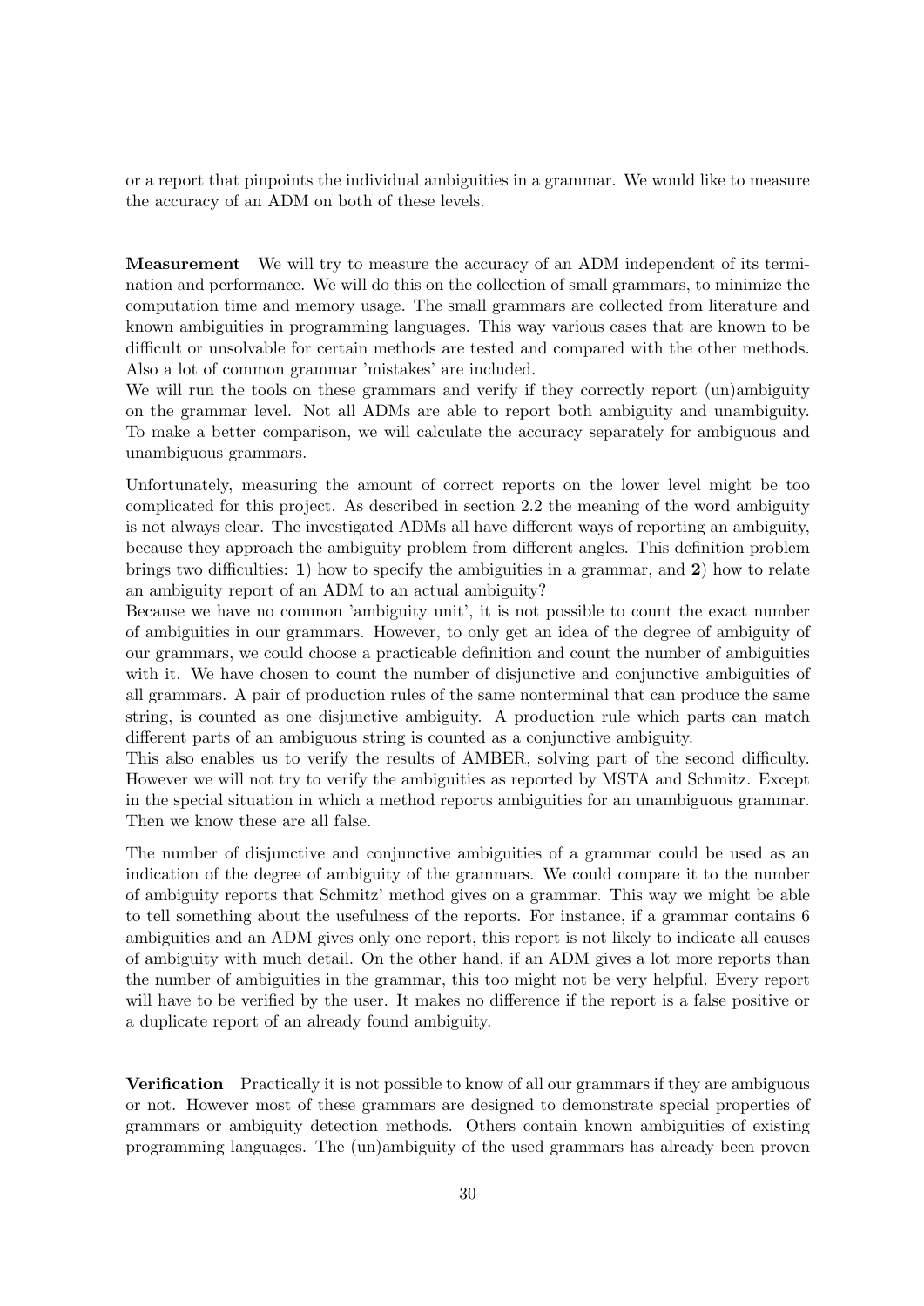or a report that pinpoints the individual ambiguities in a grammar. We would like to measure the accuracy of an ADM on both of these levels.

**Measurement** We will try to measure the accuracy of an ADM independent of its termination and performance. We will do this on the collection of small grammars, to minimize the computation time and memory usage. The small grammars are collected from literature and known ambiguities in programming languages. This way various cases that are known to be difficult or unsolvable for certain methods are tested and compared with the other methods. Also a lot of common grammar 'mistakes' are included.
We will run the tools on these grammars and verify if they correctly report (un)ambiguity on the grammar level. Not all ADMs are able to report both ambiguity and unambiguity. To make a better comparison, we will calculate the accuracy separately for ambiguous and unambiguous grammars.

Unfortunately, measuring the amount of correct reports on the lower level might be too complicated for this project. As described in section 2.2 the meaning of the word ambiguity is not always clear. The investigated ADMs all have different ways of reporting an ambiguity, because they approach the ambiguity problem from different angles. This definition problem brings two difficulties: **1**) how to specify the ambiguities in a grammar, and **2**) how to relate an ambiguity report of an ADM to an actual ambiguity?
Because we have no common 'ambiguity unit', it is not possible to count the exact number of ambiguities in our grammars. However, to only get an idea of the degree of ambiguity of our grammars, we could choose a practicable definition and count the number of ambiguities with it. We have chosen to count the number of disjunctive and conjunctive ambiguities of all grammars. A pair of production rules of the same nonterminal that can produce the same string, is counted as one disjunctive ambiguity. A production rule which parts can match different parts of an ambiguous string is counted as a conjunctive ambiguity.
This also enables us to verify the results of AMBER, solving part of the second difficulty. However we will not try to verify the ambiguities as reported by MSTA and Schmitz. Except in the special situation in which a method reports ambiguities for an unambiguous grammar. Then we know these are all false.

The number of disjunctive and conjunctive ambiguities of a grammar could be used as an indication of the degree of ambiguity of the grammars. We could compare it to the number of ambiguity reports that Schmitz' method gives on a grammar. This way we might be able to tell something about the usefulness of the reports. For instance, if a grammar contains 6 ambiguities and an ADM gives only one report, this report is not likely to indicate all causes of ambiguity with much detail. On the other hand, if an ADM gives a lot more reports than the number of ambiguities in the grammar, this too might not be very helpful. Every report will have to be verified by the user. It makes no difference if the report is a false positive or a duplicate report of an already found ambiguity.

**Verification** Practically it is not possible to know of all our grammars if they are ambiguous or not. However most of these grammars are designed to demonstrate special properties of grammars or ambiguity detection methods. Others contain known ambiguities of existing programming languages. The (un)ambiguity of the used grammars has already been proven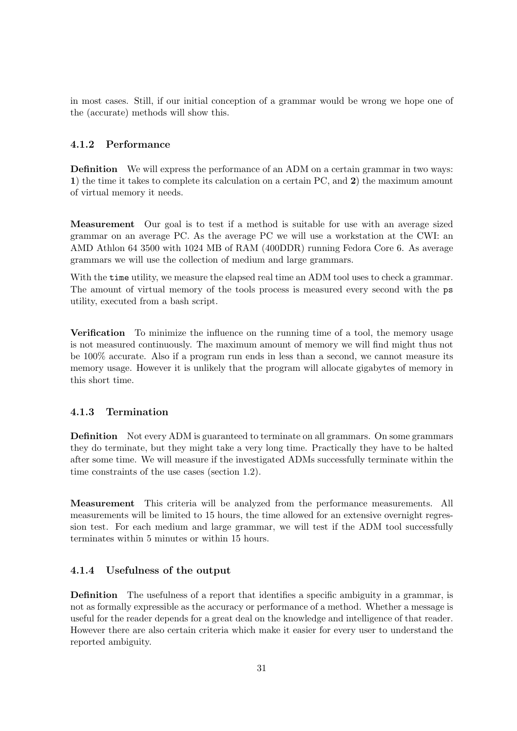in most cases. Still, if our initial conception of a grammar would be wrong we hope one of the (accurate) methods will show this.

### 4.1.2 Performance

**Definition** We will express the performance of an ADM on a certain grammar in two ways: **1**) the time it takes to complete its calculation on a certain PC, and **2**) the maximum amount of virtual memory it needs.

**Measurement** Our goal is to test if a method is suitable for use with an average sized grammar on an average PC. As the average PC we will use a workstation at the CWI: an AMD Athlon 64 3500 with 1024 MB of RAM (400DDR) running Fedora Core 6. As average grammars we will use the collection of medium and large grammars.

With the `time` utility, we measure the elapsed real time an ADM tool uses to check a grammar. The amount of virtual memory of the tools process is measured every second with the `ps` utility, executed from a bash script.

**Verification** To minimize the influence on the running time of a tool, the memory usage is not measured continuously. The maximum amount of memory we will find might thus not be 100% accurate. Also if a program run ends in less than a second, we cannot measure its memory usage. However it is unlikely that the program will allocate gigabytes of memory in this short time.

### 4.1.3 Termination

**Definition** Not every ADM is guaranteed to terminate on all grammars. On some grammars they do terminate, but they might take a very long time. Practically they have to be halted after some time. We will measure if the investigated ADMs successfully terminate within the time constraints of the use cases (section 1.2).

**Measurement** This criteria will be analyzed from the performance measurements. All measurements will be limited to 15 hours, the time allowed for an extensive overnight regression test. For each medium and large grammar, we will test if the ADM tool successfully terminates within 5 minutes or within 15 hours.

### 4.1.4 Usefulness of the output

**Definition** The usefulness of a report that identifies a specific ambiguity in a grammar, is not as formally expressible as the accuracy or performance of a method. Whether a message is useful for the reader depends for a great deal on the knowledge and intelligence of that reader. However there are also certain criteria which make it easier for every user to understand the reported ambiguity.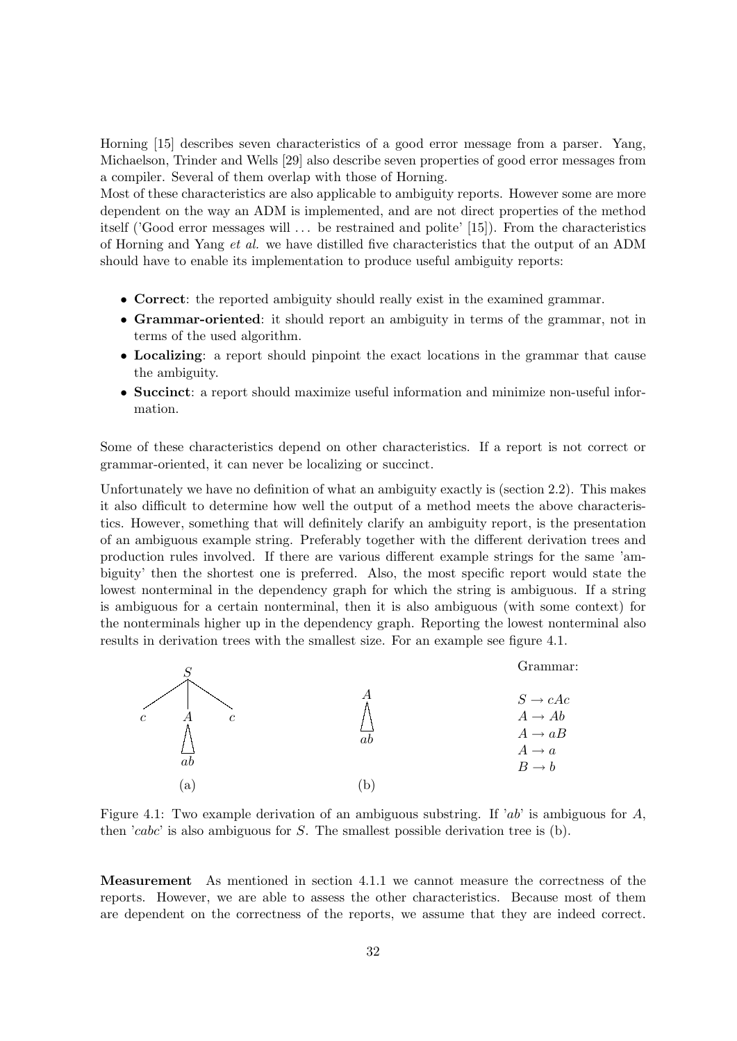Horning [15] describes seven characteristics of a good error message from a parser. Yang, Michaelson, Trinder and Wells [29] also describe seven properties of good error messages from a compiler. Several of them overlap with those of Horning.

Most of these characteristics are also applicable to ambiguity reports. However some are more dependent on the way an ADM is implemented, and are not direct properties of the method itself ('Good error messages will ... be restrained and polite' [15]). From the characteristics of Horning and Yang *et al.* we have distilled five characteristics that the output of an ADM should have to enable its implementation to produce useful ambiguity reports:

- **Correct**: the reported ambiguity should really exist in the examined grammar.
- **Grammar-oriented**: it should report an ambiguity in terms of the grammar, not in terms of the used algorithm.
- **Localizing**: a report should pinpoint the exact locations in the grammar that cause the ambiguity.
- **Succinct**: a report should maximize useful information and minimize non-useful information.

Some of these characteristics depend on other characteristics. If a report is not correct or grammar-oriented, it can never be localizing or succinct.

Unfortunately we have no definition of what an ambiguity exactly is (section 2.2). This makes it also difficult to determine how well the output of a method meets the above characteristics. However, something that will definitely clarify an ambiguity report, is the presentation of an ambiguous example string. Preferably together with the different derivation trees and production rules involved. If there are various different example strings for the same 'ambiguity' then the shortest one is preferred. Also, the most specific report would state the lowest nonterminal in the dependency graph for which the string is ambiguous. If a string is ambiguous for a certain nonterminal, then it is also ambiguous (with some context) for the nonterminals higher up in the dependency graph. Reporting the lowest nonterminal also results in derivation trees with the smallest size. For an example see figure 4.1.

Grammar:

$S \rightarrow cAc$
$A \rightarrow Ab$
$A \rightarrow aB$
$A \rightarrow a$
$B \rightarrow b$

(a) (b)

Figure 4.1: Two example derivation of an ambiguous substring. If '*ab*' is ambiguous for $A$, then '*cabc*' is also ambiguous for $S$. The smallest possible derivation tree is (b).

**Measurement** As mentioned in section 4.1.1 we cannot measure the correctness of the reports. However, we are able to assess the other characteristics. Because most of them are dependent on the correctness of the reports, we assume that they are indeed correct.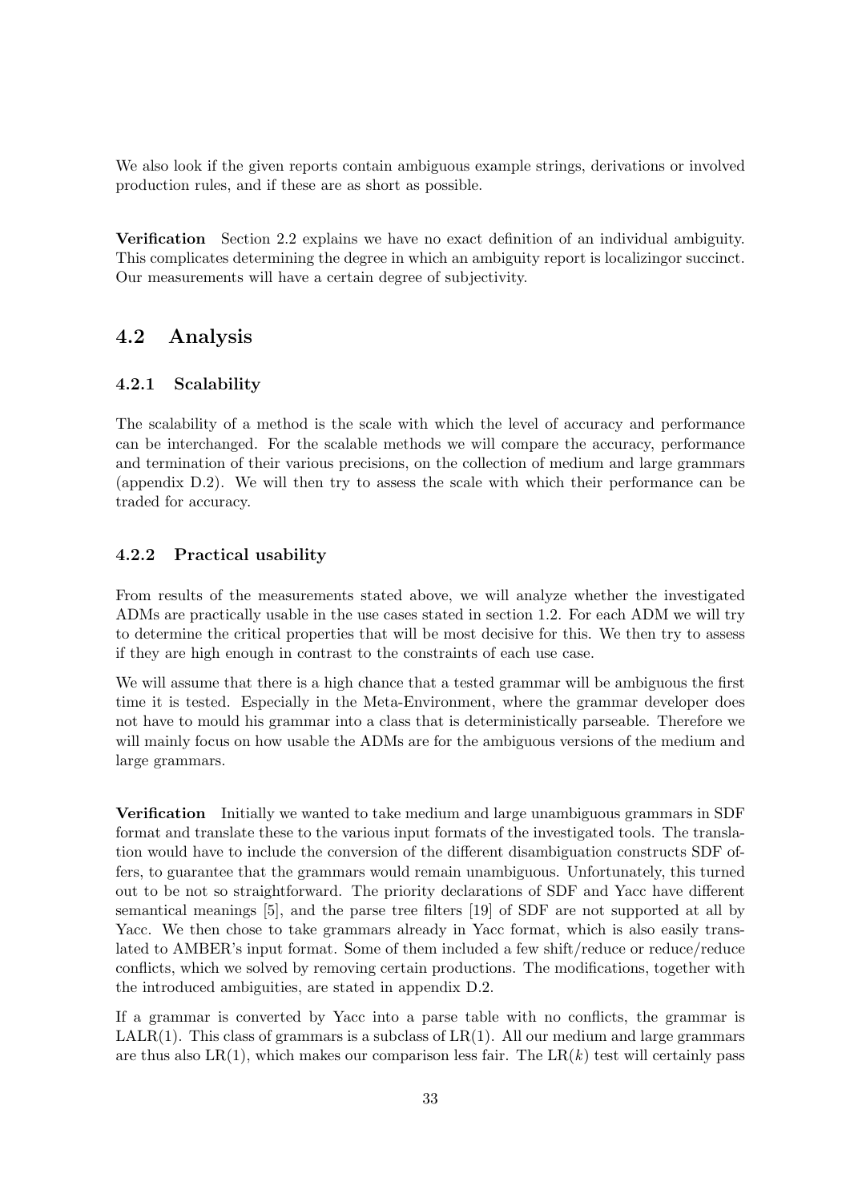We also look if the given reports contain ambiguous example strings, derivations or involved production rules, and if these are as short as possible.

**Verification** Section 2.2 explains we have no exact definition of an individual ambiguity. This complicates determining the degree in which an ambiguity report is localizingor succinct. Our measurements will have a certain degree of subjectivity.

## 4.2 Analysis

### 4.2.1 Scalability

The scalability of a method is the scale with which the level of accuracy and performance can be interchanged. For the scalable methods we will compare the accuracy, performance and termination of their various precisions, on the collection of medium and large grammars (appendix D.2). We will then try to assess the scale with which their performance can be traded for accuracy.

### 4.2.2 Practical usability

From results of the measurements stated above, we will analyze whether the investigated ADMs are practically usable in the use cases stated in section 1.2. For each ADM we will try to determine the critical properties that will be most decisive for this. We then try to assess if they are high enough in contrast to the constraints of each use case.

We will assume that there is a high chance that a tested grammar will be ambiguous the first time it is tested. Especially in the Meta-Environment, where the grammar developer does not have to mould his grammar into a class that is deterministically parseable. Therefore we will mainly focus on how usable the ADMs are for the ambiguous versions of the medium and large grammars.

**Verification** Initially we wanted to take medium and large unambiguous grammars in SDF format and translate these to the various input formats of the investigated tools. The translation would have to include the conversion of the different disambiguation constructs SDF offers, to guarantee that the grammars would remain unambiguous. Unfortunately, this turned out to be not so straightforward. The priority declarations of SDF and Yacc have different semantical meanings [5], and the parse tree filters [19] of SDF are not supported at all by Yacc. We then chose to take grammars already in Yacc format, which is also easily translated to AMBER's input format. Some of them included a few shift/reduce or reduce/reduce conflicts, which we solved by removing certain productions. The modifications, together with the introduced ambiguities, are stated in appendix D.2.

If a grammar is converted by Yacc into a parse table with no conflicts, the grammar is LALR(1). This class of grammars is a subclass of LR(1). All our medium and large grammars are thus also LR(1), which makes our comparison less fair. The LR($k$) test will certainly pass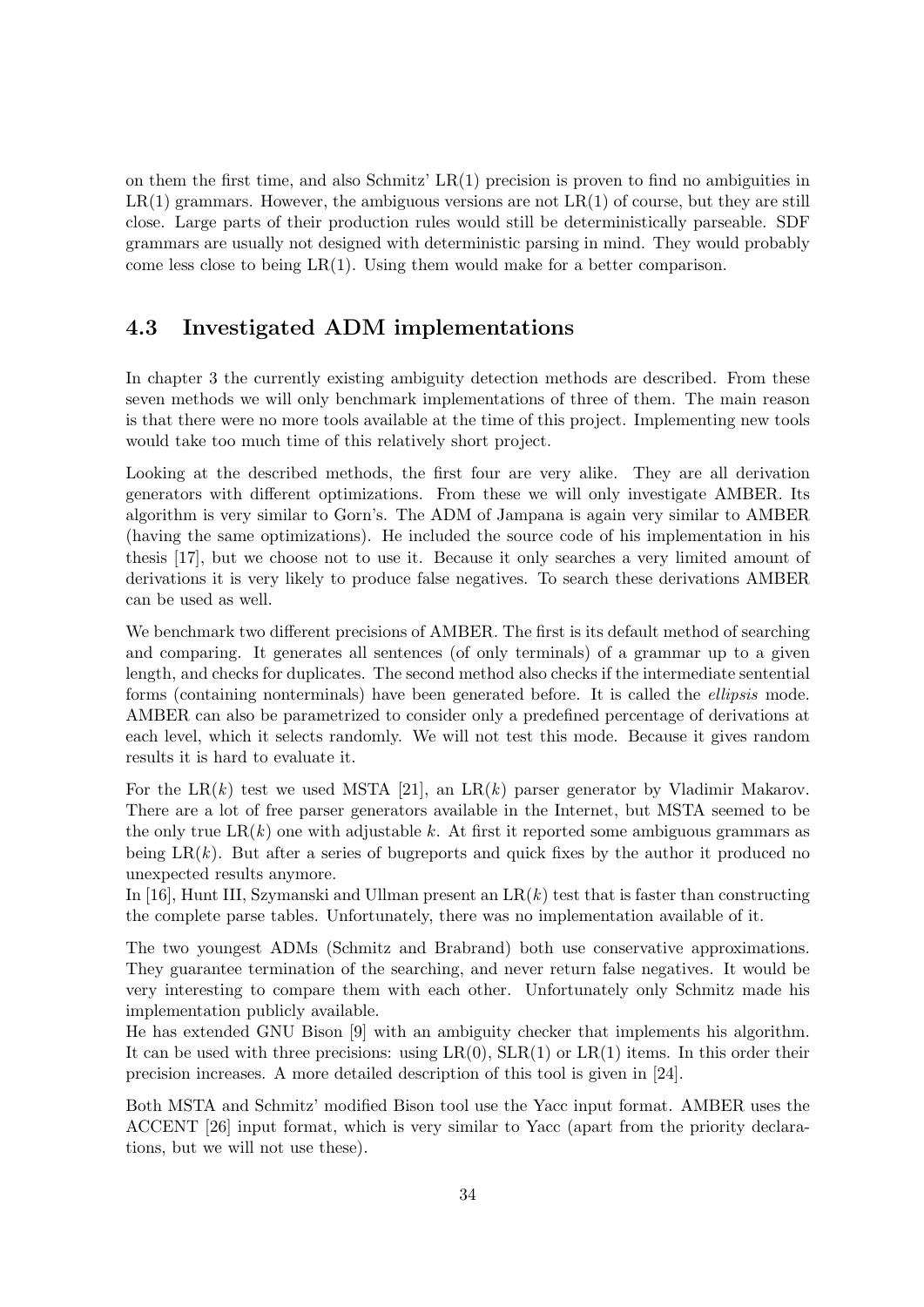on them the first time, and also Schmitz' LR(1) precision is proven to find no ambiguities in LR(1) grammars. However, the ambiguous versions are not LR(1) of course, but they are still close. Large parts of their production rules would still be deterministically parseable. SDF grammars are usually not designed with deterministic parsing in mind. They would probably come less close to being LR(1). Using them would make for a better comparison.

## 4.3 Investigated ADM implementations

In chapter 3 the currently existing ambiguity detection methods are described. From these seven methods we will only benchmark implementations of three of them. The main reason is that there were no more tools available at the time of this project. Implementing new tools would take too much time of this relatively short project.

Looking at the described methods, the first four are very alike. They are all derivation generators with different optimizations. From these we will only investigate AMBER. Its algorithm is very similar to Gorn's. The ADM of Jampana is again very similar to AMBER (having the same optimizations). He included the source code of his implementation in his thesis [17], but we choose not to use it. Because it only searches a very limited amount of derivations it is very likely to produce false negatives. To search these derivations AMBER can be used as well.

We benchmark two different precisions of AMBER. The first is its default method of searching and comparing. It generates all sentences (of only terminals) of a grammar up to a given length, and checks for duplicates. The second method also checks if the intermediate sentential forms (containing nonterminals) have been generated before. It is called the *ellipsis* mode. AMBER can also be parametrized to consider only a predefined percentage of derivations at each level, which it selects randomly. We will not test this mode. Because it gives random results it is hard to evaluate it.

For the LR($k$) test we used MSTA [21], an LR($k$) parser generator by Vladimir Makarov. There are a lot of free parser generators available in the Internet, but MSTA seemed to be the only true LR($k$) one with adjustable $k$. At first it reported some ambiguous grammars as being LR($k$). But after a series of bugreports and quick fixes by the author it produced no unexpected results anymore.
In [16], Hunt III, Szymanski and Ullman present an LR($k$) test that is faster than constructing the complete parse tables. Unfortunately, there was no implementation available of it.

The two youngest ADMs (Schmitz and Brabrand) both use conservative approximations. They guarantee termination of the searching, and never return false negatives. It would be very interesting to compare them with each other. Unfortunately only Schmitz made his implementation publicly available.
He has extended GNU Bison [9] with an ambiguity checker that implements his algorithm. It can be used with three precisions: using LR(0), SLR(1) or LR(1) items. In this order their precision increases. A more detailed description of this tool is given in [24].

Both MSTA and Schmitz' modified Bison tool use the Yacc input format. AMBER uses the ACCENT [26] input format, which is very similar to Yacc (apart from the priority declarations, but we will not use these).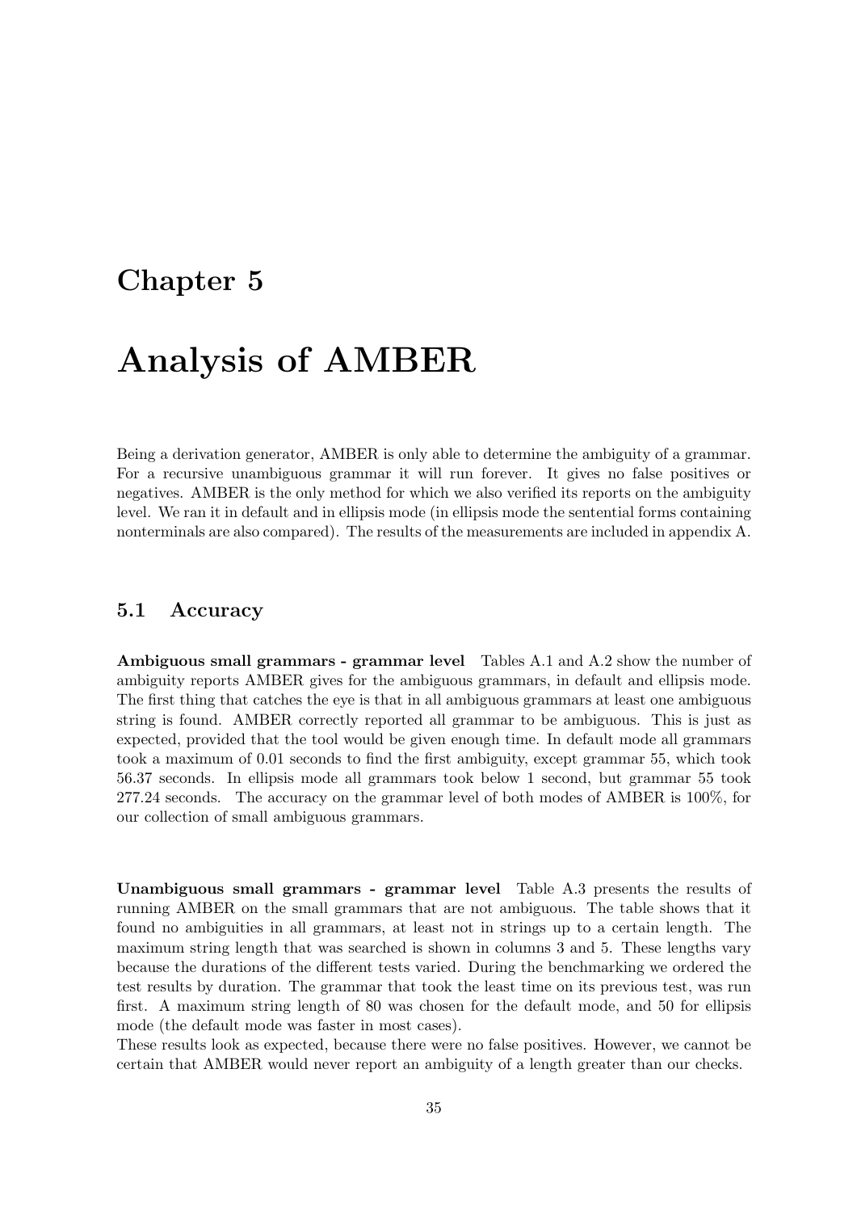# Chapter 5

# Analysis of AMBER

Being a derivation generator, AMBER is only able to determine the ambiguity of a grammar. For a recursive unambiguous grammar it will run forever. It gives no false positives or negatives. AMBER is the only method for which we also verified its reports on the ambiguity level. We ran it in default and in ellipsis mode (in ellipsis mode the sentential forms containing nonterminals are also compared). The results of the measurements are included in appendix A.

## 5.1 Accuracy

**Ambiguous small grammars - grammar level** Tables A.1 and A.2 show the number of ambiguity reports AMBER gives for the ambiguous grammars, in default and ellipsis mode. The first thing that catches the eye is that in all ambiguous grammars at least one ambiguous string is found. AMBER correctly reported all grammar to be ambiguous. This is just as expected, provided that the tool would be given enough time. In default mode all grammars took a maximum of 0.01 seconds to find the first ambiguity, except grammar 55, which took 56.37 seconds. In ellipsis mode all grammars took below 1 second, but grammar 55 took 277.24 seconds. The accuracy on the grammar level of both modes of AMBER is 100%, for our collection of small ambiguous grammars.

**Unambiguous small grammars - grammar level** Table A.3 presents the results of running AMBER on the small grammars that are not ambiguous. The table shows that it found no ambiguities in all grammars, at least not in strings up to a certain length. The maximum string length that was searched is shown in columns 3 and 5. These lengths vary because the durations of the different tests varied. During the benchmarking we ordered the test results by duration. The grammar that took the least time on its previous test, was run first. A maximum string length of 80 was chosen for the default mode, and 50 for ellipsis mode (the default mode was faster in most cases).
These results look as expected, because there were no false positives. However, we cannot be certain that AMBER would never report an ambiguity of a length greater than our checks.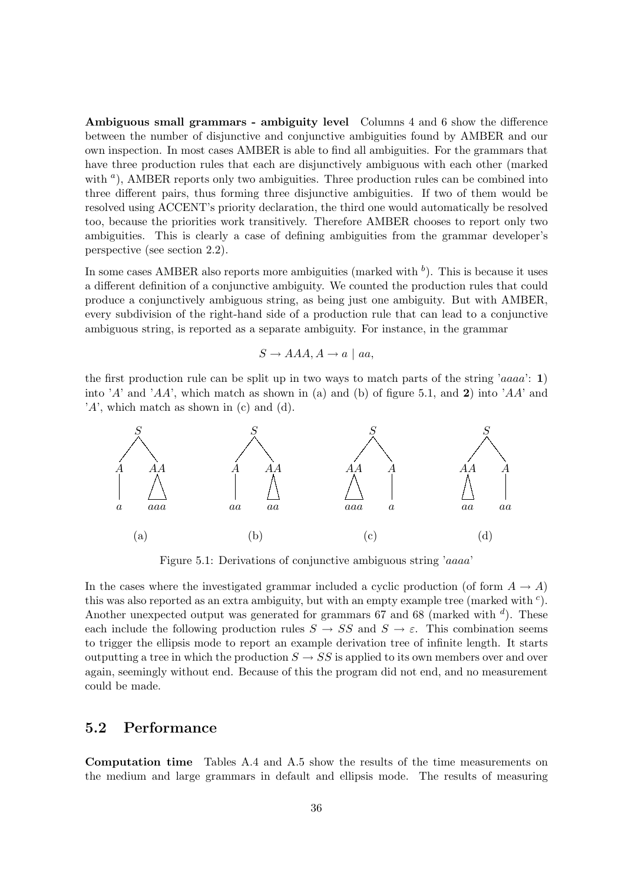**Ambiguous small grammars - ambiguity level** Columns 4 and 6 show the difference between the number of disjunctive and conjunctive ambiguities found by AMBER and our own inspection. In most cases AMBER is able to find all ambiguities. For the grammars that have three production rules that each are disjunctively ambiguous with each other (marked with [a]), AMBER reports only two ambiguities. Three production rules can be combined into three different pairs, thus forming three disjunctive ambiguities. If two of them would be resolved using ACCENT's priority declaration, the third one would automatically be resolved too, because the priorities work transitively. Therefore AMBER chooses to report only two ambiguities. This is clearly a case of defining ambiguities from the grammar developer's perspective (see section 2.2).

In some cases AMBER also reports more ambiguities (marked with [b]). This is because it uses a different definition of a conjunctive ambiguity. We counted the production rules that could produce a conjunctively ambiguous string, as being just one ambiguity. But with AMBER, every subdivision of the right-hand side of a production rule that can lead to a conjunctive ambiguous string, is reported as a separate ambiguity. For instance, in the grammar

$$S \rightarrow AAA, A \rightarrow a \mid aa,$$

the first production rule can be split up in two ways to match parts of the string '*aaaa*': **1**) into '*A*' and '*AA*', which match as shown in (a) and (b) of figure 5.1, and **2**) into '*AA*' and '*A*', which match as shown in (c) and (d).

Figure 5.1: Derivations of conjunctive ambiguous string '*aaaa*'

In the cases where the investigated grammar included a cyclic production (of form $A \rightarrow A$) this was also reported as an extra ambiguity, but with an empty example tree (marked with [c]). Another unexpected output was generated for grammars 67 and 68 (marked with [d]). These each include the following production rules $S \rightarrow SS$ and $S \rightarrow \varepsilon$. This combination seems to trigger the ellipsis mode to report an example derivation tree of infinite length. It starts outputting a tree in which the production $S \rightarrow SS$ is applied to its own members over and over again, seemingly without end. Because of this the program did not end, and no measurement could be made.

## 5.2 Performance

**Computation time** Tables A.4 and A.5 show the results of the time measurements on the medium and large grammars in default and ellipsis mode. The results of measuring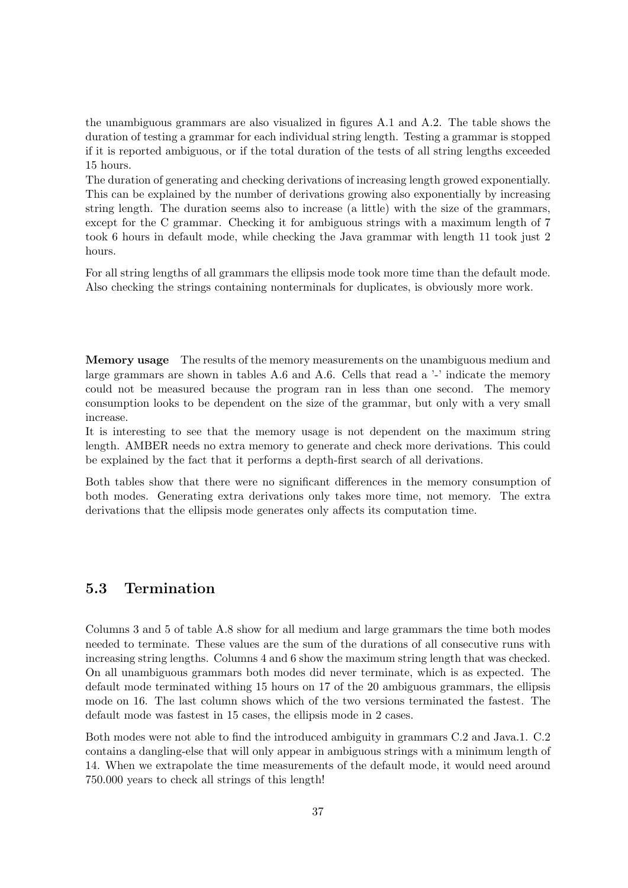the unambiguous grammars are also visualized in figures A.1 and A.2. The table shows the duration of testing a grammar for each individual string length. Testing a grammar is stopped if it is reported ambiguous, or if the total duration of the tests of all string lengths exceeded 15 hours.
The duration of generating and checking derivations of increasing length growed exponentially. This can be explained by the number of derivations growing also exponentially by increasing string length. The duration seems also to increase (a little) with the size of the grammars, except for the C grammar. Checking it for ambiguous strings with a maximum length of 7 took 6 hours in default mode, while checking the Java grammar with length 11 took just 2 hours.

For all string lengths of all grammars the ellipsis mode took more time than the default mode. Also checking the strings containing nonterminals for duplicates, is obviously more work.

**Memory usage** The results of the memory measurements on the unambiguous medium and large grammars are shown in tables A.6 and A.6. Cells that read a '-' indicate the memory could not be measured because the program ran in less than one second. The memory consumption looks to be dependent on the size of the grammar, but only with a very small increase.
It is interesting to see that the memory usage is not dependent on the maximum string length. AMBER needs no extra memory to generate and check more derivations. This could be explained by the fact that it performs a depth-first search of all derivations.

Both tables show that there were no significant differences in the memory consumption of both modes. Generating extra derivations only takes more time, not memory. The extra derivations that the ellipsis mode generates only affects its computation time.

## 5.3 Termination

Columns 3 and 5 of table A.8 show for all medium and large grammars the time both modes needed to terminate. These values are the sum of the durations of all consecutive runs with increasing string lengths. Columns 4 and 6 show the maximum string length that was checked. On all unambiguous grammars both modes did never terminate, which is as expected. The default mode terminated withing 15 hours on 17 of the 20 ambiguous grammars, the ellipsis mode on 16. The last column shows which of the two versions terminated the fastest. The default mode was fastest in 15 cases, the ellipsis mode in 2 cases.

Both modes were not able to find the introduced ambiguity in grammars C.2 and Java.1. C.2 contains a dangling-else that will only appear in ambiguous strings with a minimum length of 14. When we extrapolate the time measurements of the default mode, it would need around 750.000 years to check all strings of this length!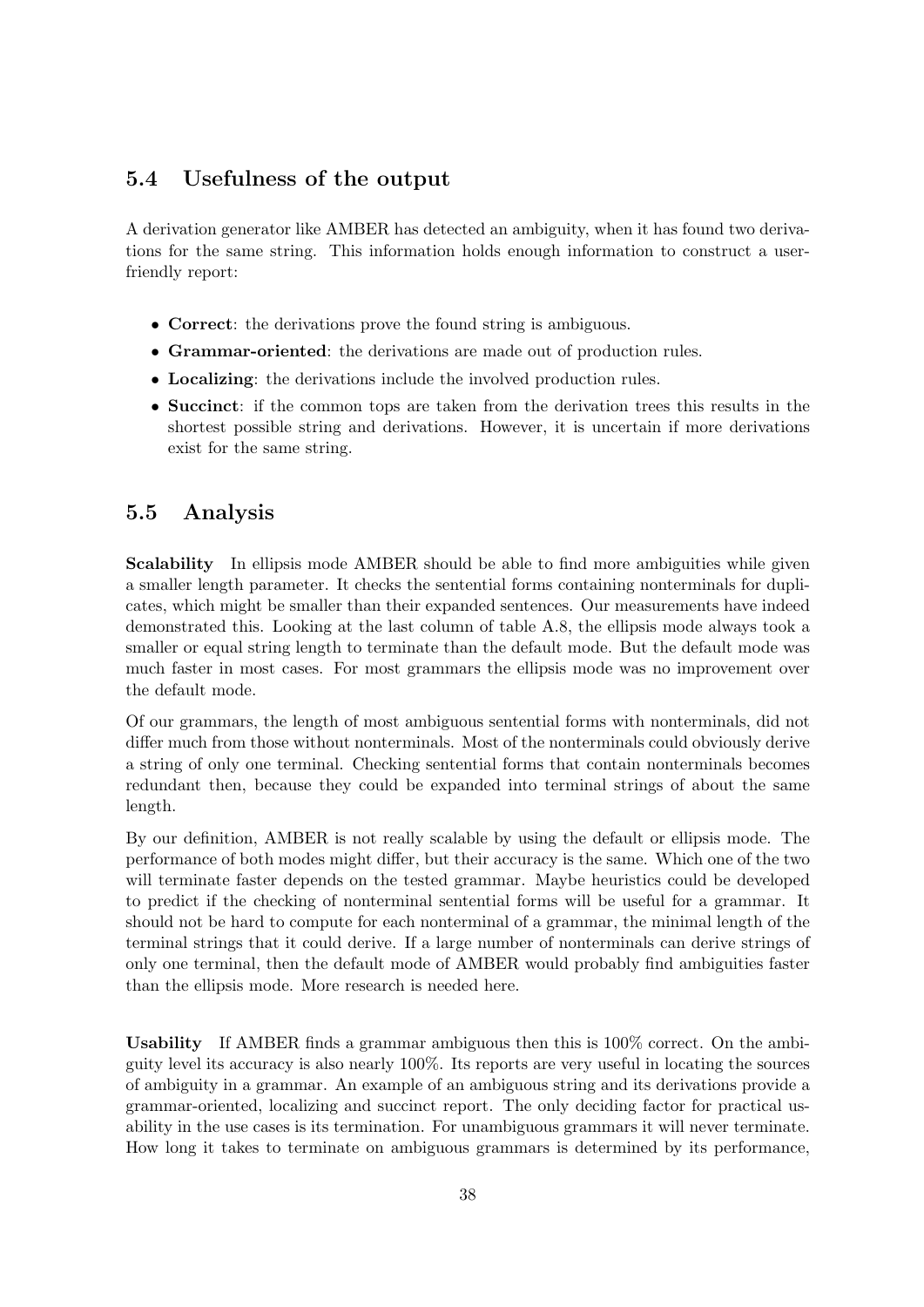## 5.4 Usefulness of the output

A derivation generator like AMBER has detected an ambiguity, when it has found two derivations for the same string. This information holds enough information to construct a user-friendly report:

- **Correct**: the derivations prove the found string is ambiguous.
- **Grammar-oriented**: the derivations are made out of production rules.
- **Localizing**: the derivations include the involved production rules.
- **Succinct**: if the common tops are taken from the derivation trees this results in the shortest possible string and derivations. However, it is uncertain if more derivations exist for the same string.

## 5.5 Analysis

**Scalability** In ellipsis mode AMBER should be able to find more ambiguities while given a smaller length parameter. It checks the sentential forms containing nonterminals for duplicates, which might be smaller than their expanded sentences. Our measurements have indeed demonstrated this. Looking at the last column of table A.8, the ellipsis mode always took a smaller or equal string length to terminate than the default mode. But the default mode was much faster in most cases. For most grammars the ellipsis mode was no improvement over the default mode.

Of our grammars, the length of most ambiguous sentential forms with nonterminals, did not differ much from those without nonterminals. Most of the nonterminals could obviously derive a string of only one terminal. Checking sentential forms that contain nonterminals becomes redundant then, because they could be expanded into terminal strings of about the same length.

By our definition, AMBER is not really scalable by using the default or ellipsis mode. The performance of both modes might differ, but their accuracy is the same. Which one of the two will terminate faster depends on the tested grammar. Maybe heuristics could be developed to predict if the checking of nonterminal sentential forms will be useful for a grammar. It should not be hard to compute for each nonterminal of a grammar, the minimal length of the terminal strings that it could derive. If a large number of nonterminals can derive strings of only one terminal, then the default mode of AMBER would probably find ambiguities faster than the ellipsis mode. More research is needed here.

**Usability** If AMBER finds a grammar ambiguous then this is 100% correct. On the ambiguity level its accuracy is also nearly 100%. Its reports are very useful in locating the sources of ambiguity in a grammar. An example of an ambiguous string and its derivations provide a grammar-oriented, localizing and succinct report. The only deciding factor for practical usability in the use cases is its termination. For unambiguous grammars it will never terminate. How long it takes to terminate on ambiguous grammars is determined by its performance,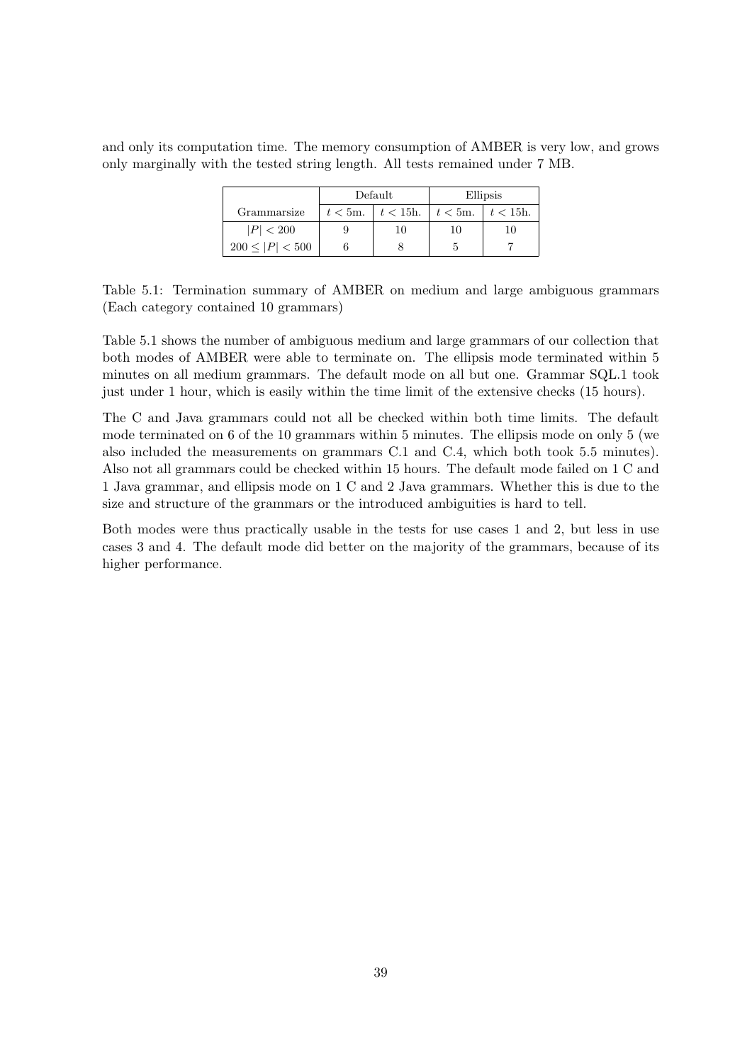and only its computation time. The memory consumption of AMBER is very low, and grows only marginally with the tested string length. All tests remained under 7 MB.

| | Default | | Ellipsis | |
|---|---|---|---|---|
| Grammarsize | $t < 5$m. | $t < 15$h. | $t < 5$m. | $t < 15$h. |
| $\|P\| < 200$ | 9 | 10 | 10 | 10 |
| $200 \leq \|P\| < 500$ | 6 | 8 | 5 | 7 |

Table 5.1: Termination summary of AMBER on medium and large ambiguous grammars (Each category contained 10 grammars)

Table 5.1 shows the number of ambiguous medium and large grammars of our collection that both modes of AMBER were able to terminate on. The ellipsis mode terminated within 5 minutes on all medium grammars. The default mode on all but one. Grammar SQL.1 took just under 1 hour, which is easily within the time limit of the extensive checks (15 hours).

The C and Java grammars could not all be checked within both time limits. The default mode terminated on 6 of the 10 grammars within 5 minutes. The ellipsis mode on only 5 (we also included the measurements on grammars C.1 and C.4, which both took 5.5 minutes). Also not all grammars could be checked within 15 hours. The default mode failed on 1 C and 1 Java grammar, and ellipsis mode on 1 C and 2 Java grammars. Whether this is due to the size and structure of the grammars or the introduced ambiguities is hard to tell.

Both modes were thus practically usable in the tests for use cases 1 and 2, but less in use cases 3 and 4. The default mode did better on the majority of the grammars, because of its higher performance.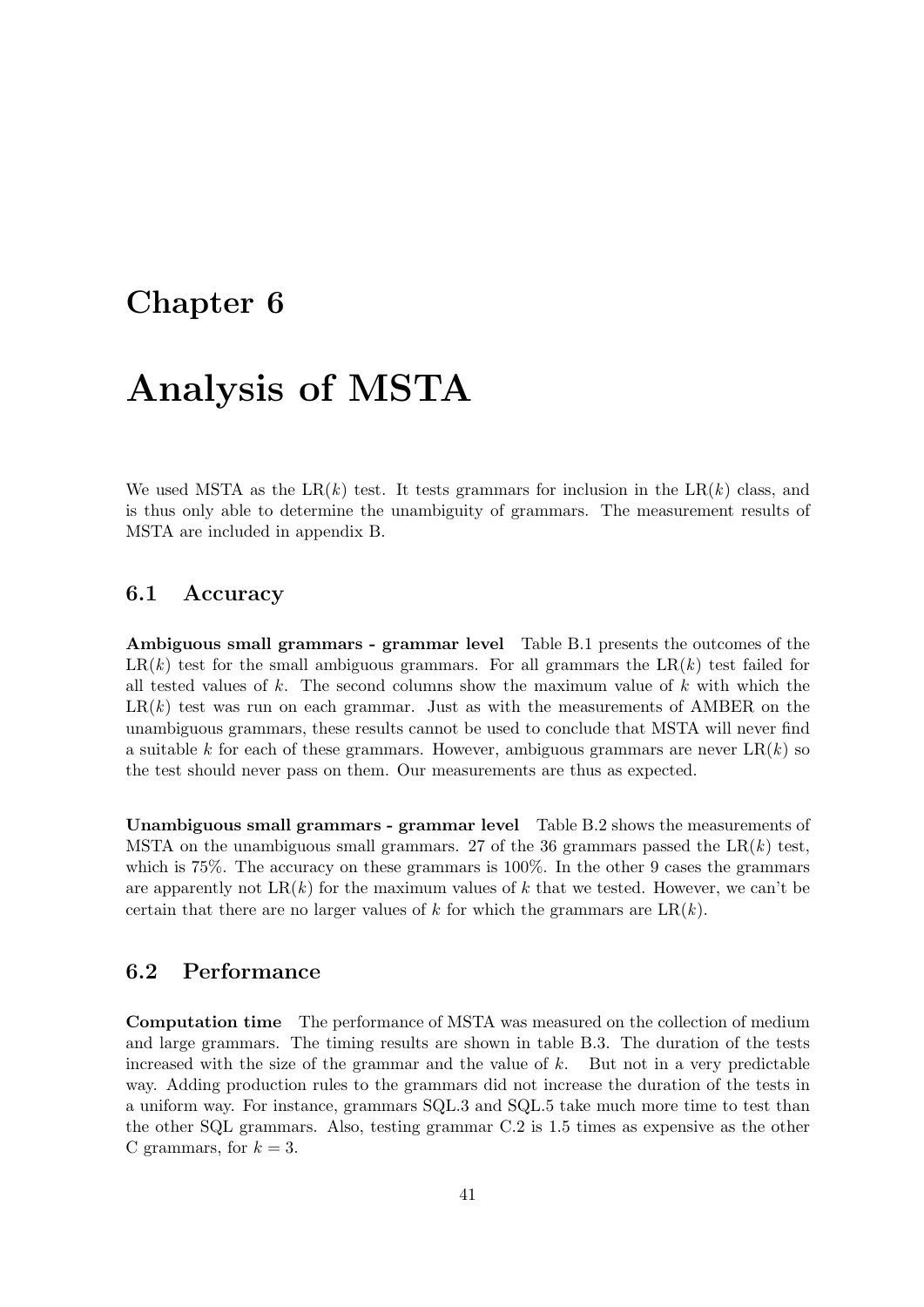# Chapter 6

# Analysis of MSTA

We used MSTA as the LR($k$) test. It tests grammars for inclusion in the LR($k$) class, and is thus only able to determine the unambiguity of grammars. The measurement results of MSTA are included in appendix B.

## 6.1 Accuracy

**Ambiguous small grammars - grammar level** Table B.1 presents the outcomes of the LR($k$) test for the small ambiguous grammars. For all grammars the LR($k$) test failed for all tested values of $k$. The second columns show the maximum value of $k$ with which the LR($k$) test was run on each grammar. Just as with the measurements of AMBER on the unambiguous grammars, these results cannot be used to conclude that MSTA will never find a suitable $k$ for each of these grammars. However, ambiguous grammars are never LR($k$) so the test should never pass on them. Our measurements are thus as expected.

**Unambiguous small grammars - grammar level** Table B.2 shows the measurements of MSTA on the unambiguous small grammars. 27 of the 36 grammars passed the LR($k$) test, which is 75%. The accuracy on these grammars is 100%. In the other 9 cases the grammars are apparently not LR($k$) for the maximum values of $k$ that we tested. However, we can't be certain that there are no larger values of $k$ for which the grammars are LR($k$).

## 6.2 Performance

**Computation time** The performance of MSTA was measured on the collection of medium and large grammars. The timing results are shown in table B.3. The duration of the tests increased with the size of the grammar and the value of $k$. But not in a very predictable way. Adding production rules to the grammars did not increase the duration of the tests in a uniform way. For instance, grammars SQL.3 and SQL.5 take much more time to test than the other SQL grammars. Also, testing grammar C.2 is 1.5 times as expensive as the other C grammars, for $k = 3$.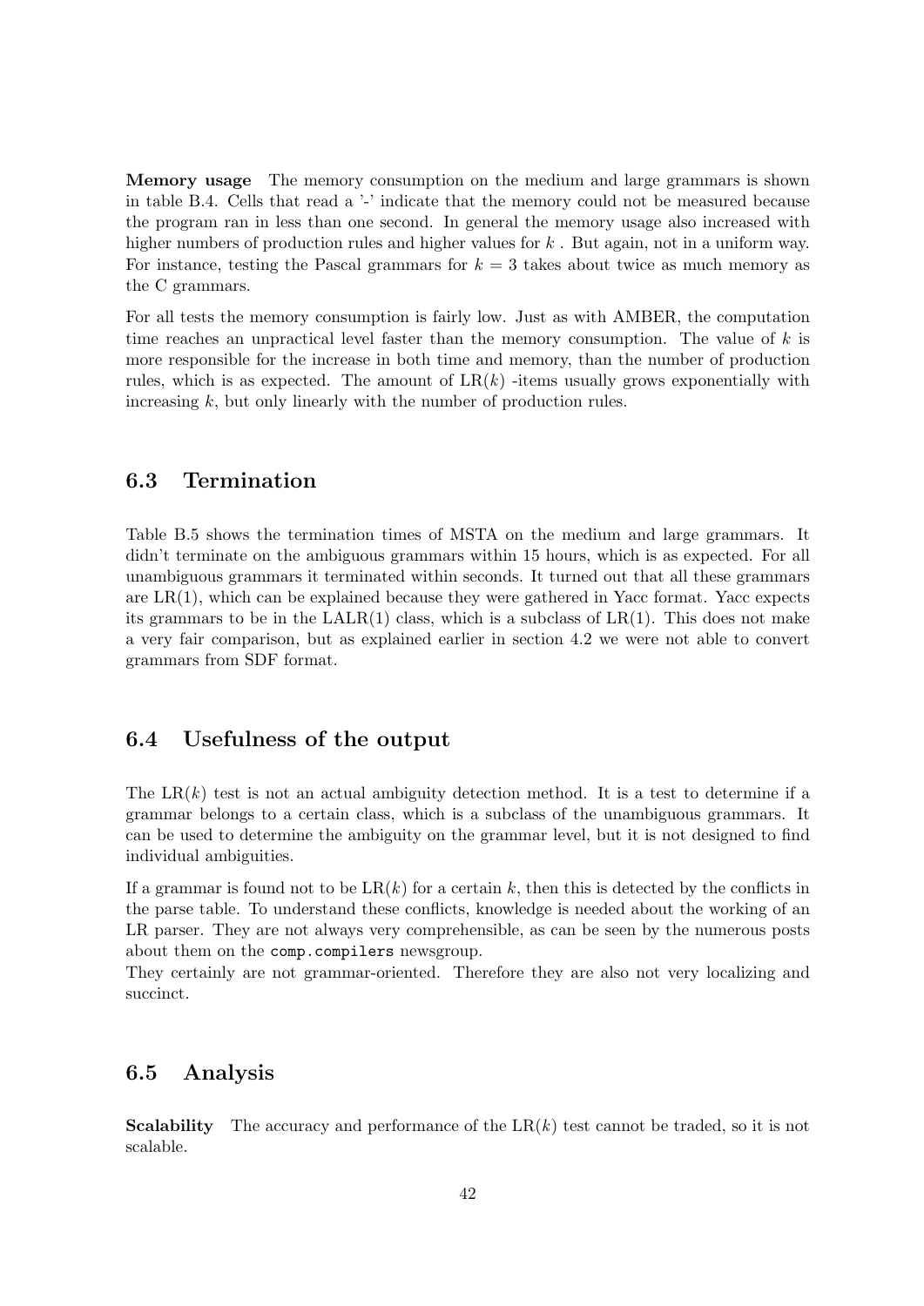**Memory usage** The memory consumption on the medium and large grammars is shown in table B.4. Cells that read a '-' indicate that the memory could not be measured because the program ran in less than one second. In general the memory usage also increased with higher numbers of production rules and higher values for $k$ . But again, not in a uniform way. For instance, testing the Pascal grammars for $k = 3$ takes about twice as much memory as the C grammars.

For all tests the memory consumption is fairly low. Just as with AMBER, the computation time reaches an unpractical level faster than the memory consumption. The value of $k$ is more responsible for the increase in both time and memory, than the number of production rules, which is as expected. The amount of LR($k$) -items usually grows exponentially with increasing $k$, but only linearly with the number of production rules.

## 6.3 Termination

Table B.5 shows the termination times of MSTA on the medium and large grammars. It didn't terminate on the ambiguous grammars within 15 hours, which is as expected. For all unambiguous grammars it terminated within seconds. It turned out that all these grammars are LR(1), which can be explained because they were gathered in Yacc format. Yacc expects its grammars to be in the LALR(1) class, which is a subclass of LR(1). This does not make a very fair comparison, but as explained earlier in section 4.2 we were not able to convert grammars from SDF format.

## 6.4 Usefulness of the output

The LR($k$) test is not an actual ambiguity detection method. It is a test to determine if a grammar belongs to a certain class, which is a subclass of the unambiguous grammars. It can be used to determine the ambiguity on the grammar level, but it is not designed to find individual ambiguities.

If a grammar is found not to be LR($k$) for a certain $k$, then this is detected by the conflicts in the parse table. To understand these conflicts, knowledge is needed about the working of an LR parser. They are not always very comprehensible, as can be seen by the numerous posts about them on the `comp.compilers` newsgroup.
They certainly are not grammar-oriented. Therefore they are also not very localizing and succinct.

## 6.5 Analysis

**Scalability** The accuracy and performance of the LR($k$) test cannot be traded, so it is not scalable.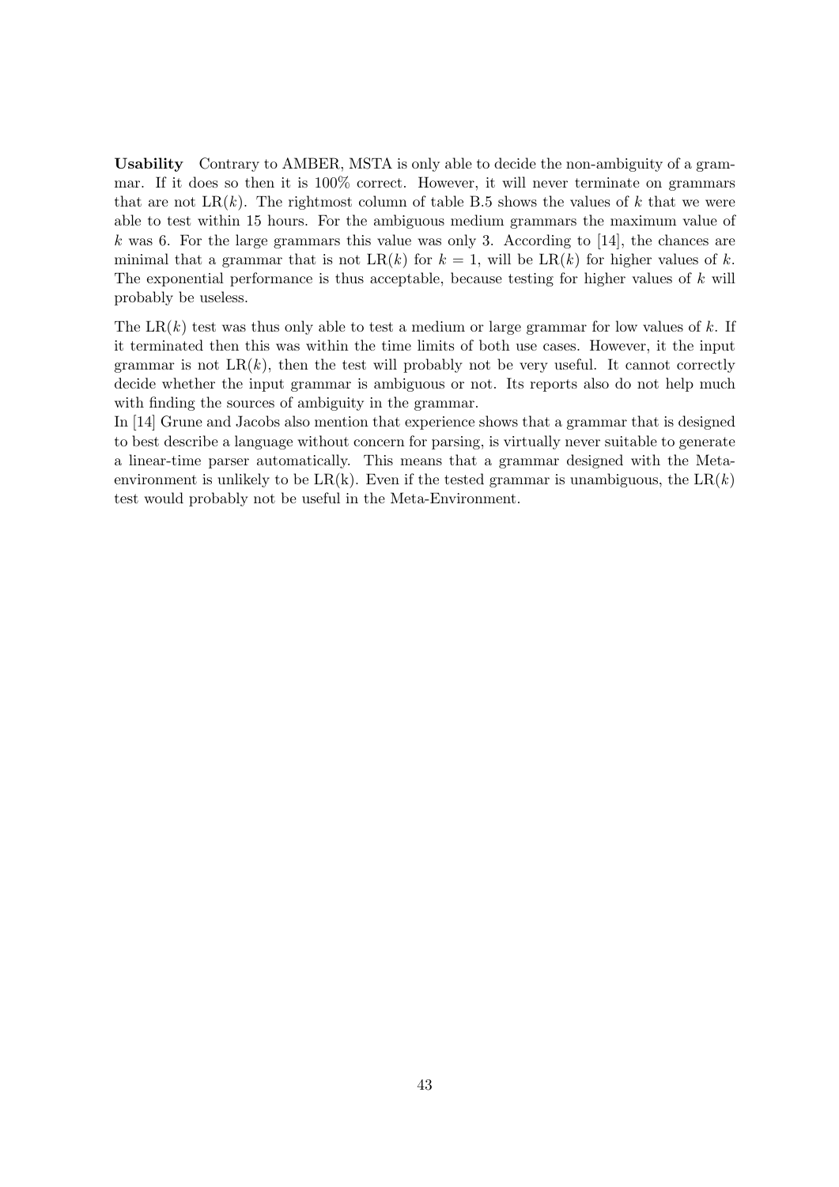**Usability** Contrary to AMBER, MSTA is only able to decide the non-ambiguity of a grammar. If it does so then it is 100% correct. However, it will never terminate on grammars that are not LR($k$). The rightmost column of table B.5 shows the values of $k$ that we were able to test within 15 hours. For the ambiguous medium grammars the maximum value of $k$ was 6. For the large grammars this value was only 3. According to [14], the chances are minimal that a grammar that is not LR($k$) for $k = 1$, will be LR($k$) for higher values of $k$. The exponential performance is thus acceptable, because testing for higher values of $k$ will probably be useless.

The LR($k$) test was thus only able to test a medium or large grammar for low values of $k$. If it terminated then this was within the time limits of both use cases. However, it the input grammar is not LR($k$), then the test will probably not be very useful. It cannot correctly decide whether the input grammar is ambiguous or not. Its reports also do not help much with finding the sources of ambiguity in the grammar.
In [14] Grune and Jacobs also mention that experience shows that a grammar that is designed to best describe a language without concern for parsing, is virtually never suitable to generate a linear-time parser automatically. This means that a grammar designed with the Meta-environment is unlikely to be LR(k). Even if the tested grammar is unambiguous, the LR($k$) test would probably not be useful in the Meta-Environment.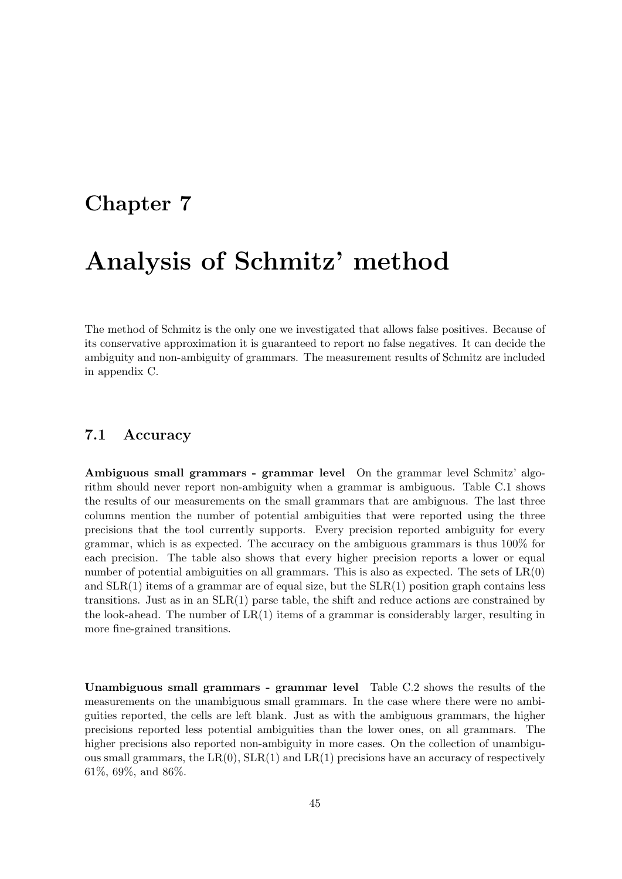# Chapter 7

# Analysis of Schmitz' method

The method of Schmitz is the only one we investigated that allows false positives. Because of its conservative approximation it is guaranteed to report no false negatives. It can decide the ambiguity and non-ambiguity of grammars. The measurement results of Schmitz are included in appendix C.

## 7.1 Accuracy

**Ambiguous small grammars - grammar level** On the grammar level Schmitz' algorithm should never report non-ambiguity when a grammar is ambiguous. Table C.1 shows the results of our measurements on the small grammars that are ambiguous. The last three columns mention the number of potential ambiguities that were reported using the three precisions that the tool currently supports. Every precision reported ambiguity for every grammar, which is as expected. The accuracy on the ambiguous grammars is thus 100% for each precision. The table also shows that every higher precision reports a lower or equal number of potential ambiguities on all grammars. This is also as expected. The sets of LR(0) and SLR(1) items of a grammar are of equal size, but the SLR(1) position graph contains less transitions. Just as in an SLR(1) parse table, the shift and reduce actions are constrained by the look-ahead. The number of LR(1) items of a grammar is considerably larger, resulting in more fine-grained transitions.

**Unambiguous small grammars - grammar level** Table C.2 shows the results of the measurements on the unambiguous small grammars. In the case where there were no ambiguities reported, the cells are left blank. Just as with the ambiguous grammars, the higher precisions reported less potential ambiguities than the lower ones, on all grammars. The higher precisions also reported non-ambiguity in more cases. On the collection of unambiguous small grammars, the LR(0), SLR(1) and LR(1) precisions have an accuracy of respectively 61%, 69%, and 86%.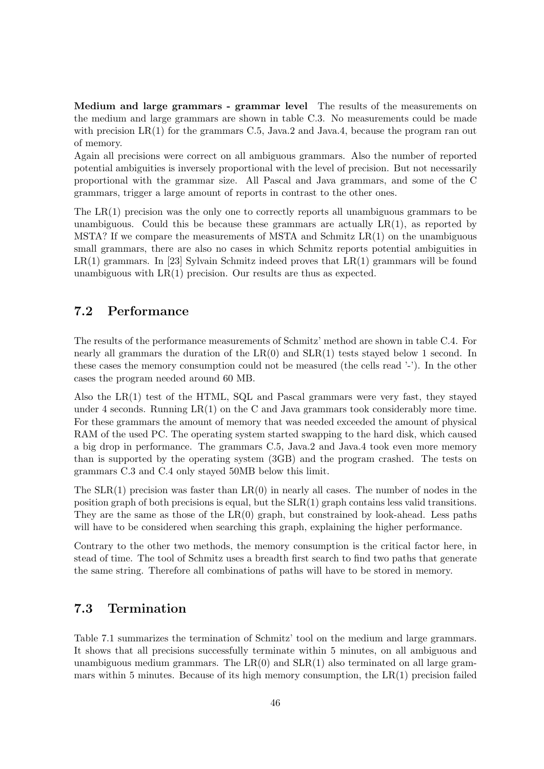**Medium and large grammars - grammar level** The results of the measurements on the medium and large grammars are shown in table C.3. No measurements could be made with precision LR(1) for the grammars C.5, Java.2 and Java.4, because the program ran out of memory.
Again all precisions were correct on all ambiguous grammars. Also the number of reported potential ambiguities is inversely proportional with the level of precision. But not necessarily proportional with the grammar size. All Pascal and Java grammars, and some of the C grammars, trigger a large amount of reports in contrast to the other ones.

The LR(1) precision was the only one to correctly reports all unambiguous grammars to be unambiguous. Could this be because these grammars are actually LR(1), as reported by MSTA? If we compare the measurements of MSTA and Schmitz LR(1) on the unambiguous small grammars, there are also no cases in which Schmitz reports potential ambiguities in LR(1) grammars. In [23] Sylvain Schmitz indeed proves that LR(1) grammars will be found unambiguous with LR(1) precision. Our results are thus as expected.

## 7.2 Performance

The results of the performance measurements of Schmitz' method are shown in table C.4. For nearly all grammars the duration of the LR(0) and SLR(1) tests stayed below 1 second. In these cases the memory consumption could not be measured (the cells read '-'). In the other cases the program needed around 60 MB.

Also the LR(1) test of the HTML, SQL and Pascal grammars were very fast, they stayed under 4 seconds. Running LR(1) on the C and Java grammars took considerably more time. For these grammars the amount of memory that was needed exceeded the amount of physical RAM of the used PC. The operating system started swapping to the hard disk, which caused a big drop in performance. The grammars C.5, Java.2 and Java.4 took even more memory than is supported by the operating system (3GB) and the program crashed. The tests on grammars C.3 and C.4 only stayed 50MB below this limit.

The SLR(1) precision was faster than LR(0) in nearly all cases. The number of nodes in the position graph of both precisions is equal, but the SLR(1) graph contains less valid transitions. They are the same as those of the LR(0) graph, but constrained by look-ahead. Less paths will have to be considered when searching this graph, explaining the higher performance.

Contrary to the other two methods, the memory consumption is the critical factor here, in stead of time. The tool of Schmitz uses a breadth first search to find two paths that generate the same string. Therefore all combinations of paths will have to be stored in memory.

## 7.3 Termination

Table 7.1 summarizes the termination of Schmitz' tool on the medium and large grammars. It shows that all precisions successfully terminate within 5 minutes, on all ambiguous and unambiguous medium grammars. The LR(0) and SLR(1) also terminated on all large grammars within 5 minutes. Because of its high memory consumption, the LR(1) precision failed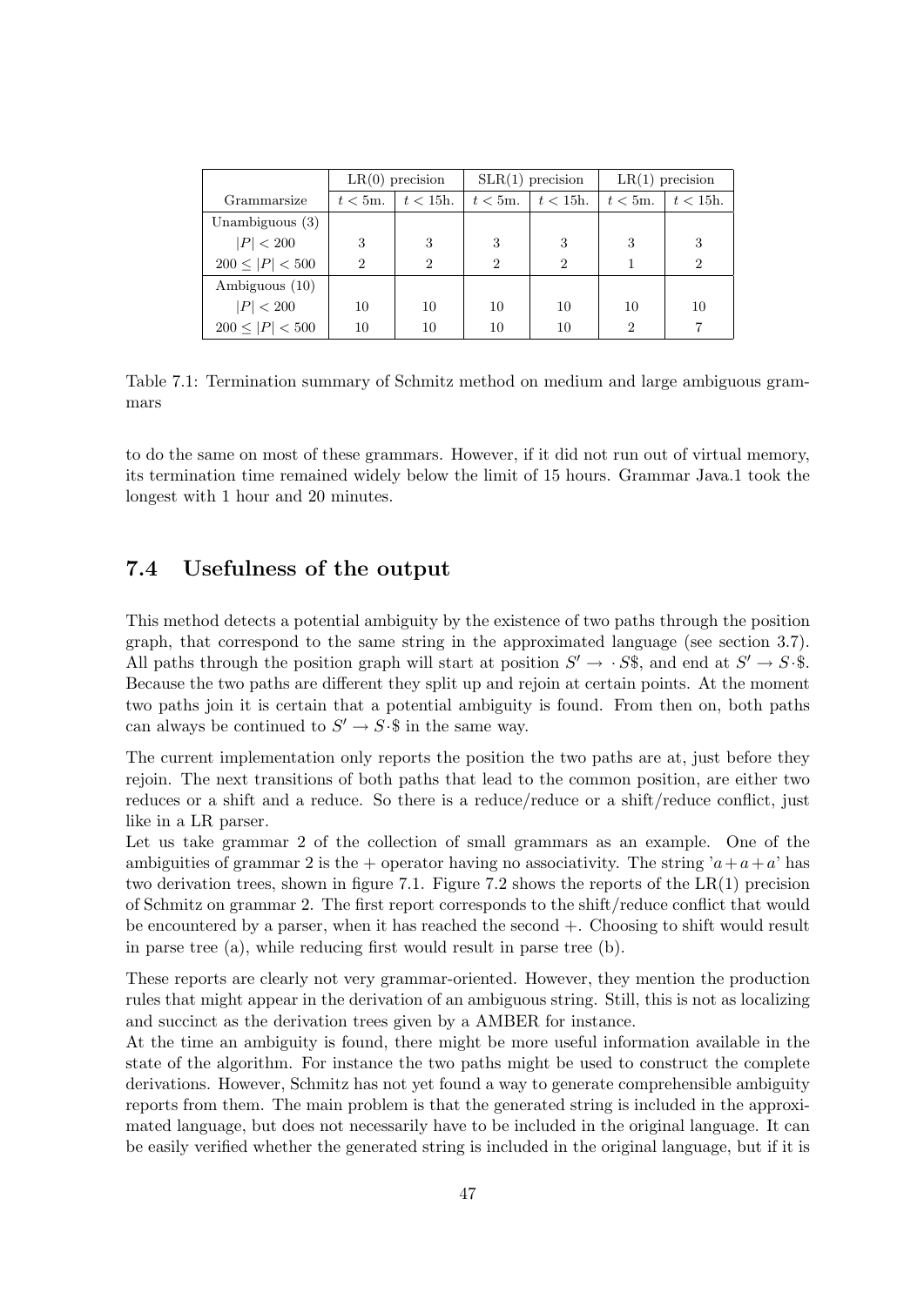| | LR(0) precision | | SLR(1) precision | | LR(1) precision | |
|---|---|---|---|---|---|---|
| Grammarsize | $t < 5$m. | $t < 15$h. | $t < 5$m. | $t < 15$h. | $t < 5$m. | $t < 15$h. |
| Unambiguous (3) | | | | | | |
| $\|P\| < 200$ | 3 | 3 | 3 | 3 | 3 | 3 |
| $200 \leq \|P\| < 500$ | 2 | 2 | 2 | 2 | 1 | 2 |
| Ambiguous (10) | | | | | | |
| $\|P\| < 200$ | 10 | 10 | 10 | 10 | 10 | 10 |
| $200 \leq \|P\| < 500$ | 10 | 10 | 10 | 10 | 2 | 7 |

Table 7.1: Termination summary of Schmitz method on medium and large ambiguous grammars

to do the same on most of these grammars. However, if it did not run out of virtual memory, its termination time remained widely below the limit of 15 hours. Grammar Java.1 took the longest with 1 hour and 20 minutes.

## 7.4 Usefulness of the output

This method detects a potential ambiguity by the existence of two paths through the position graph, that correspond to the same string in the approximated language (see section 3.7). All paths through the position graph will start at position $S' \rightarrow \cdot S\$$, and end at $S' \rightarrow S\cdot\$$. Because the two paths are different they split up and rejoin at certain points. At the moment two paths join it is certain that a potential ambiguity is found. From then on, both paths can always be continued to $S' \rightarrow S\cdot\$$ in the same way.

The current implementation only reports the position the two paths are at, just before they rejoin. The next transitions of both paths that lead to the common position, are either two reduces or a shift and a reduce. So there is a reduce/reduce or a shift/reduce conflict, just like in a LR parser.

Let us take grammar 2 of the collection of small grammars as an example. One of the ambiguities of grammar 2 is the + operator having no associativity. The string '$a+a+a$' has two derivation trees, shown in figure 7.1. Figure 7.2 shows the reports of the LR(1) precision of Schmitz on grammar 2. The first report corresponds to the shift/reduce conflict that would be encountered by a parser, when it has reached the second +. Choosing to shift would result in parse tree (a), while reducing first would result in parse tree (b).

These reports are clearly not very grammar-oriented. However, they mention the production rules that might appear in the derivation of an ambiguous string. Still, this is not as localizing and succinct as the derivation trees given by a AMBER for instance.

At the time an ambiguity is found, there might be more useful information available in the state of the algorithm. For instance the two paths might be used to construct the complete derivations. However, Schmitz has not yet found a way to generate comprehensible ambiguity reports from them. The main problem is that the generated string is included in the approximated language, but does not necessarily have to be included in the original language. It can be easily verified whether the generated string is included in the original language, but if it is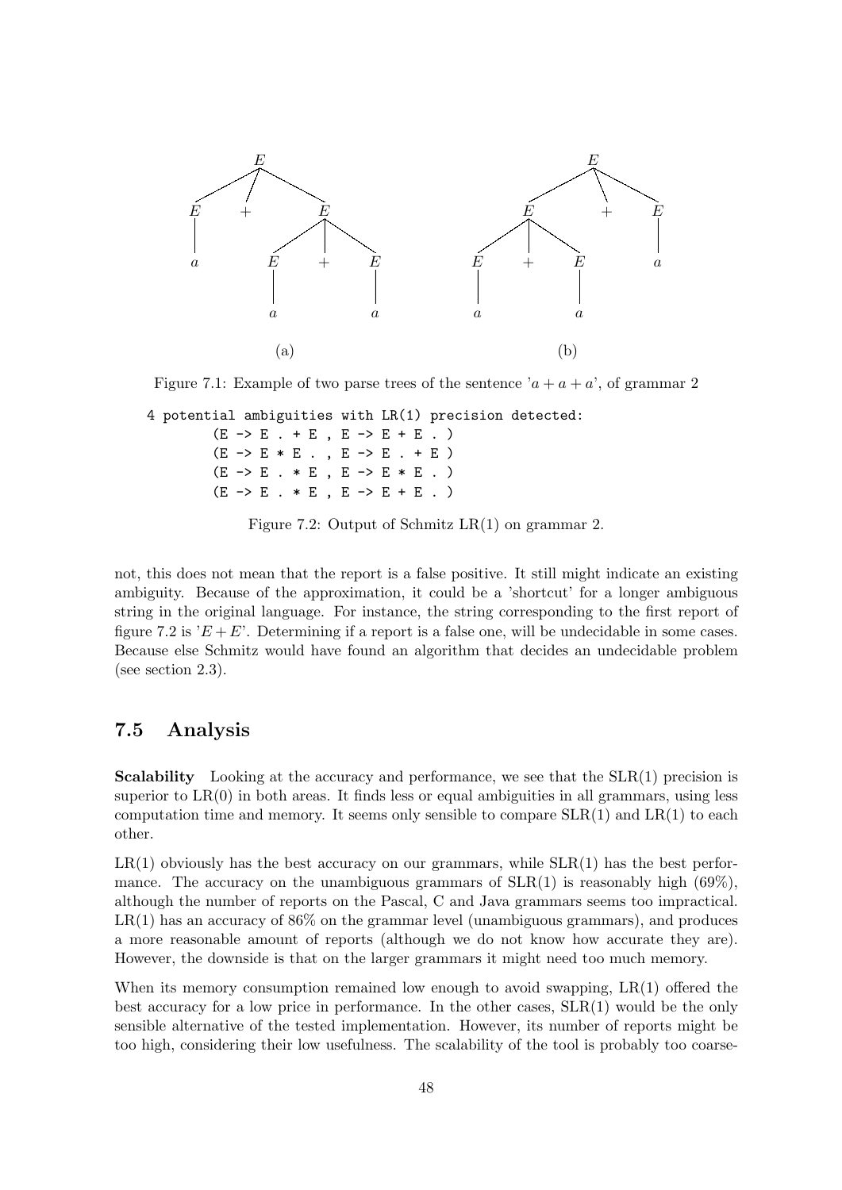Figure 7.1: Example of two parse trees of the sentence '$a + a + a$', of grammar 2

```
4 potential ambiguities with LR(1) precision detected:
        (E -> E . + E , E -> E + E . )
        (E -> E * E . , E -> E . + E )
        (E -> E . * E , E -> E * E . )
        (E -> E . * E , E -> E + E . )
```

Figure 7.2: Output of Schmitz LR(1) on grammar 2.

not, this does not mean that the report is a false positive. It still might indicate an existing ambiguity. Because of the approximation, it could be a 'shortcut' for a longer ambiguous string in the original language. For instance, the string corresponding to the first report of figure 7.2 is '$E + E$'. Determining if a report is a false one, will be undecidable in some cases. Because else Schmitz would have found an algorithm that decides an undecidable problem (see section 2.3).

## 7.5 Analysis

**Scalability** Looking at the accuracy and performance, we see that the SLR(1) precision is superior to LR(0) in both areas. It finds less or equal ambiguities in all grammars, using less computation time and memory. It seems only sensible to compare SLR(1) and LR(1) to each other.

LR(1) obviously has the best accuracy on our grammars, while SLR(1) has the best performance. The accuracy on the unambiguous grammars of SLR(1) is reasonably high (69%), although the number of reports on the Pascal, C and Java grammars seems too impractical. LR(1) has an accuracy of 86% on the grammar level (unambiguous grammars), and produces a more reasonable amount of reports (although we do not know how accurate they are). However, the downside is that on the larger grammars it might need too much memory.

When its memory consumption remained low enough to avoid swapping, LR(1) offered the best accuracy for a low price in performance. In the other cases, SLR(1) would be the only sensible alternative of the tested implementation. However, its number of reports might be too high, considering their low usefulness. The scalability of the tool is probably too coarse-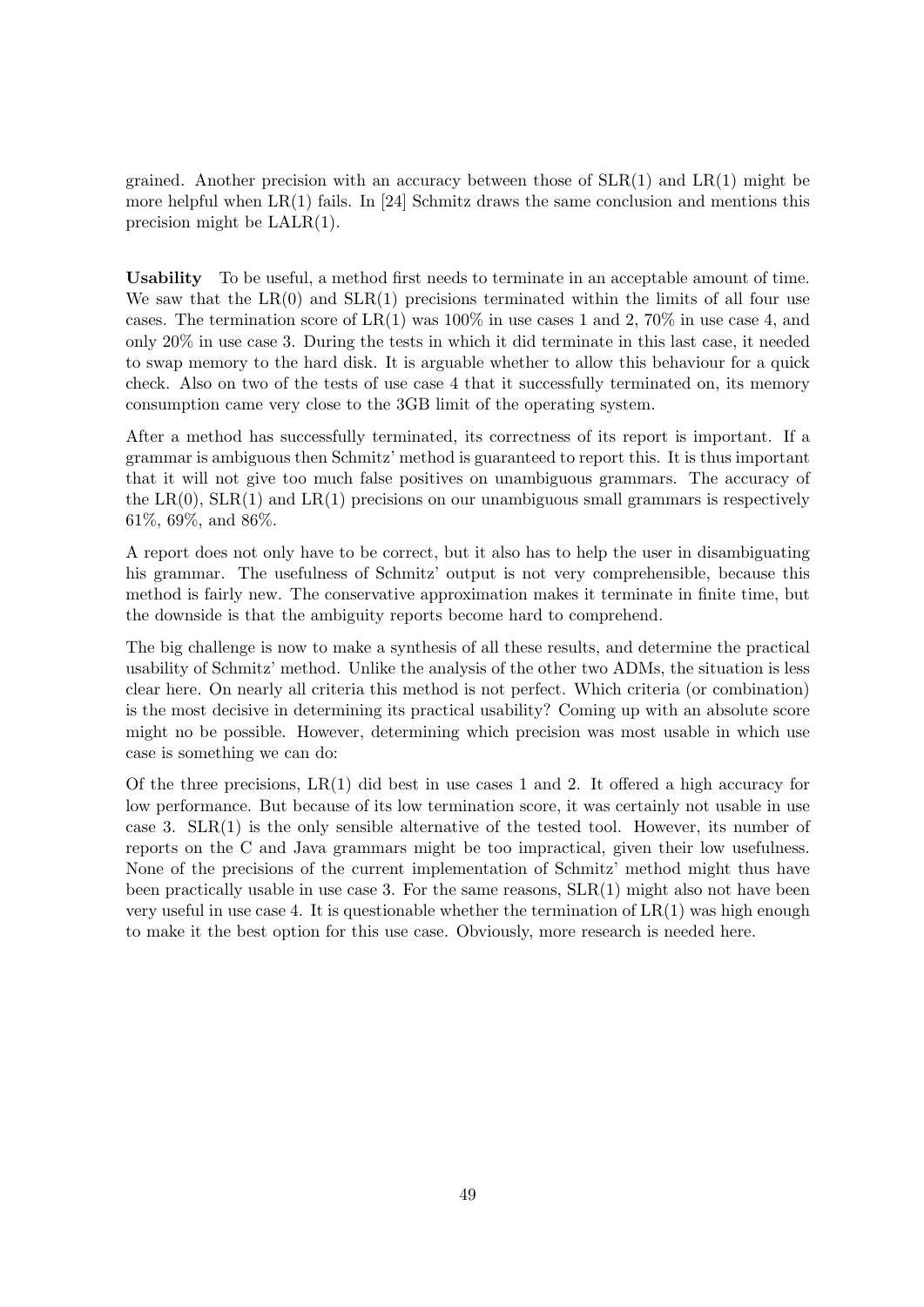grained. Another precision with an accuracy between those of SLR(1) and LR(1) might be more helpful when LR(1) fails. In [24] Schmitz draws the same conclusion and mentions this precision might be LALR(1).

**Usability** To be useful, a method first needs to terminate in an acceptable amount of time. We saw that the LR(0) and SLR(1) precisions terminated within the limits of all four use cases. The termination score of LR(1) was 100% in use cases 1 and 2, 70% in use case 4, and only 20% in use case 3. During the tests in which it did terminate in this last case, it needed to swap memory to the hard disk. It is arguable whether to allow this behaviour for a quick check. Also on two of the tests of use case 4 that it successfully terminated on, its memory consumption came very close to the 3GB limit of the operating system.

After a method has successfully terminated, its correctness of its report is important. If a grammar is ambiguous then Schmitz' method is guaranteed to report this. It is thus important that it will not give too much false positives on unambiguous grammars. The accuracy of the LR(0), SLR(1) and LR(1) precisions on our unambiguous small grammars is respectively 61%, 69%, and 86%.

A report does not only have to be correct, but it also has to help the user in disambiguating his grammar. The usefulness of Schmitz' output is not very comprehensible, because this method is fairly new. The conservative approximation makes it terminate in finite time, but the downside is that the ambiguity reports become hard to comprehend.

The big challenge is now to make a synthesis of all these results, and determine the practical usability of Schmitz' method. Unlike the analysis of the other two ADMs, the situation is less clear here. On nearly all criteria this method is not perfect. Which criteria (or combination) is the most decisive in determining its practical usability? Coming up with an absolute score might no be possible. However, determining which precision was most usable in which use case is something we can do:

Of the three precisions, LR(1) did best in use cases 1 and 2. It offered a high accuracy for low performance. But because of its low termination score, it was certainly not usable in use case 3. SLR(1) is the only sensible alternative of the tested tool. However, its number of reports on the C and Java grammars might be too impractical, given their low usefulness. None of the precisions of the current implementation of Schmitz' method might thus have been practically usable in use case 3. For the same reasons, SLR(1) might also not have been very useful in use case 4. It is questionable whether the termination of LR(1) was high enough to make it the best option for this use case. Obviously, more research is needed here.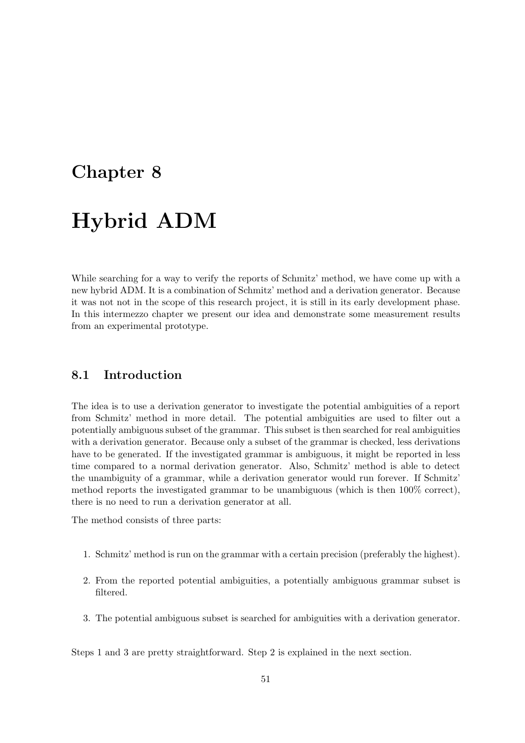# Chapter 8

# Hybrid ADM

While searching for a way to verify the reports of Schmitz' method, we have come up with a new hybrid ADM. It is a combination of Schmitz' method and a derivation generator. Because it was not not in the scope of this research project, it is still in its early development phase. In this intermezzo chapter we present our idea and demonstrate some measurement results from an experimental prototype.

## 8.1 Introduction

The idea is to use a derivation generator to investigate the potential ambiguities of a report from Schmitz' method in more detail. The potential ambiguities are used to filter out a potentially ambiguous subset of the grammar. This subset is then searched for real ambiguities with a derivation generator. Because only a subset of the grammar is checked, less derivations have to be generated. If the investigated grammar is ambiguous, it might be reported in less time compared to a normal derivation generator. Also, Schmitz' method is able to detect the unambiguity of a grammar, while a derivation generator would run forever. If Schmitz' method reports the investigated grammar to be unambiguous (which is then 100% correct), there is no need to run a derivation generator at all.

The method consists of three parts:

1. Schmitz' method is run on the grammar with a certain precision (preferably the highest).
2. From the reported potential ambiguities, a potentially ambiguous grammar subset is filtered.
3. The potential ambiguous subset is searched for ambiguities with a derivation generator.

Steps 1 and 3 are pretty straightforward. Step 2 is explained in the next section.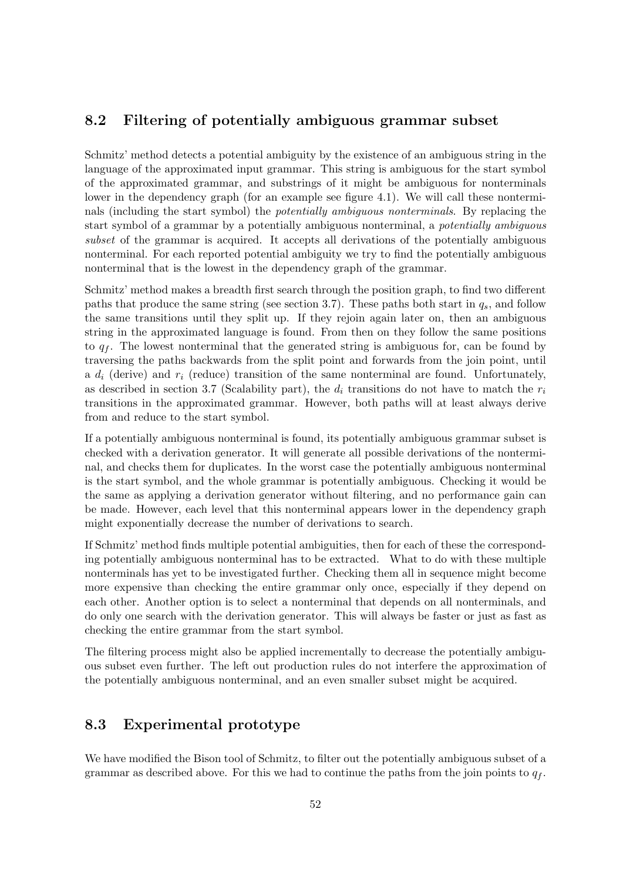## 8.2 Filtering of potentially ambiguous grammar subset

Schmitz' method detects a potential ambiguity by the existence of an ambiguous string in the language of the approximated input grammar. This string is ambiguous for the start symbol of the approximated grammar, and substrings of it might be ambiguous for nonterminals lower in the dependency graph (for an example see figure 4.1). We will call these nonterminals (including the start symbol) the *potentially ambiguous nonterminals*. By replacing the start symbol of a grammar by a potentially ambiguous nonterminal, a *potentially ambiguous subset* of the grammar is acquired. It accepts all derivations of the potentially ambiguous nonterminal. For each reported potential ambiguity we try to find the potentially ambiguous nonterminal that is the lowest in the dependency graph of the grammar.

Schmitz' method makes a breadth first search through the position graph, to find two different paths that produce the same string (see section 3.7). These paths both start in $q_s$, and follow the same transitions until they split up. If they rejoin again later on, then an ambiguous string in the approximated language is found. From then on they follow the same positions to $q_f$. The lowest nonterminal that the generated string is ambiguous for, can be found by traversing the paths backwards from the split point and forwards from the join point, until a $d_i$ (derive) and $r_i$ (reduce) transition of the same nonterminal are found. Unfortunately, as described in section 3.7 (Scalability part), the $d_i$ transitions do not have to match the $r_i$ transitions in the approximated grammar. However, both paths will at least always derive from and reduce to the start symbol.

If a potentially ambiguous nonterminal is found, its potentially ambiguous grammar subset is checked with a derivation generator. It will generate all possible derivations of the nonterminal, and checks them for duplicates. In the worst case the potentially ambiguous nonterminal is the start symbol, and the whole grammar is potentially ambiguous. Checking it would be the same as applying a derivation generator without filtering, and no performance gain can be made. However, each level that this nonterminal appears lower in the dependency graph might exponentially decrease the number of derivations to search.

If Schmitz' method finds multiple potential ambiguities, then for each of these the corresponding potentially ambiguous nonterminal has to be extracted. What to do with these multiple nonterminals has yet to be investigated further. Checking them all in sequence might become more expensive than checking the entire grammar only once, especially if they depend on each other. Another option is to select a nonterminal that depends on all nonterminals, and do only one search with the derivation generator. This will always be faster or just as fast as checking the entire grammar from the start symbol.

The filtering process might also be applied incrementally to decrease the potentially ambiguous subset even further. The left out production rules do not interfere the approximation of the potentially ambiguous nonterminal, and an even smaller subset might be acquired.

## 8.3 Experimental prototype

We have modified the Bison tool of Schmitz, to filter out the potentially ambiguous subset of a grammar as described above. For this we had to continue the paths from the join points to $q_f$.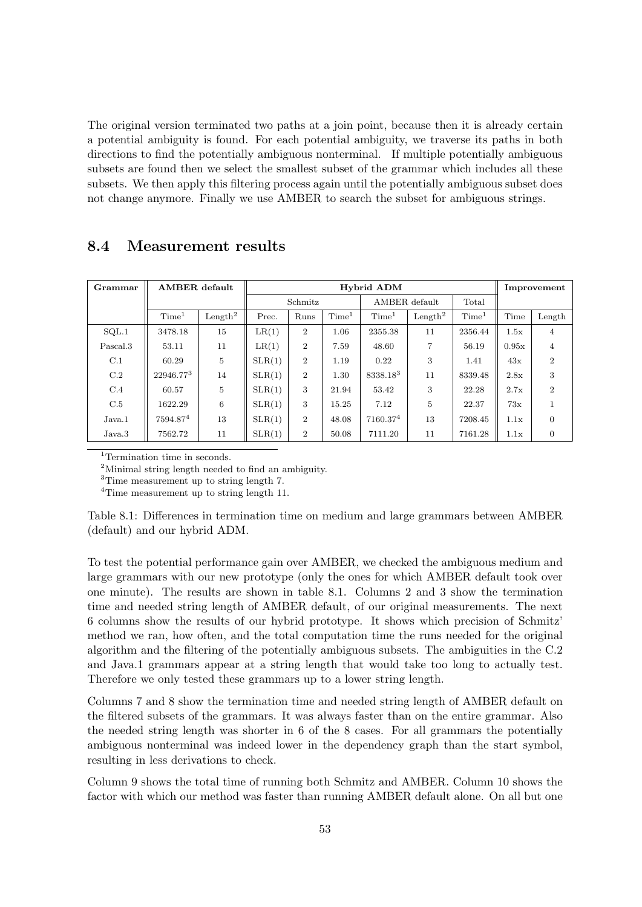The original version terminated two paths at a join point, because then it is already certain a potential ambiguity is found. For each potential ambiguity, we traverse its paths in both directions to find the potentially ambiguous nonterminal. If multiple potentially ambiguous subsets are found then we select the smallest subset of the grammar which includes all these subsets. We then apply this filtering process again until the potentially ambiguous subset does not change anymore. Finally we use AMBER to search the subset for ambiguous strings.

## 8.4 Measurement results

| Grammar | AMBER default | | Hybrid ADM | | | | | | Improvement | |
|---|---|---|---|---|---|---|---|---|---|---|
| | | | Schmitz | | | AMBER default | | Total | | |
| | Time[1] | Length[2] | Prec. | Runs | Time[1] | Time[1] | Length[2] | Time[1] | Time | Length |
| SQL.1 | 3478.18 | 15 | LR(1) | 2 | 1.06 | 2355.38 | 11 | 2356.44 | 1.5x | 4 |
| Pascal.3 | 53.11 | 11 | LR(1) | 2 | 7.59 | 48.60 | 7 | 56.19 | 0.95x | 4 |
| C.1 | 60.29 | 5 | SLR(1) | 2 | 1.19 | 0.22 | 3 | 1.41 | 43x | 2 |
| C.2 | 22946.77[3] | 14 | SLR(1) | 2 | 1.30 | 8338.18[3] | 11 | 8339.48 | 2.8x | 3 |
| C.4 | 60.57 | 5 | SLR(1) | 3 | 21.94 | 53.42 | 3 | 22.28 | 2.7x | 2 |
| C.5 | 1622.29 | 6 | SLR(1) | 3 | 15.25 | 7.12 | 5 | 22.37 | 73x | 1 |
| Java.1 | 7594.87[4] | 13 | SLR(1) | 2 | 48.08 | 7160.37[4] | 13 | 7208.45 | 1.1x | 0 |
| Java.3 | 7562.72 | 11 | SLR(1) | 2 | 50.08 | 7111.20 | 11 | 7161.28 | 1.1x | 0 |

[1]Termination time in seconds.
[2]Minimal string length needed to find an ambiguity.
[3]Time measurement up to string length 7.
[4]Time measurement up to string length 11.

Table 8.1: Differences in termination time on medium and large grammars between AMBER (default) and our hybrid ADM.

To test the potential performance gain over AMBER, we checked the ambiguous medium and large grammars with our new prototype (only the ones for which AMBER default took over one minute). The results are shown in table 8.1. Columns 2 and 3 show the termination time and needed string length of AMBER default, of our original measurements. The next 6 columns show the results of our hybrid prototype. It shows which precision of Schmitz' method we ran, how often, and the total computation time the runs needed for the original algorithm and the filtering of the potentially ambiguous subsets. The ambiguities in the C.2 and Java.1 grammars appear at a string length that would take too long to actually test. Therefore we only tested these grammars up to a lower string length.

Columns 7 and 8 show the termination time and needed string length of AMBER default on the filtered subsets of the grammars. It was always faster than on the entire grammar. Also the needed string length was shorter in 6 of the 8 cases. For all grammars the potentially ambiguous nonterminal was indeed lower in the dependency graph than the start symbol, resulting in less derivations to check.

Column 9 shows the total time of running both Schmitz and AMBER. Column 10 shows the factor with which our method was faster than running AMBER default alone. On all but one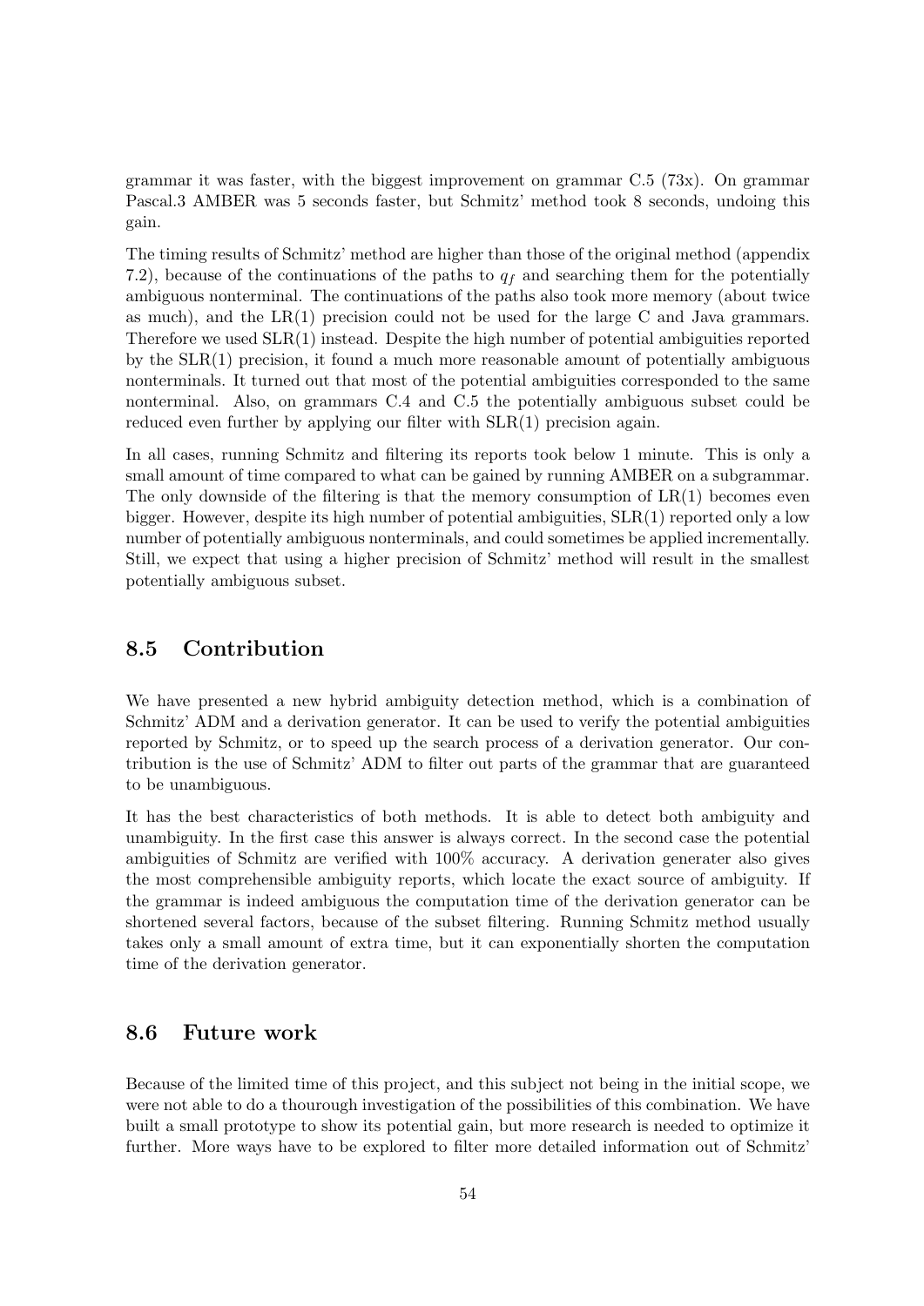grammar it was faster, with the biggest improvement on grammar C.5 (73x). On grammar Pascal.3 AMBER was 5 seconds faster, but Schmitz' method took 8 seconds, undoing this gain.

The timing results of Schmitz' method are higher than those of the original method (appendix 7.2), because of the continuations of the paths to $q_f$ and searching them for the potentially ambiguous nonterminal. The continuations of the paths also took more memory (about twice as much), and the LR(1) precision could not be used for the large C and Java grammars. Therefore we used SLR(1) instead. Despite the high number of potential ambiguities reported by the SLR(1) precision, it found a much more reasonable amount of potentially ambiguous nonterminals. It turned out that most of the potential ambiguities corresponded to the same nonterminal. Also, on grammars C.4 and C.5 the potentially ambiguous subset could be reduced even further by applying our filter with SLR(1) precision again.

In all cases, running Schmitz and filtering its reports took below 1 minute. This is only a small amount of time compared to what can be gained by running AMBER on a subgrammar. The only downside of the filtering is that the memory consumption of LR(1) becomes even bigger. However, despite its high number of potential ambiguities, SLR(1) reported only a low number of potentially ambiguous nonterminals, and could sometimes be applied incrementally. Still, we expect that using a higher precision of Schmitz' method will result in the smallest potentially ambiguous subset.

## 8.5 Contribution

We have presented a new hybrid ambiguity detection method, which is a combination of Schmitz' ADM and a derivation generator. It can be used to verify the potential ambiguities reported by Schmitz, or to speed up the search process of a derivation generator. Our contribution is the use of Schmitz' ADM to filter out parts of the grammar that are guaranteed to be unambiguous.

It has the best characteristics of both methods. It is able to detect both ambiguity and unambiguity. In the first case this answer is always correct. In the second case the potential ambiguities of Schmitz are verified with 100% accuracy. A derivation generater also gives the most comprehensible ambiguity reports, which locate the exact source of ambiguity. If the grammar is indeed ambiguous the computation time of the derivation generator can be shortened several factors, because of the subset filtering. Running Schmitz method usually takes only a small amount of extra time, but it can exponentially shorten the computation time of the derivation generator.

## 8.6 Future work

Because of the limited time of this project, and this subject not being in the initial scope, we were not able to do a thourough investigation of the possibilities of this combination. We have built a small prototype to show its potential gain, but more research is needed to optimize it further. More ways have to be explored to filter more detailed information out of Schmitz'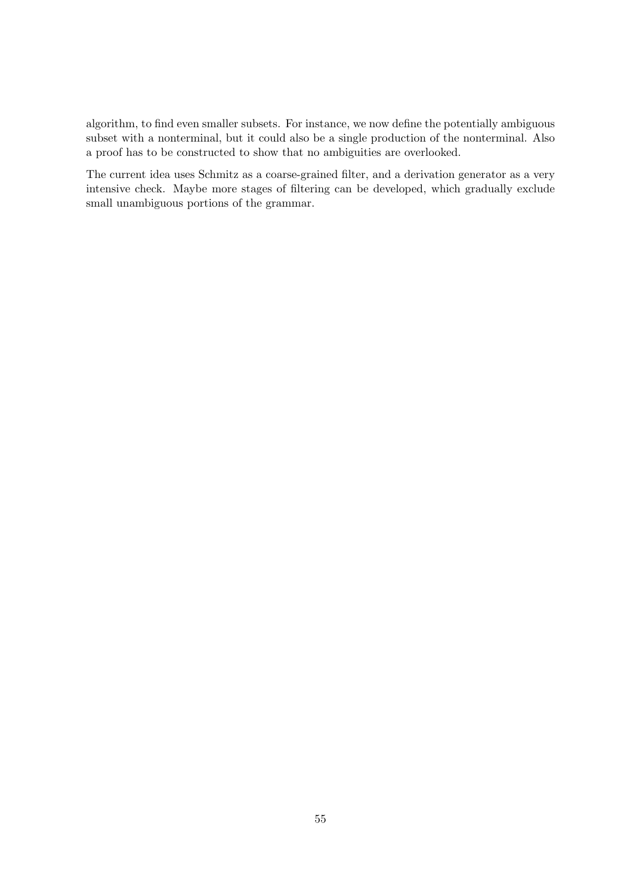algorithm, to find even smaller subsets. For instance, we now define the potentially ambiguous subset with a nonterminal, but it could also be a single production of the nonterminal. Also a proof has to be constructed to show that no ambiguities are overlooked.

The current idea uses Schmitz as a coarse-grained filter, and a derivation generator as a very intensive check. Maybe more stages of filtering can be developed, which gradually exclude small unambiguous portions of the grammar.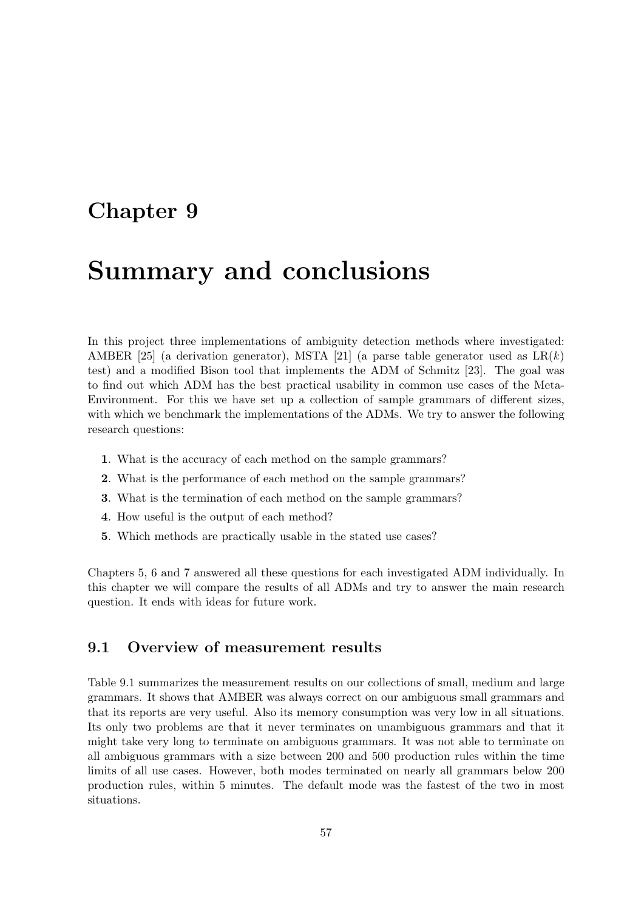# Chapter 9

# Summary and conclusions

In this project three implementations of ambiguity detection methods where investigated: AMBER [25] (a derivation generator), MSTA [21] (a parse table generator used as LR($k$) test) and a modified Bison tool that implements the ADM of Schmitz [23]. The goal was to find out which ADM has the best practical usability in common use cases of the Meta-Environment. For this we have set up a collection of sample grammars of different sizes, with which we benchmark the implementations of the ADMs. We try to answer the following research questions:

**1**. What is the accuracy of each method on the sample grammars?

**2**. What is the performance of each method on the sample grammars?

**3**. What is the termination of each method on the sample grammars?

**4**. How useful is the output of each method?

**5**. Which methods are practically usable in the stated use cases?

Chapters 5, 6 and 7 answered all these questions for each investigated ADM individually. In this chapter we will compare the results of all ADMs and try to answer the main research question. It ends with ideas for future work.

## 9.1 Overview of measurement results

Table 9.1 summarizes the measurement results on our collections of small, medium and large grammars. It shows that AMBER was always correct on our ambiguous small grammars and that its reports are very useful. Also its memory consumption was very low in all situations. Its only two problems are that it never terminates on unambiguous grammars and that it might take very long to terminate on ambiguous grammars. It was not able to terminate on all ambiguous grammars with a size between 200 and 500 production rules within the time limits of all use cases. However, both modes terminated on nearly all grammars below 200 production rules, within 5 minutes. The default mode was the fastest of the two in most situations.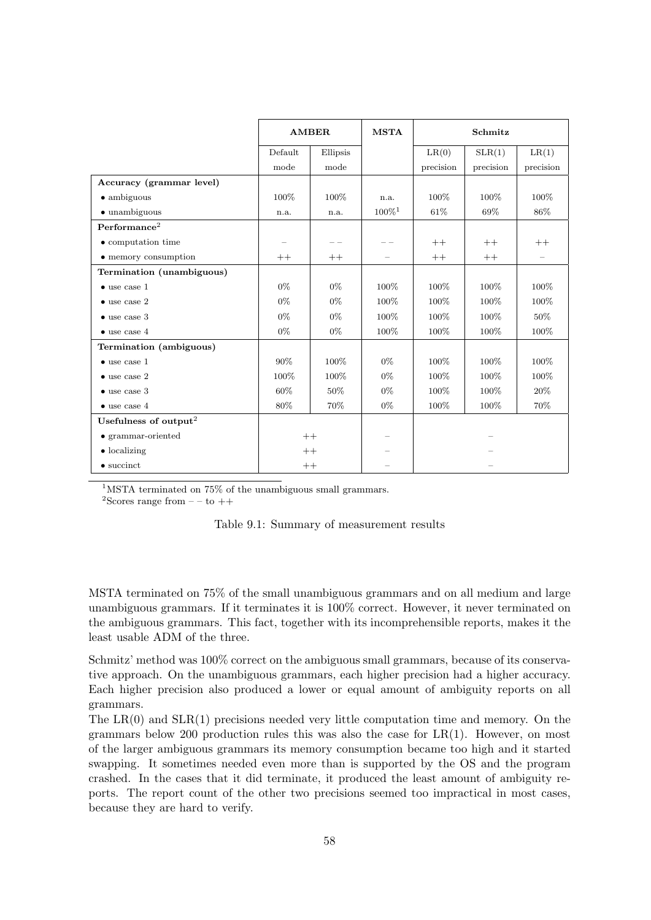| | AMBER | | MSTA | Schmitz | | |
|---|---|---|---|---|---|---|
| | Default mode | Ellipsis mode | | LR(0) precision | SLR(1) precision | LR(1) precision |
| **Accuracy (grammar level)** | | | | | | |
| • ambiguous | 100% | 100% | n.a. | 100% | 100% | 100% |
| • unambiguous | n.a. | n.a. | 100%[1] | 61% | 69% | 86% |
| **Performance**[2] | | | | | | |
| • computation time | – | – – | – – | ++ | ++ | ++ |
| • memory consumption | ++ | ++ | – | ++ | ++ | – |
| **Termination (unambiguous)** | | | | | | |
| • use case 1 | 0% | 0% | 100% | 100% | 100% | 100% |
| • use case 2 | 0% | 0% | 100% | 100% | 100% | 100% |
| • use case 3 | 0% | 0% | 100% | 100% | 100% | 50% |
| • use case 4 | 0% | 0% | 100% | 100% | 100% | 100% |
| **Termination (ambiguous)** | | | | | | |
| • use case 1 | 90% | 100% | 0% | 100% | 100% | 100% |
| • use case 2 | 100% | 100% | 0% | 100% | 100% | 100% |
| • use case 3 | 60% | 50% | 0% | 100% | 100% | 20% |
| • use case 4 | 80% | 70% | 0% | 100% | 100% | 70% |
| **Usefulness of output**[2] | | | | | | |
| • grammar-oriented | ++ | | – | – | | |
| • localizing | ++ | | – | – | | |
| • succinct | ++ | | – | – | | |

[1]MSTA terminated on 75% of the unambiguous small grammars.
[2]Scores range from – – to ++

Table 9.1: Summary of measurement results

MSTA terminated on 75% of the small unambiguous grammars and on all medium and large unambiguous grammars. If it terminates it is 100% correct. However, it never terminated on the ambiguous grammars. This fact, together with its incomprehensible reports, makes it the least usable ADM of the three.

Schmitz' method was 100% correct on the ambiguous small grammars, because of its conservative approach. On the unambiguous grammars, each higher precision had a higher accuracy. Each higher precision also produced a lower or equal amount of ambiguity reports on all grammars.
The LR(0) and SLR(1) precisions needed very little computation time and memory. On the grammars below 200 production rules this was also the case for LR(1). However, on most of the larger ambiguous grammars its memory consumption became too high and it started swapping. It sometimes needed even more than is supported by the OS and the program crashed. In the cases that it did terminate, it produced the least amount of ambiguity reports. The report count of the other two precisions seemed too impractical in most cases, because they are hard to verify.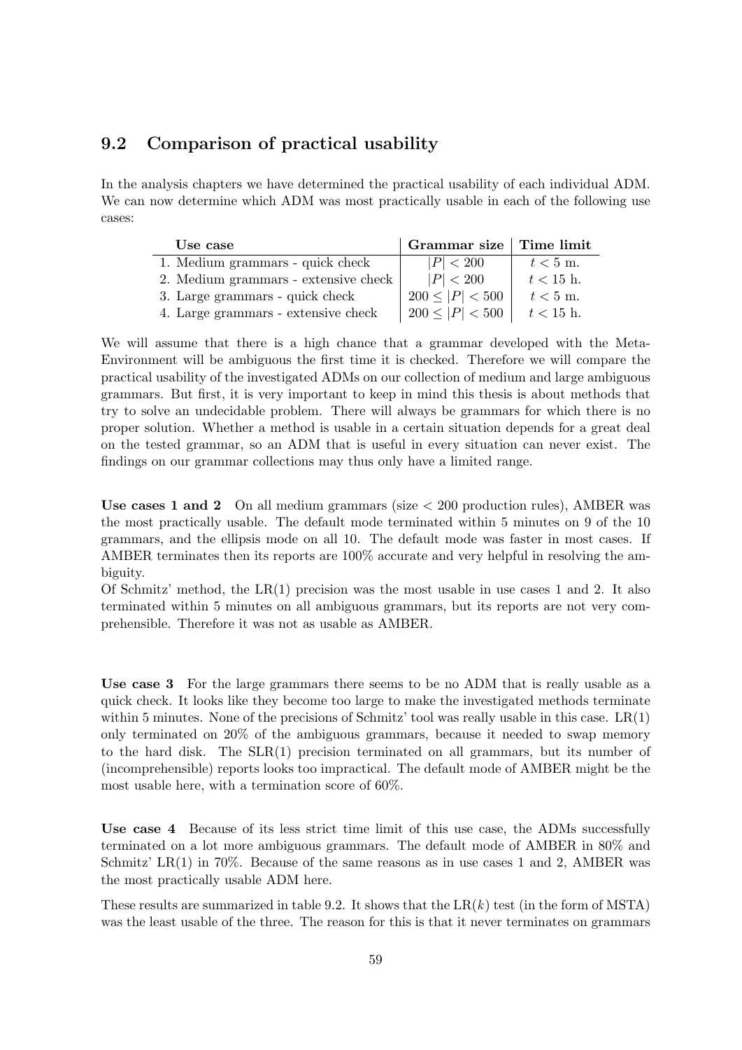## 9.2 Comparison of practical usability

In the analysis chapters we have determined the practical usability of each individual ADM. We can now determine which ADM was most practically usable in each of the following use cases:

| Use case | Grammar size | Time limit |
|---|---|---|
| 1. Medium grammars - quick check | $\lvert P\rvert < 200$ | $t < 5$ m. |
| 2. Medium grammars - extensive check | $\lvert P\rvert < 200$ | $t < 15$ h. |
| 3. Large grammars - quick check | $200 \leq \lvert P\rvert < 500$ | $t < 5$ m. |
| 4. Large grammars - extensive check | $200 \leq \lvert P\rvert < 500$ | $t < 15$ h. |

We will assume that there is a high chance that a grammar developed with the Meta-Environment will be ambiguous the first time it is checked. Therefore we will compare the practical usability of the investigated ADMs on our collection of medium and large ambiguous grammars. But first, it is very important to keep in mind this thesis is about methods that try to solve an undecidable problem. There will always be grammars for which there is no proper solution. Whether a method is usable in a certain situation depends for a great deal on the tested grammar, so an ADM that is useful in every situation can never exist. The findings on our grammar collections may thus only have a limited range.

**Use cases 1 and 2** On all medium grammars (size < 200 production rules), AMBER was the most practically usable. The default mode terminated within 5 minutes on 9 of the 10 grammars, and the ellipsis mode on all 10. The default mode was faster in most cases. If AMBER terminates then its reports are 100% accurate and very helpful in resolving the ambiguity.

Of Schmitz' method, the LR(1) precision was the most usable in use cases 1 and 2. It also terminated within 5 minutes on all ambiguous grammars, but its reports are not very comprehensible. Therefore it was not as usable as AMBER.

**Use case 3** For the large grammars there seems to be no ADM that is really usable as a quick check. It looks like they become too large to make the investigated methods terminate within 5 minutes. None of the precisions of Schmitz' tool was really usable in this case. LR(1) only terminated on 20% of the ambiguous grammars, because it needed to swap memory to the hard disk. The SLR(1) precision terminated on all grammars, but its number of (incomprehensible) reports looks too impractical. The default mode of AMBER might be the most usable here, with a termination score of 60%.

**Use case 4** Because of its less strict time limit of this use case, the ADMs successfully terminated on a lot more ambiguous grammars. The default mode of AMBER in 80% and Schmitz' LR(1) in 70%. Because of the same reasons as in use cases 1 and 2, AMBER was the most practically usable ADM here.

These results are summarized in table 9.2. It shows that the LR($k$) test (in the form of MSTA) was the least usable of the three. The reason for this is that it never terminates on grammars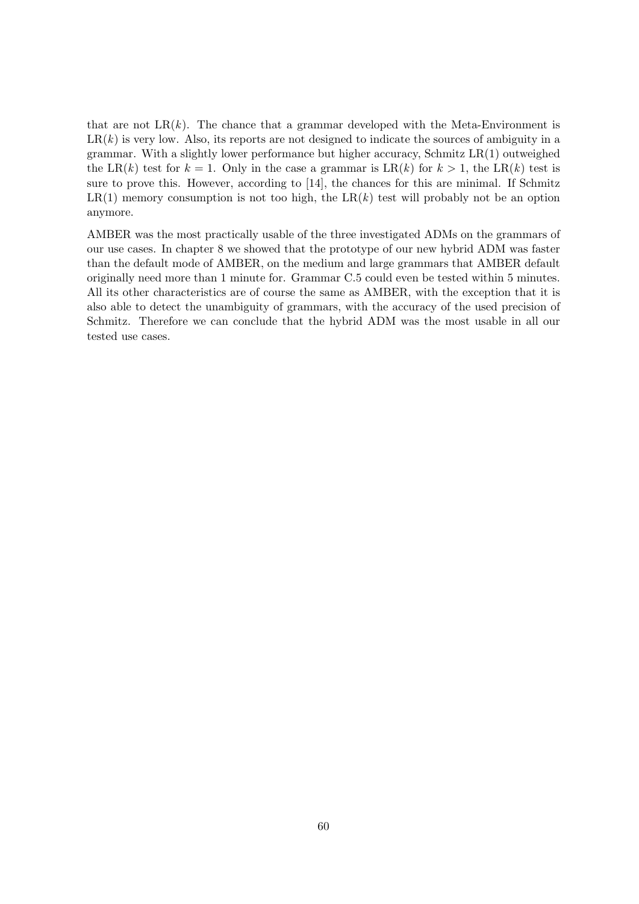that are not LR($k$). The chance that a grammar developed with the Meta-Environment is LR($k$) is very low. Also, its reports are not designed to indicate the sources of ambiguity in a grammar. With a slightly lower performance but higher accuracy, Schmitz LR(1) outweighed the LR($k$) test for $k = 1$. Only in the case a grammar is LR($k$) for $k > 1$, the LR($k$) test is sure to prove this. However, according to [14], the chances for this are minimal. If Schmitz LR(1) memory consumption is not too high, the LR($k$) test will probably not be an option anymore.

AMBER was the most practically usable of the three investigated ADMs on the grammars of our use cases. In chapter 8 we showed that the prototype of our new hybrid ADM was faster than the default mode of AMBER, on the medium and large grammars that AMBER default originally need more than 1 minute for. Grammar C.5 could even be tested within 5 minutes. All its other characteristics are of course the same as AMBER, with the exception that it is also able to detect the unambiguity of grammars, with the accuracy of the used precision of Schmitz. Therefore we can conclude that the hybrid ADM was the most usable in all our tested use cases.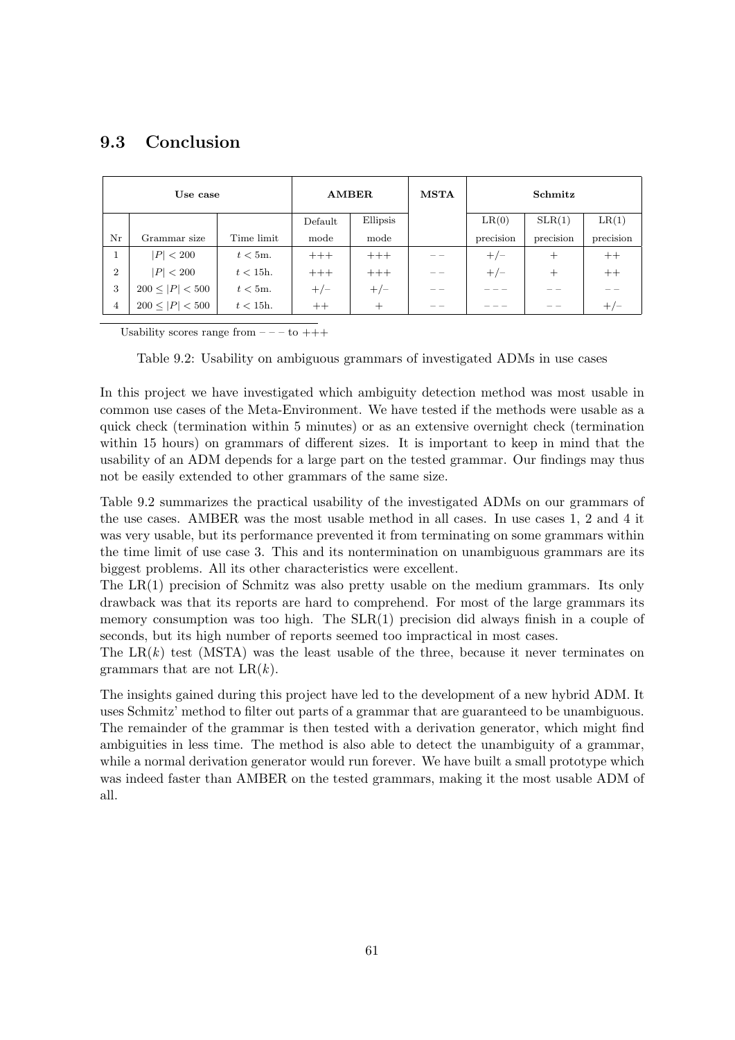## 9.3 Conclusion

| Use case | | | AMBER | | MSTA | Schmitz | | |
|---|---|---|---|---|---|---|---|---|
| | | | Default | Ellipsis | | LR(0) | SLR(1) | LR(1) |
| Nr | Grammar size | Time limit | mode | mode | | precision | precision | precision |
| 1 | $\lvert P\rvert < 200$ | $t < 5$m. | +++ | +++ | – – | +/– | + | ++ |
| 2 | $\lvert P\rvert < 200$ | $t < 15$h. | +++ | +++ | – – | +/– | + | ++ |
| 3 | $200 \leq \lvert P\rvert < 500$ | $t < 5$m. | +/– | +/– | – – | – – – | – – | – – |
| 4 | $200 \leq \lvert P\rvert < 500$ | $t < 15$h. | ++ | + | – – | – – – | – – | +/– |

Usability scores range from – – – to +++

Table 9.2: Usability on ambiguous grammars of investigated ADMs in use cases

In this project we have investigated which ambiguity detection method was most usable in common use cases of the Meta-Environment. We have tested if the methods were usable as a quick check (termination within 5 minutes) or as an extensive overnight check (termination within 15 hours) on grammars of different sizes. It is important to keep in mind that the usability of an ADM depends for a large part on the tested grammar. Our findings may thus not be easily extended to other grammars of the same size.

Table 9.2 summarizes the practical usability of the investigated ADMs on our grammars of the use cases. AMBER was the most usable method in all cases. In use cases 1, 2 and 4 it was very usable, but its performance prevented it from terminating on some grammars within the time limit of use case 3. This and its nontermination on unambiguous grammars are its biggest problems. All its other characteristics were excellent.
The LR(1) precision of Schmitz was also pretty usable on the medium grammars. Its only drawback was that its reports are hard to comprehend. For most of the large grammars its memory consumption was too high. The SLR(1) precision did always finish in a couple of seconds, but its high number of reports seemed too impractical in most cases.
The LR($k$) test (MSTA) was the least usable of the three, because it never terminates on grammars that are not LR($k$).

The insights gained during this project have led to the development of a new hybrid ADM. It uses Schmitz' method to filter out parts of a grammar that are guaranteed to be unambiguous. The remainder of the grammar is then tested with a derivation generator, which might find ambiguities in less time. The method is also able to detect the unambiguity of a grammar, while a normal derivation generator would run forever. We have built a small prototype which was indeed faster than AMBER on the tested grammars, making it the most usable ADM of all.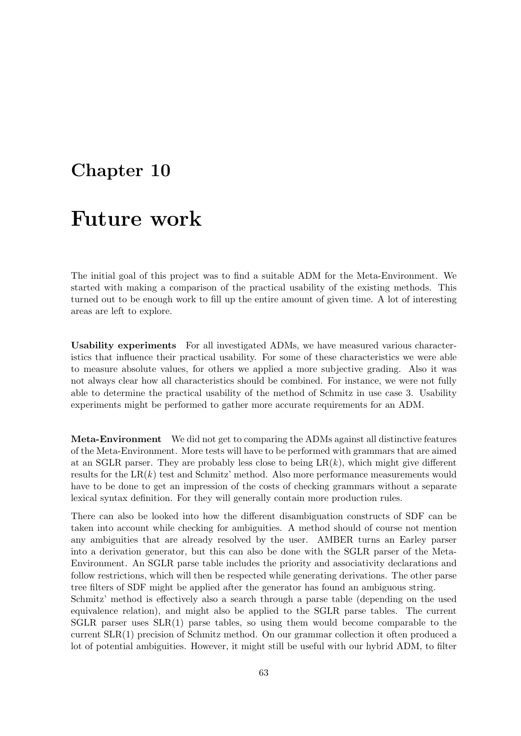# Chapter 10

# Future work

The initial goal of this project was to find a suitable ADM for the Meta-Environment. We started with making a comparison of the practical usability of the existing methods. This turned out to be enough work to fill up the entire amount of given time. A lot of interesting areas are left to explore.

**Usability experiments** For all investigated ADMs, we have measured various characteristics that influence their practical usability. For some of these characteristics we were able to measure absolute values, for others we applied a more subjective grading. Also it was not always clear how all characteristics should be combined. For instance, we were not fully able to determine the practical usability of the method of Schmitz in use case 3. Usability experiments might be performed to gather more accurate requirements for an ADM.

**Meta-Environment** We did not get to comparing the ADMs against all distinctive features of the Meta-Environment. More tests will have to be performed with grammars that are aimed at an SGLR parser. They are probably less close to being LR($k$), which might give different results for the LR($k$) test and Schmitz' method. Also more performance measurements would have to be done to get an impression of the costs of checking grammars without a separate lexical syntax definition. For they will generally contain more production rules.

There can also be looked into how the different disambiguation constructs of SDF can be taken into account while checking for ambiguities. A method should of course not mention any ambiguities that are already resolved by the user. AMBER turns an Earley parser into a derivation generator, but this can also be done with the SGLR parser of the Meta-Environment. An SGLR parse table includes the priority and associativity declarations and follow restrictions, which will then be respected while generating derivations. The other parse tree filters of SDF might be applied after the generator has found an ambiguous string.
Schmitz' method is effectively also a search through a parse table (depending on the used equivalence relation), and might also be applied to the SGLR parse tables. The current SGLR parser uses SLR(1) parse tables, so using them would become comparable to the current SLR(1) precision of Schmitz method. On our grammar collection it often produced a lot of potential ambiguities. However, it might still be useful with our hybrid ADM, to filter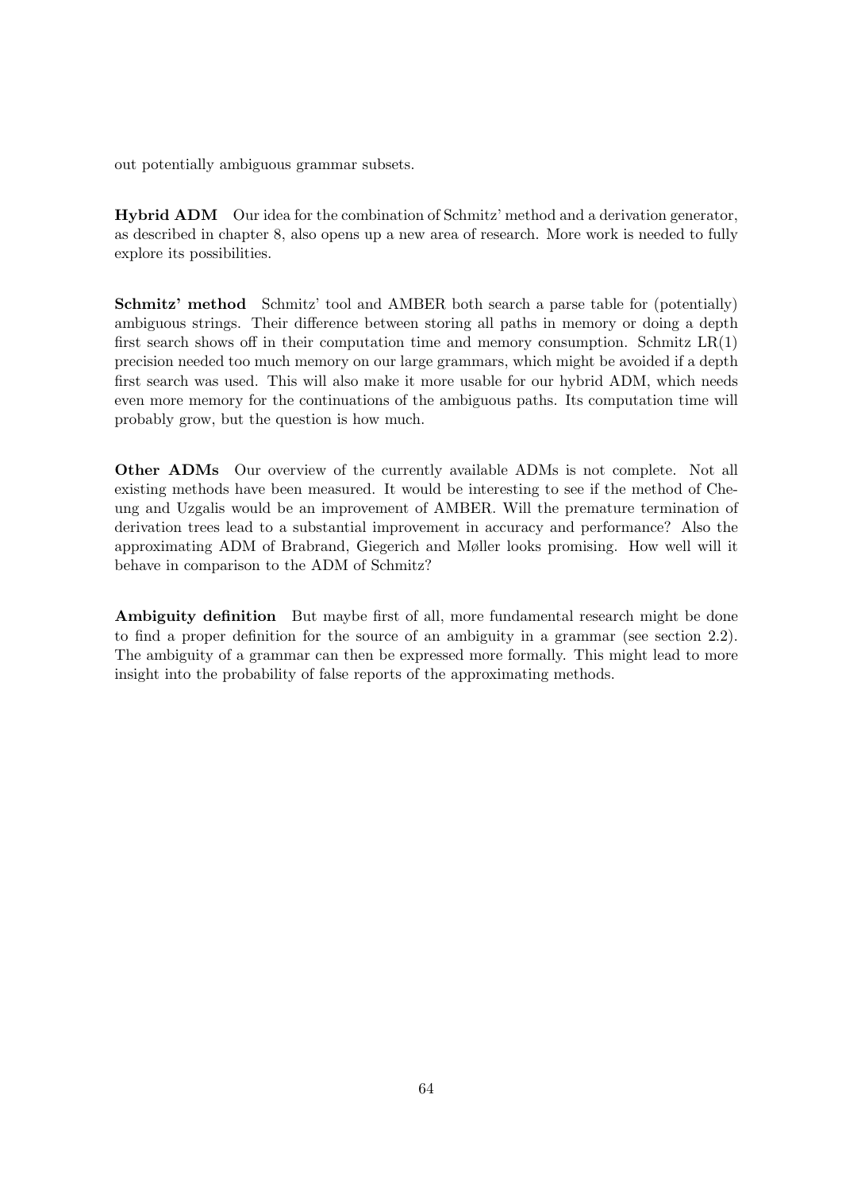out potentially ambiguous grammar subsets.

**Hybrid ADM** Our idea for the combination of Schmitz' method and a derivation generator, as described in chapter 8, also opens up a new area of research. More work is needed to fully explore its possibilities.

**Schmitz' method** Schmitz' tool and AMBER both search a parse table for (potentially) ambiguous strings. Their difference between storing all paths in memory or doing a depth first search shows off in their computation time and memory consumption. Schmitz LR(1) precision needed too much memory on our large grammars, which might be avoided if a depth first search was used. This will also make it more usable for our hybrid ADM, which needs even more memory for the continuations of the ambiguous paths. Its computation time will probably grow, but the question is how much.

**Other ADMs** Our overview of the currently available ADMs is not complete. Not all existing methods have been measured. It would be interesting to see if the method of Cheung and Uzgalis would be an improvement of AMBER. Will the premature termination of derivation trees lead to a substantial improvement in accuracy and performance? Also the approximating ADM of Brabrand, Giegerich and Møller looks promising. How well will it behave in comparison to the ADM of Schmitz?

**Ambiguity definition** But maybe first of all, more fundamental research might be done to find a proper definition for the source of an ambiguity in a grammar (see section 2.2). The ambiguity of a grammar can then be expressed more formally. This might lead to more insight into the probability of false reports of the approximating methods.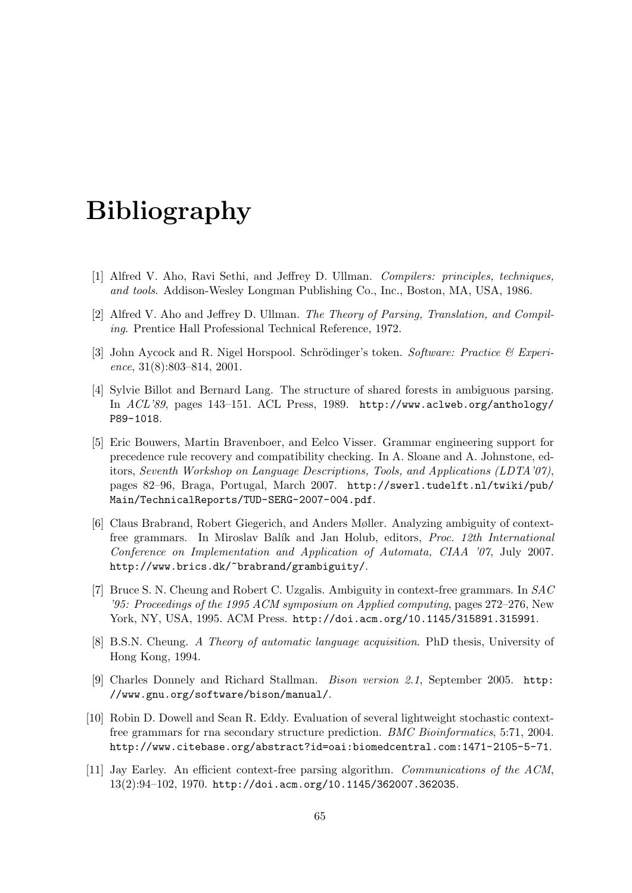# Bibliography

[1] Alfred V. Aho, Ravi Sethi, and Jeffrey D. Ullman. *Compilers: principles, techniques, and tools*. Addison-Wesley Longman Publishing Co., Inc., Boston, MA, USA, 1986.

[2] Alfred V. Aho and Jeffrey D. Ullman. *The Theory of Parsing, Translation, and Compiling*. Prentice Hall Professional Technical Reference, 1972.

[3] John Aycock and R. Nigel Horspool. Schrödinger's token. *Software: Practice & Experience*, 31(8):803–814, 2001.

[4] Sylvie Billot and Bernard Lang. The structure of shared forests in ambiguous parsing. In *ACL'89*, pages 143–151. ACL Press, 1989. `http://www.aclweb.org/anthology/P89-1018`.

[5] Eric Bouwers, Martin Bravenboer, and Eelco Visser. Grammar engineering support for precedence rule recovery and compatibility checking. In A. Sloane and A. Johnstone, editors, *Seventh Workshop on Language Descriptions, Tools, and Applications (LDTA'07)*, pages 82–96, Braga, Portugal, March 2007. `http://swerl.tudelft.nl/twiki/pub/Main/TechnicalReports/TUD-SERG-2007-004.pdf`.

[6] Claus Brabrand, Robert Giegerich, and Anders Møller. Analyzing ambiguity of context-free grammars. In Miroslav Balík and Jan Holub, editors, *Proc. 12th International Conference on Implementation and Application of Automata, CIAA '07*, July 2007. `http://www.brics.dk/~brabrand/grambiguity/`.

[7] Bruce S. N. Cheung and Robert C. Uzgalis. Ambiguity in context-free grammars. In *SAC '95: Proceedings of the 1995 ACM symposium on Applied computing*, pages 272–276, New York, NY, USA, 1995. ACM Press. `http://doi.acm.org/10.1145/315891.315991`.

[8] B.S.N. Cheung. *A Theory of automatic language acquisition*. PhD thesis, University of Hong Kong, 1994.

[9] Charles Donnely and Richard Stallman. *Bison version 2.1*, September 2005. `http://www.gnu.org/software/bison/manual/`.

[10] Robin D. Dowell and Sean R. Eddy. Evaluation of several lightweight stochastic context-free grammars for rna secondary structure prediction. *BMC Bioinformatics*, 5:71, 2004. `http://www.citebase.org/abstract?id=oai:biomedcentral.com:1471-2105-5-71`.

[11] Jay Earley. An efficient context-free parsing algorithm. *Communications of the ACM*, 13(2):94–102, 1970. `http://doi.acm.org/10.1145/362007.362035`.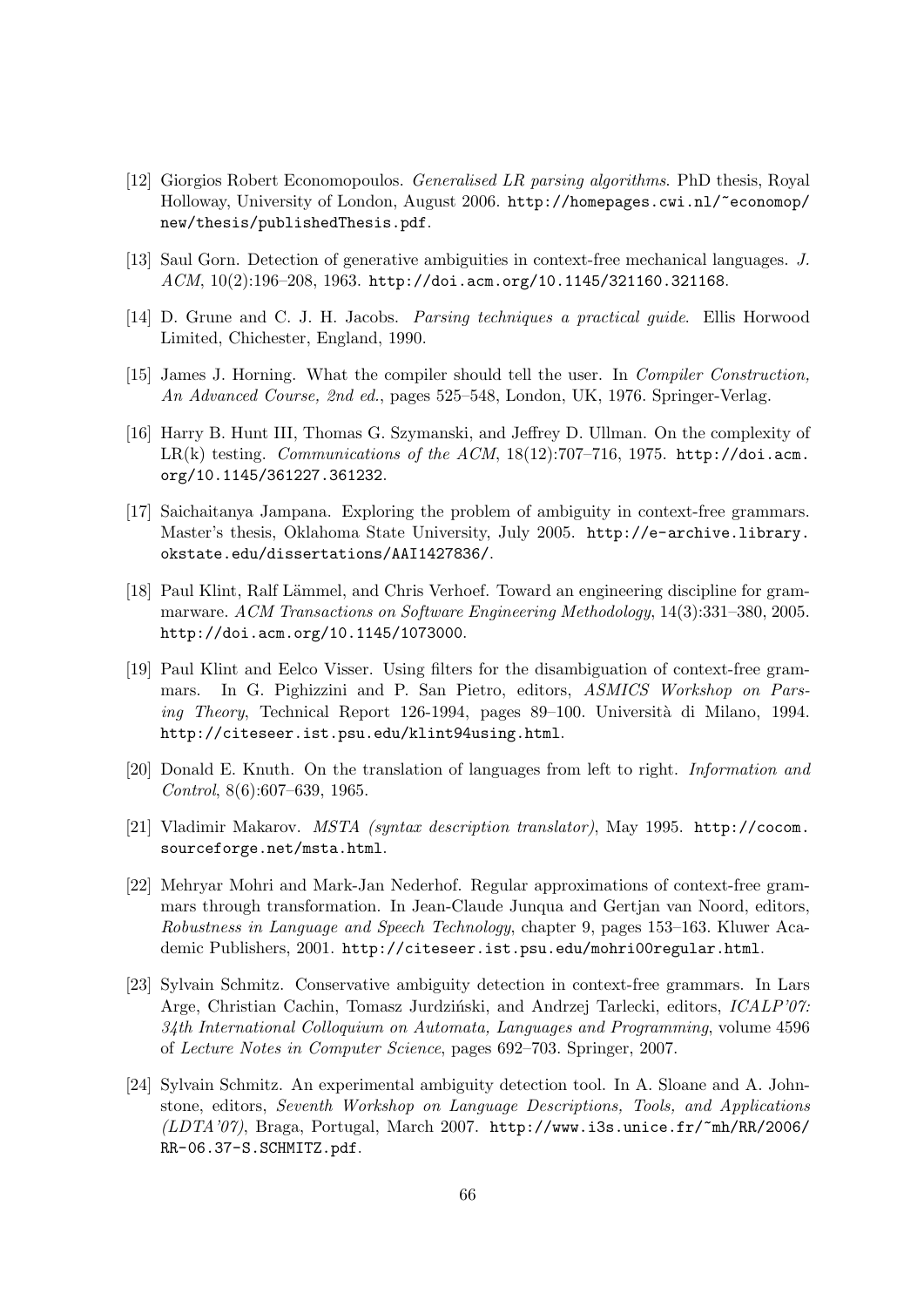[12] Giorgios Robert Economopoulos. *Generalised LR parsing algorithms*. PhD thesis, Royal Holloway, University of London, August 2006. http://homepages.cwi.nl/~economop/new/thesis/publishedThesis.pdf.

[13] Saul Gorn. Detection of generative ambiguities in context-free mechanical languages. *J. ACM*, 10(2):196–208, 1963. http://doi.acm.org/10.1145/321160.321168.

[14] D. Grune and C. J. H. Jacobs. *Parsing techniques a practical guide*. Ellis Horwood Limited, Chichester, England, 1990.

[15] James J. Horning. What the compiler should tell the user. In *Compiler Construction, An Advanced Course, 2nd ed.*, pages 525–548, London, UK, 1976. Springer-Verlag.

[16] Harry B. Hunt III, Thomas G. Szymanski, and Jeffrey D. Ullman. On the complexity of LR(k) testing. *Communications of the ACM*, 18(12):707–716, 1975. http://doi.acm.org/10.1145/361227.361232.

[17] Saichaitanya Jampana. Exploring the problem of ambiguity in context-free grammars. Master's thesis, Oklahoma State University, July 2005. http://e-archive.library.okstate.edu/dissertations/AAI1427836/.

[18] Paul Klint, Ralf Lämmel, and Chris Verhoef. Toward an engineering discipline for grammarware. *ACM Transactions on Software Engineering Methodology*, 14(3):331–380, 2005. http://doi.acm.org/10.1145/1073000.

[19] Paul Klint and Eelco Visser. Using filters for the disambiguation of context-free grammars. In G. Pighizzini and P. San Pietro, editors, *ASMICS Workshop on Parsing Theory*, Technical Report 126-1994, pages 89–100. Università di Milano, 1994. http://citeseer.ist.psu.edu/klint94using.html.

[20] Donald E. Knuth. On the translation of languages from left to right. *Information and Control*, 8(6):607–639, 1965.

[21] Vladimir Makarov. *MSTA (syntax description translator)*, May 1995. http://cocom.sourceforge.net/msta.html.

[22] Mehryar Mohri and Mark-Jan Nederhof. Regular approximations of context-free grammars through transformation. In Jean-Claude Junqua and Gertjan van Noord, editors, *Robustness in Language and Speech Technology*, chapter 9, pages 153–163. Kluwer Academic Publishers, 2001. http://citeseer.ist.psu.edu/mohri00regular.html.

[23] Sylvain Schmitz. Conservative ambiguity detection in context-free grammars. In Lars Arge, Christian Cachin, Tomasz Jurdziński, and Andrzej Tarlecki, editors, *ICALP'07: 34th International Colloquium on Automata, Languages and Programming*, volume 4596 of *Lecture Notes in Computer Science*, pages 692–703. Springer, 2007.

[24] Sylvain Schmitz. An experimental ambiguity detection tool. In A. Sloane and A. Johnstone, editors, *Seventh Workshop on Language Descriptions, Tools, and Applications (LDTA'07)*, Braga, Portugal, March 2007. http://www.i3s.unice.fr/~mh/RR/2006/RR-06.37-S.SCHMITZ.pdf.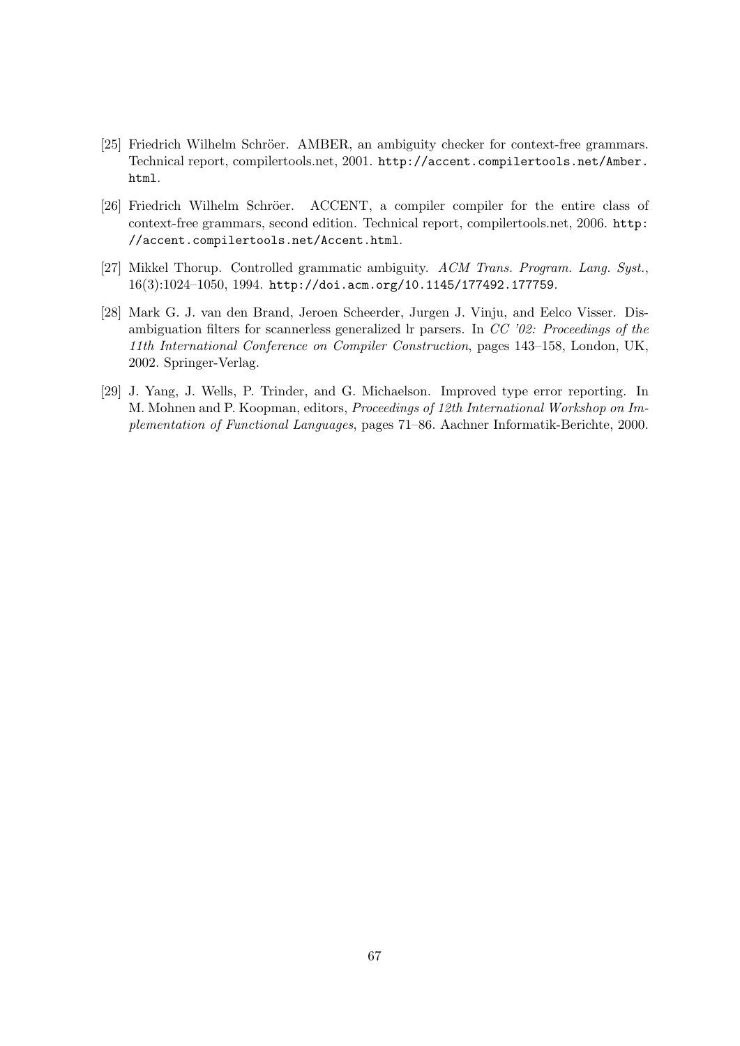[25] Friedrich Wilhelm Schröer. AMBER, an ambiguity checker for context-free grammars. Technical report, compilertools.net, 2001. `http://accent.compilertools.net/Amber.html`.

[26] Friedrich Wilhelm Schröer. ACCENT, a compiler compiler for the entire class of context-free grammars, second edition. Technical report, compilertools.net, 2006. `http://accent.compilertools.net/Accent.html`.

[27] Mikkel Thorup. Controlled grammatic ambiguity. *ACM Trans. Program. Lang. Syst.*, 16(3):1024–1050, 1994. `http://doi.acm.org/10.1145/177492.177759`.

[28] Mark G. J. van den Brand, Jeroen Scheerder, Jurgen J. Vinju, and Eelco Visser. Disambiguation filters for scannerless generalized lr parsers. In *CC '02: Proceedings of the 11th International Conference on Compiler Construction*, pages 143–158, London, UK, 2002. Springer-Verlag.

[29] J. Yang, J. Wells, P. Trinder, and G. Michaelson. Improved type error reporting. In M. Mohnen and P. Koopman, editors, *Proceedings of 12th International Workshop on Implementation of Functional Languages*, pages 71–86. Aachner Informatik-Berichte, 2000.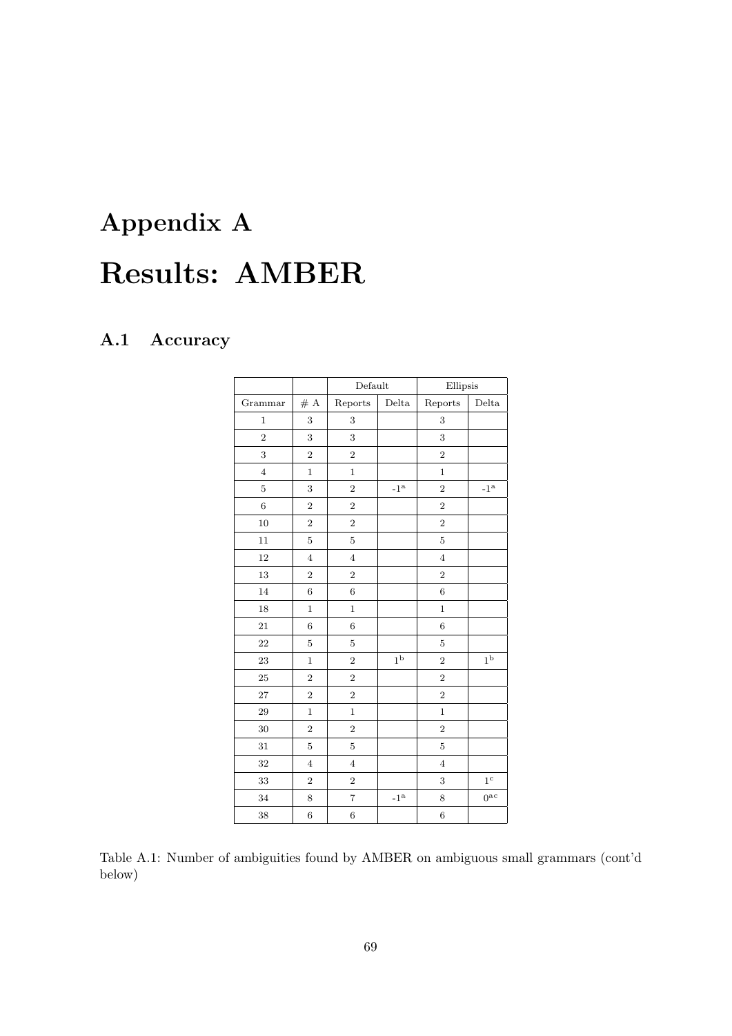# Appendix A

# Results: AMBER

## A.1 Accuracy

| | | Default | | Ellipsis | |
|---|---|---|---|---|---|
| Grammar | # A | Reports | Delta | Reports | Delta |
| 1 | 3 | 3 | | 3 | |
| 2 | 3 | 3 | | 3 | |
| 3 | 2 | 2 | | 2 | |
| 4 | 1 | 1 | | 1 | |
| 5 | 3 | 2 | -1[a] | 2 | -1[a] |
| 6 | 2 | 2 | | 2 | |
| 10 | 2 | 2 | | 2 | |
| 11 | 5 | 5 | | 5 | |
| 12 | 4 | 4 | | 4 | |
| 13 | 2 | 2 | | 2 | |
| 14 | 6 | 6 | | 6 | |
| 18 | 1 | 1 | | 1 | |
| 21 | 6 | 6 | | 6 | |
| 22 | 5 | 5 | | 5 | |
| 23 | 1 | 2 | 1[b] | 2 | 1[b] |
| 25 | 2 | 2 | | 2 | |
| 27 | 2 | 2 | | 2 | |
| 29 | 1 | 1 | | 1 | |
| 30 | 2 | 2 | | 2 | |
| 31 | 5 | 5 | | 5 | |
| 32 | 4 | 4 | | 4 | |
| 33 | 2 | 2 | | 3 | 1[c] |
| 34 | 8 | 7 | -1[a] | 8 | 0[ac] |
| 38 | 6 | 6 | | 6 | |

Table A.1: Number of ambiguities found by AMBER on ambiguous small grammars (cont'd below)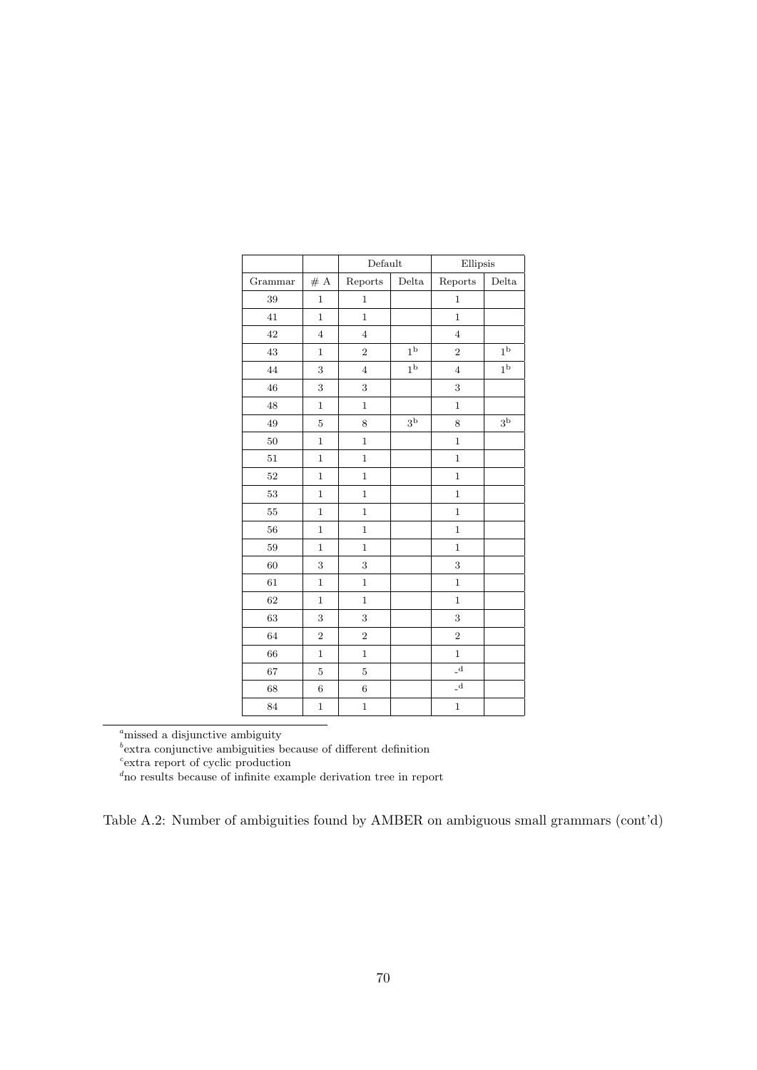| | | Default | | Ellipsis | |
|---|---|---|---|---|---|
| Grammar | # A | Reports | Delta | Reports | Delta |
| 39 | 1 | 1 | | 1 | |
| 41 | 1 | 1 | | 1 | |
| 42 | 4 | 4 | | 4 | |
| 43 | 1 | 2 | 1[b] | 2 | 1[b] |
| 44 | 3 | 4 | 1[b] | 4 | 1[b] |
| 46 | 3 | 3 | | 3 | |
| 48 | 1 | 1 | | 1 | |
| 49 | 5 | 8 | 3[b] | 8 | 3[b] |
| 50 | 1 | 1 | | 1 | |
| 51 | 1 | 1 | | 1 | |
| 52 | 1 | 1 | | 1 | |
| 53 | 1 | 1 | | 1 | |
| 55 | 1 | 1 | | 1 | |
| 56 | 1 | 1 | | 1 | |
| 59 | 1 | 1 | | 1 | |
| 60 | 3 | 3 | | 3 | |
| 61 | 1 | 1 | | 1 | |
| 62 | 1 | 1 | | 1 | |
| 63 | 3 | 3 | | 3 | |
| 64 | 2 | 2 | | 2 | |
| 66 | 1 | 1 | | 1 | |
| 67 | 5 | 5 | | -[d] | |
| 68 | 6 | 6 | | -[d] | |
| 84 | 1 | 1 | | 1 | |

[a] missed a disjunctive ambiguity

[b] extra conjunctive ambiguities because of different definition

[c] extra report of cyclic production

[d] no results because of infinite example derivation tree in report

Table A.2: Number of ambiguities found by AMBER on ambiguous small grammars (cont'd)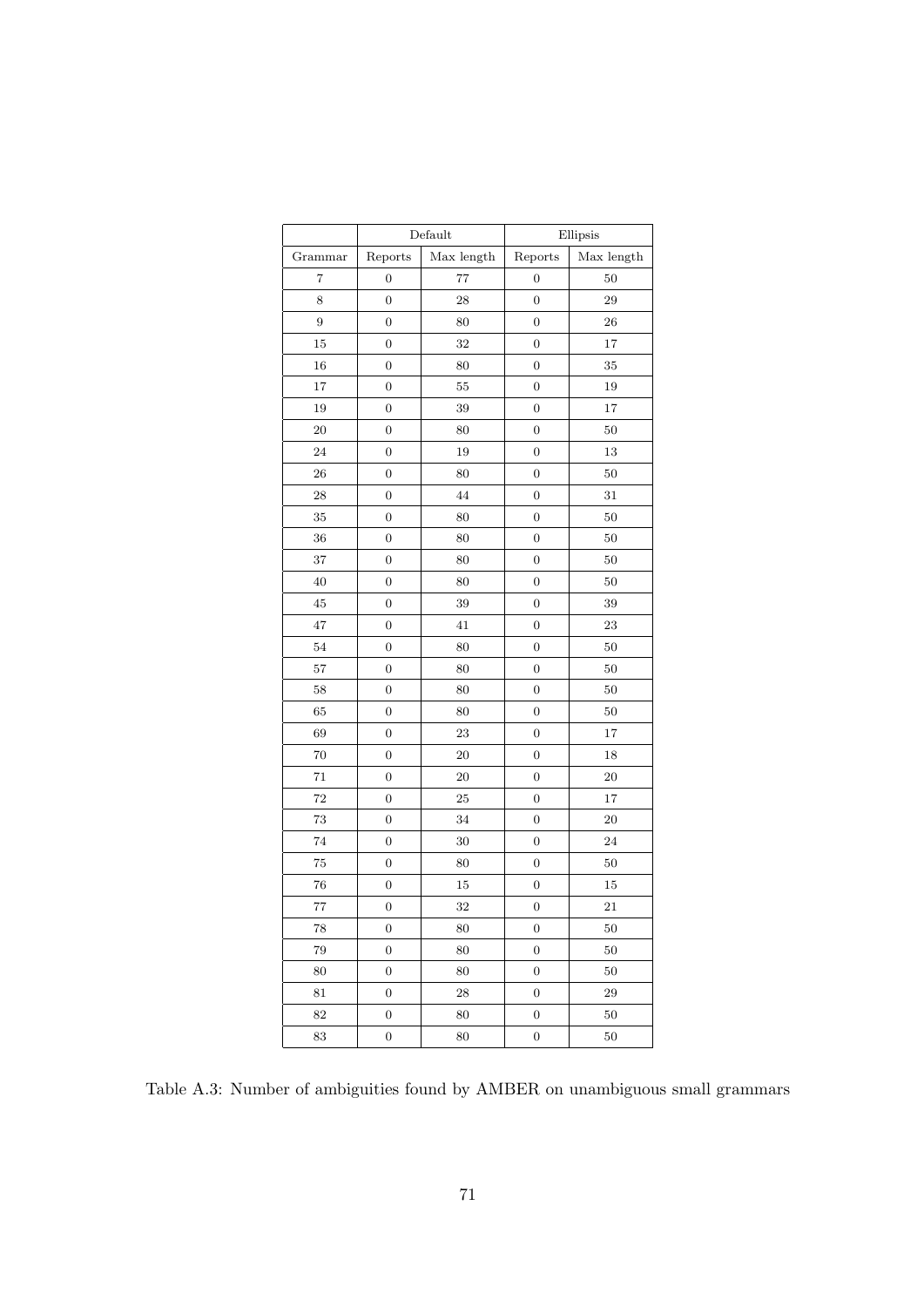| | Default | | Ellipsis | |
|---|---|---|---|---|
| Grammar | Reports | Max length | Reports | Max length |
| 7 | 0 | 77 | 0 | 50 |
| 8 | 0 | 28 | 0 | 29 |
| 9 | 0 | 80 | 0 | 26 |
| 15 | 0 | 32 | 0 | 17 |
| 16 | 0 | 80 | 0 | 35 |
| 17 | 0 | 55 | 0 | 19 |
| 19 | 0 | 39 | 0 | 17 |
| 20 | 0 | 80 | 0 | 50 |
| 24 | 0 | 19 | 0 | 13 |
| 26 | 0 | 80 | 0 | 50 |
| 28 | 0 | 44 | 0 | 31 |
| 35 | 0 | 80 | 0 | 50 |
| 36 | 0 | 80 | 0 | 50 |
| 37 | 0 | 80 | 0 | 50 |
| 40 | 0 | 80 | 0 | 50 |
| 45 | 0 | 39 | 0 | 39 |
| 47 | 0 | 41 | 0 | 23 |
| 54 | 0 | 80 | 0 | 50 |
| 57 | 0 | 80 | 0 | 50 |
| 58 | 0 | 80 | 0 | 50 |
| 65 | 0 | 80 | 0 | 50 |
| 69 | 0 | 23 | 0 | 17 |
| 70 | 0 | 20 | 0 | 18 |
| 71 | 0 | 20 | 0 | 20 |
| 72 | 0 | 25 | 0 | 17 |
| 73 | 0 | 34 | 0 | 20 |
| 74 | 0 | 30 | 0 | 24 |
| 75 | 0 | 80 | 0 | 50 |
| 76 | 0 | 15 | 0 | 15 |
| 77 | 0 | 32 | 0 | 21 |
| 78 | 0 | 80 | 0 | 50 |
| 79 | 0 | 80 | 0 | 50 |
| 80 | 0 | 80 | 0 | 50 |
| 81 | 0 | 28 | 0 | 29 |
| 82 | 0 | 80 | 0 | 50 |
| 83 | 0 | 80 | 0 | 50 |

Table A.3: Number of ambiguities found by AMBER on unambiguous small grammars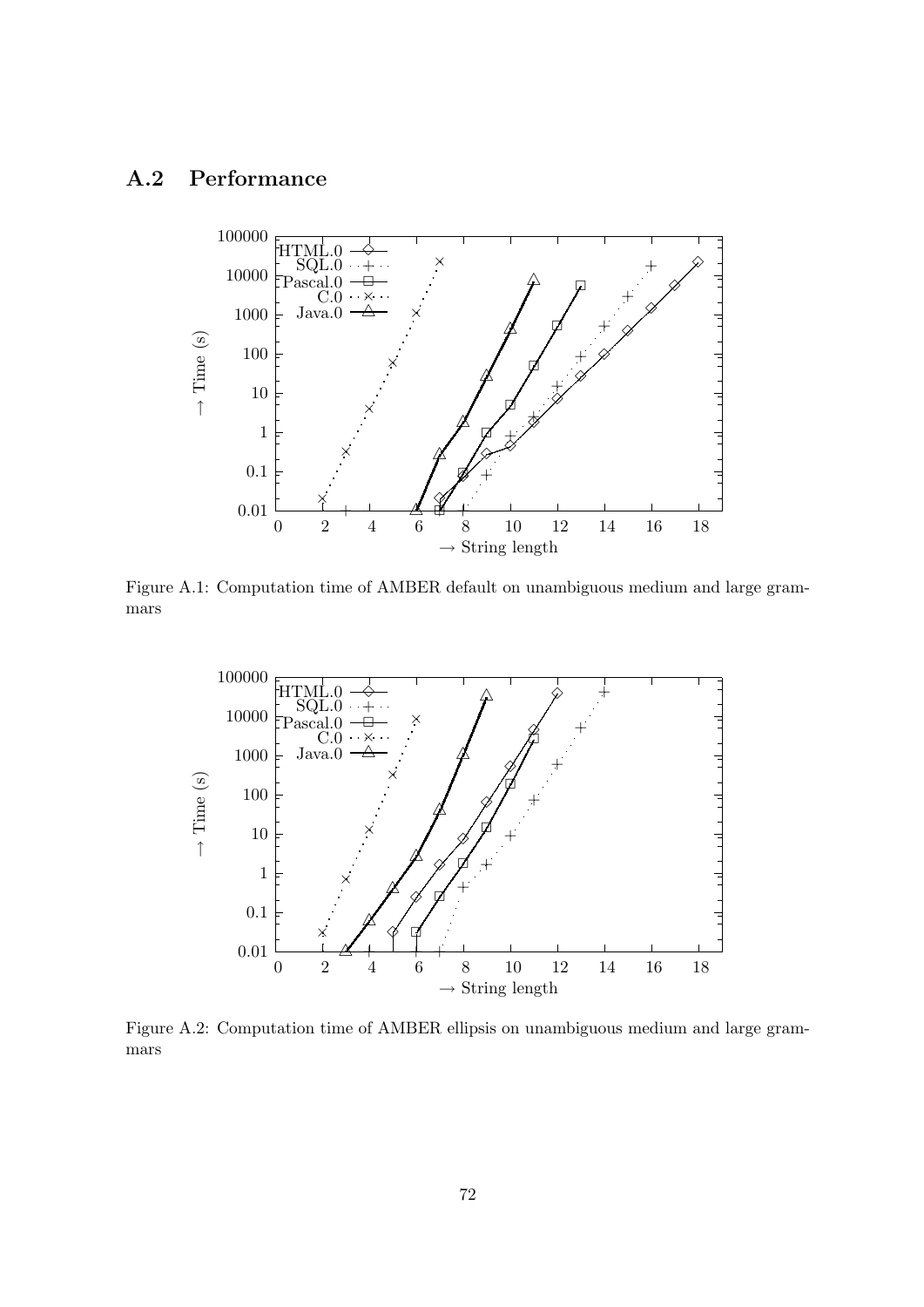## A.2 Performance

Figure A.1: Computation time of AMBER default on unambiguous medium and large grammars

Figure A.2: Computation time of AMBER ellipsis on unambiguous medium and large grammars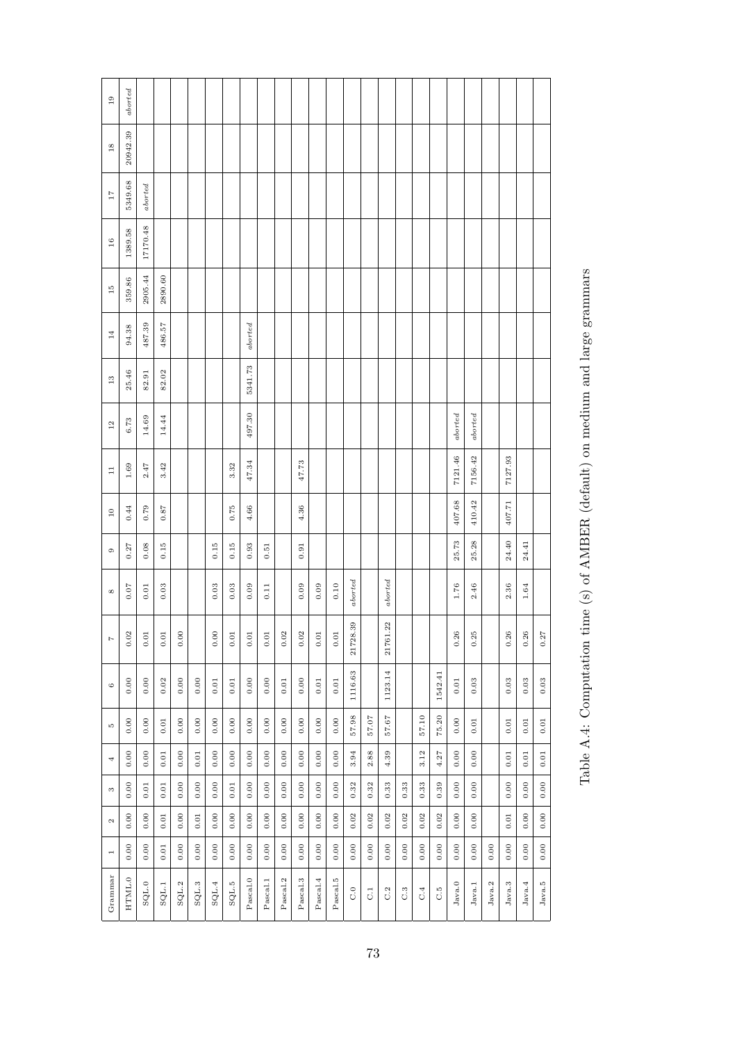| Grammar | 1 | 2 | 3 | 4 | 5 | 6 | 7 | 8 | 9 | 10 | 11 | 12 | 13 | 14 | 15 | 16 | 17 | 18 | 19 |
|---|---|---|---|---|---|---|---|---|---|---|---|---|---|---|---|---|---|---|---|
| HTML.0 | 0.00 | 0.00 | 0.00 | 0.00 | 0.00 | 0.00 | 0.02 | 0.07 | 0.27 | 0.44 | 1.69 | 6.73 | 25.46 | 94.38 | 359.86 | 1389.58 | 5349.68 | 20942.39 | *aborted* |
| SQL.0 | 0.00 | 0.00 | 0.01 | 0.00 | 0.00 | 0.00 | 0.01 | 0.01 | 0.08 | 0.79 | 2.47 | 14.69 | 82.91 | 487.39 | 2905.44 | 17170.48 | *aborted* | | |
| SQL.1 | 0.01 | 0.01 | 0.01 | 0.01 | 0.01 | 0.02 | 0.01 | 0.03 | 0.15 | 0.87 | 3.42 | 14.44 | 82.02 | 486.57 | 2890.60 | | | | |
| SQL.2 | 0.00 | 0.00 | 0.00 | 0.00 | 0.00 | 0.00 | 0.00 | | | | | | | | | | | | |
| SQL.3 | 0.00 | 0.01 | 0.00 | 0.01 | 0.00 | 0.00 | | | | | | | | | | | | | |
| SQL.4 | 0.00 | 0.00 | 0.01 | 0.00 | 0.00 | 0.01 | 0.00 | 0.03 | 0.15 | | | | | | | | | | |
| SQL.5 | 0.00 | 0.00 | 0.01 | 0.00 | 0.00 | 0.01 | 0.01 | 0.03 | 0.15 | 0.75 | 3.32 | | | | | | | | |
| Pascal.0 | 0.00 | 0.00 | 0.00 | 0.00 | 0.00 | 0.00 | 0.01 | 0.09 | 0.93 | 4.66 | 47.34 | 497.30 | 5341.73 | *aborted* | | | | | |
| Pascal.1 | 0.00 | 0.00 | 0.00 | 0.00 | 0.00 | 0.00 | 0.01 | 0.11 | 0.51 | | | | | | | | | | |
| Pascal.2 | 0.00 | 0.00 | 0.00 | 0.00 | 0.00 | 0.01 | 0.02 | | | | | | | | | | | | |
| Pascal.3 | 0.00 | 0.00 | 0.00 | 0.00 | 0.00 | 0.00 | 0.02 | 0.09 | 0.91 | 4.36 | 47.73 | | | | | | | | |
| Pascal.4 | 0.00 | 0.00 | 0.00 | 0.00 | 0.00 | 0.01 | 0.01 | 0.09 | | | | | | | | | | | |
| Pascal.5 | 0.00 | 0.00 | 0.00 | 0.00 | 0.00 | 0.01 | 0.01 | 0.10 | | | | | | | | | | | |
| C.0 | 0.00 | 0.02 | 0.32 | 3.94 | 57.98 | 1116.63 | 21728.39 | *aborted* | | | | | | | | | | | |
| C.1 | 0.00 | 0.02 | 0.32 | 2.88 | 57.07 | | | | | | | | | | | | | | |
| C.2 | 0.00 | 0.02 | 0.33 | 4.39 | 57.67 | 1123.14 | 21761.22 | *aborted* | | | | | | | | | | | |
| C.3 | 0.00 | 0.02 | 0.33 | | | | | | | | | | | | | | | | |
| C.4 | 0.00 | 0.02 | 0.33 | 3.12 | 57.10 | | | | | | | | | | | | | | |
| C.5 | 0.00 | 0.02 | 0.39 | 4.27 | 75.20 | 1542.41 | | | | | | | | | | | | | |
| Java.0 | 0.00 | 0.00 | 0.00 | 0.00 | 0.00 | 0.01 | 0.26 | 1.76 | 25.73 | 407.68 | 7121.46 | *aborted* | | | | | | | |
| Java.1 | 0.00 | 0.00 | 0.00 | 0.00 | 0.01 | 0.03 | 0.25 | 2.46 | 25.28 | 410.42 | 7156.42 | *aborted* | | | | | | | |
| Java.2 | 0.00 | | | | | | | | | | | | | | | | | | |
| Java.3 | 0.00 | 0.01 | 0.00 | 0.01 | 0.01 | 0.03 | 0.26 | 2.36 | 24.40 | 407.71 | 7127.93 | | | | | | | | |
| Java.4 | 0.00 | 0.00 | 0.00 | 0.01 | 0.01 | 0.03 | 0.26 | 1.64 | 24.41 | | | | | | | | | | |
| Java.5 | 0.00 | 0.00 | 0.00 | 0.01 | 0.01 | 0.03 | 0.27 | | | | | | | | | | | | |

Table A.4: Computation time (s) of AMBER (default) on medium and large grammars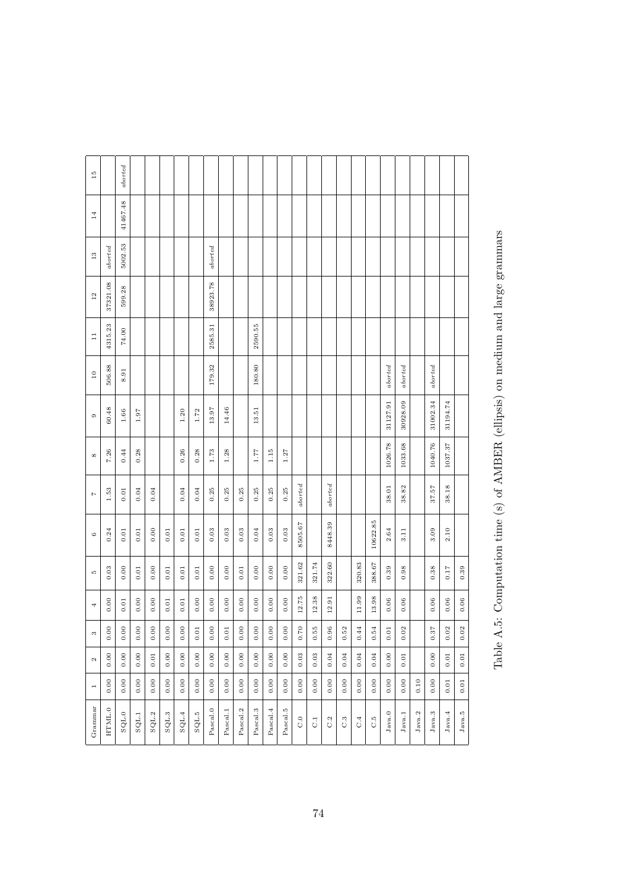| Grammar | 1 | 2 | 3 | 4 | 5 | 6 | 7 | 8 | 9 | 10 | 11 | 12 | 13 | 14 | 15 |
|---|---|---|---|---|---|---|---|---|---|---|---|---|---|---|---|
| HTML.0 | 0.00 | 0.00 | 0.00 | 0.00 | 0.03 | 0.24 | 1.53 | 7.26 | 60.48 | 506.88 | 4315.23 | 37321.08 | *aborted* | | |
| SQL.0 | 0.00 | 0.00 | 0.00 | 0.01 | 0.00 | 0.01 | 0.01 | 0.44 | 1.66 | 8.91 | 74.00 | 599.28 | 5002.53 | 41467.48 | *aborted* |
| SQL.1 | 0.00 | 0.00 | 0.00 | 0.00 | 0.01 | 0.01 | 0.04 | 0.28 | 1.97 | | | | | | |
| SQL.2 | 0.00 | 0.01 | 0.00 | 0.00 | 0.00 | 0.00 | 0.04 | | | | | | | | |
| SQL.3 | 0.00 | 0.00 | 0.00 | 0.01 | 0.01 | 0.01 | | | | | | | | | |
| SQL.4 | 0.00 | 0.00 | 0.00 | 0.01 | 0.01 | 0.01 | 0.04 | 0.26 | 1.20 | | | | | | |
| SQL.5 | 0.00 | 0.00 | 0.01 | 0.00 | 0.01 | 0.01 | 0.04 | 0.28 | 1.72 | | | | | | |
| Pascal.0 | 0.00 | 0.00 | 0.00 | 0.00 | 0.00 | 0.03 | 0.25 | 1.73 | 13.97 | 179.32 | 2585.31 | 38923.78 | *aborted* | | |
| Pascal.1 | 0.00 | 0.00 | 0.01 | 0.00 | 0.00 | 0.03 | 0.25 | 1.28 | 14.46 | | | | | | |
| Pascal.2 | 0.00 | 0.00 | 0.00 | 0.00 | 0.01 | 0.03 | 0.25 | | | | | | | | |
| Pascal.3 | 0.00 | 0.00 | 0.00 | 0.00 | 0.00 | 0.04 | 0.25 | 1.77 | 13.51 | 180.80 | 2590.55 | | | | |
| Pascal.4 | 0.00 | 0.00 | 0.00 | 0.00 | 0.00 | 0.03 | 0.25 | 1.15 | | | | | | | |
| Pascal.5 | 0.00 | 0.00 | 0.00 | 0.00 | 0.00 | 0.03 | 0.25 | 1.27 | | | | | | | |
| C.0 | 0.00 | 0.03 | 0.70 | 12.75 | 321.62 | 8505.67 | *aborted* | | | | | | | | |
| C.1 | 0.00 | 0.03 | 0.55 | 12.38 | 321.74 | | | | | | | | | | |
| C.2 | 0.00 | 0.04 | 0.96 | 12.91 | 322.60 | 8448.39 | *aborted* | | | | | | | | |
| C.3 | 0.00 | 0.04 | 0.52 | | | | | | | | | | | | |
| C.4 | 0.00 | 0.04 | 0.44 | 11.99 | 320.83 | | | | | | | | | | |
| C.5 | 0.00 | 0.04 | 0.54 | 13.98 | 388.67 | 10622.85 | | | | | | | | | |
| Java.0 | 0.00 | 0.00 | 0.01 | 0.06 | 0.39 | 2.64 | 38.01 | 1026.78 | 31127.91 | *aborted* | | | | | |
| Java.1 | 0.00 | 0.01 | 0.02 | 0.06 | 0.98 | 3.11 | 38.82 | 1033.68 | 30928.09 | *aborted* | | | | | |
| Java.2 | 0.10 | | | | | | | | | | | | | | |
| Java.3 | 0.00 | 0.00 | 0.37 | 0.06 | 0.38 | 3.09 | 37.57 | 1040.76 | 31002.34 | *aborted* | | | | | |
| Java.4 | 0.01 | 0.01 | 0.02 | 0.06 | 0.17 | 2.10 | 38.18 | 1037.37 | 31194.74 | | | | | | |
| Java.5 | 0.01 | 0.01 | 0.02 | 0.06 | 0.39 | | | | | | | | | | |

Table A.5: Computation time (s) of AMBER (ellipsis) on medium and large grammars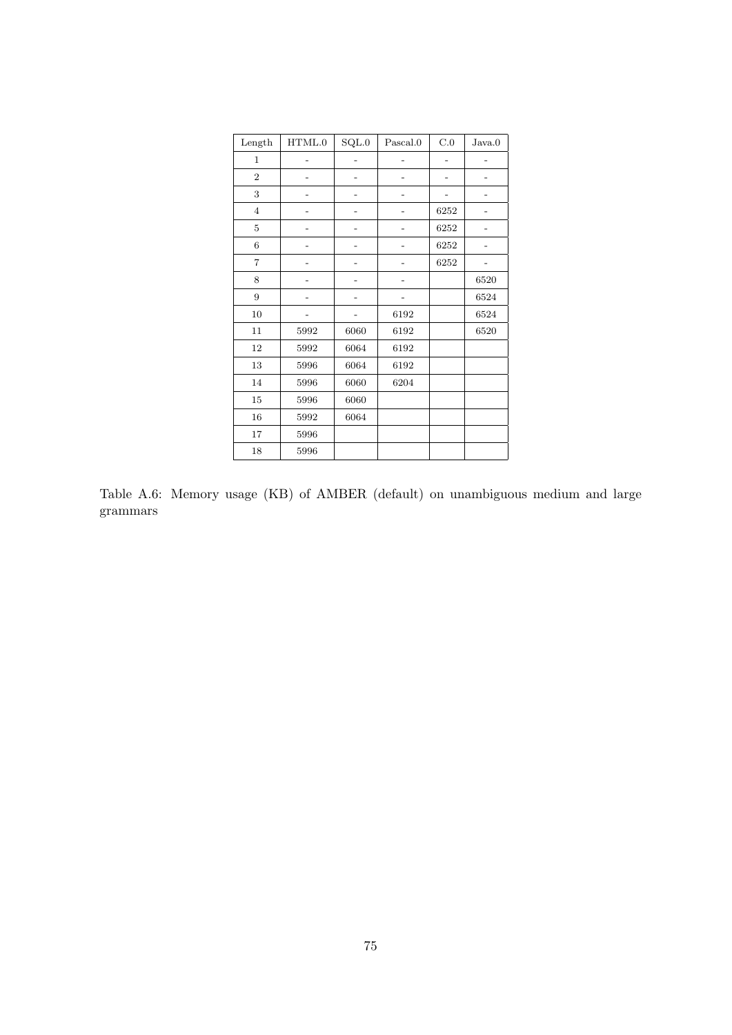| Length | HTML.0 | SQL.0 | Pascal.0 | C.0 | Java.0 |
|---|---|---|---|---|---|
| 1 | - | - | - | - | - |
| 2 | - | - | - | - | - |
| 3 | - | - | - | - | - |
| 4 | - | - | - | 6252 | - |
| 5 | - | - | - | 6252 | - |
| 6 | - | - | - | 6252 | - |
| 7 | - | - | - | 6252 | - |
| 8 | - | - | - | | 6520 |
| 9 | - | - | - | | 6524 |
| 10 | - | - | 6192 | | 6524 |
| 11 | 5992 | 6060 | 6192 | | 6520 |
| 12 | 5992 | 6064 | 6192 | | |
| 13 | 5996 | 6064 | 6192 | | |
| 14 | 5996 | 6060 | 6204 | | |
| 15 | 5996 | 6060 | | | |
| 16 | 5992 | 6064 | | | |
| 17 | 5996 | | | | |
| 18 | 5996 | | | | |

Table A.6: Memory usage (KB) of AMBER (default) on unambiguous medium and large grammars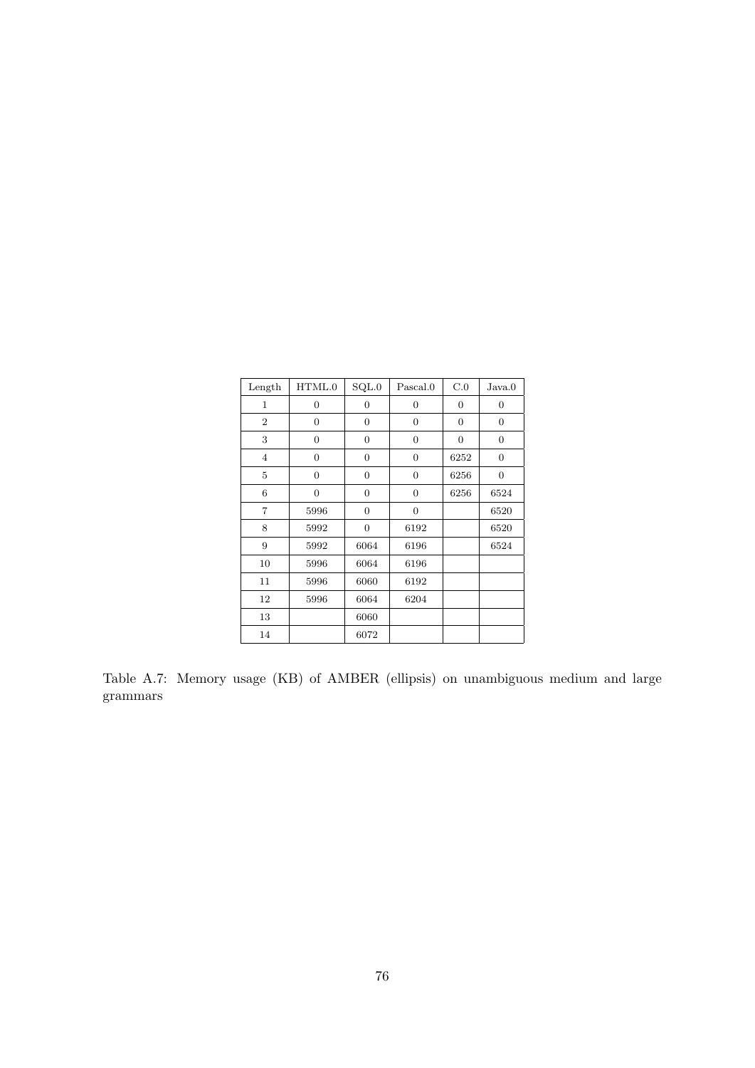| Length | HTML.0 | SQL.0 | Pascal.0 | C.0 | Java.0 |
|---|---|---|---|---|---|
| 1 | 0 | 0 | 0 | 0 | 0 |
| 2 | 0 | 0 | 0 | 0 | 0 |
| 3 | 0 | 0 | 0 | 0 | 0 |
| 4 | 0 | 0 | 0 | 6252 | 0 |
| 5 | 0 | 0 | 0 | 6256 | 0 |
| 6 | 0 | 0 | 0 | 6256 | 6524 |
| 7 | 5996 | 0 | 0 | | 6520 |
| 8 | 5992 | 0 | 6192 | | 6520 |
| 9 | 5992 | 6064 | 6196 | | 6524 |
| 10 | 5996 | 6064 | 6196 | | |
| 11 | 5996 | 6060 | 6192 | | |
| 12 | 5996 | 6064 | 6204 | | |
| 13 | | 6060 | | | |
| 14 | | 6072 | | | |

Table A.7: Memory usage (KB) of AMBER (ellipsis) on unambiguous medium and large grammars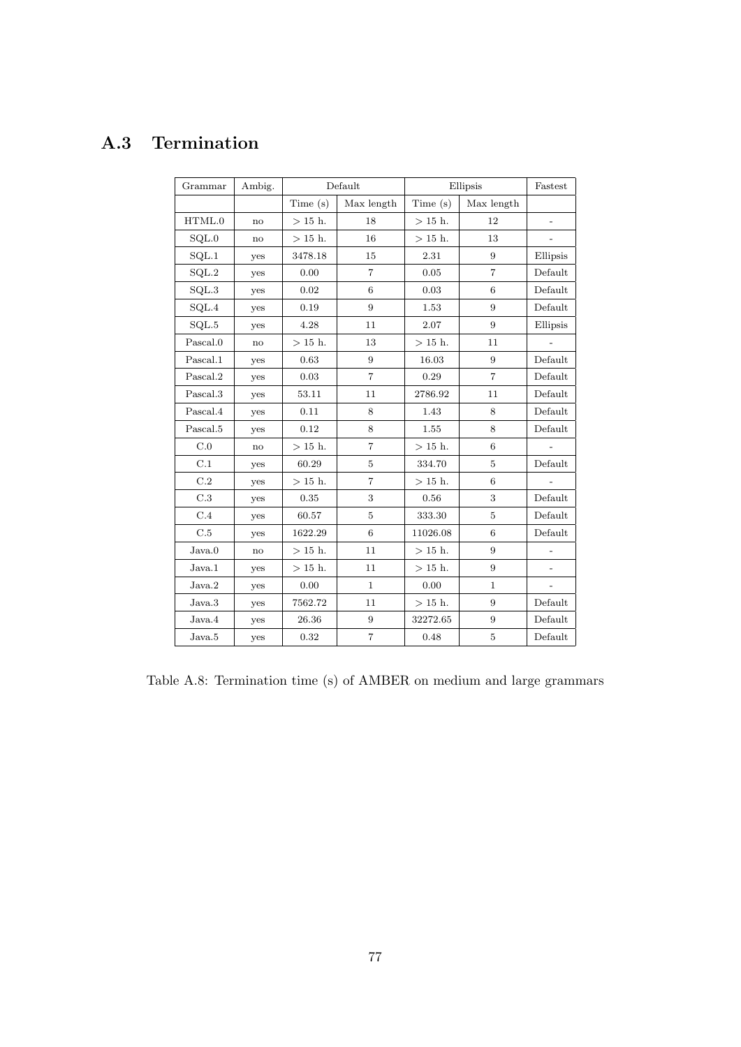## A.3 Termination

| Grammar | Ambig. | Default | | Ellipsis | | Fastest |
|---|---|---|---|---|---|---|
| | | Time (s) | Max length | Time (s) | Max length | |
| HTML.0 | no | > 15 h. | 18 | > 15 h. | 12 | - |
| SQL.0 | no | > 15 h. | 16 | > 15 h. | 13 | - |
| SQL.1 | yes | 3478.18 | 15 | 2.31 | 9 | Ellipsis |
| SQL.2 | yes | 0.00 | 7 | 0.05 | 7 | Default |
| SQL.3 | yes | 0.02 | 6 | 0.03 | 6 | Default |
| SQL.4 | yes | 0.19 | 9 | 1.53 | 9 | Default |
| SQL.5 | yes | 4.28 | 11 | 2.07 | 9 | Ellipsis |
| Pascal.0 | no | > 15 h. | 13 | > 15 h. | 11 | - |
| Pascal.1 | yes | 0.63 | 9 | 16.03 | 9 | Default |
| Pascal.2 | yes | 0.03 | 7 | 0.29 | 7 | Default |
| Pascal.3 | yes | 53.11 | 11 | 2786.92 | 11 | Default |
| Pascal.4 | yes | 0.11 | 8 | 1.43 | 8 | Default |
| Pascal.5 | yes | 0.12 | 8 | 1.55 | 8 | Default |
| C.0 | no | > 15 h. | 7 | > 15 h. | 6 | - |
| C.1 | yes | 60.29 | 5 | 334.70 | 5 | Default |
| C.2 | yes | > 15 h. | 7 | > 15 h. | 6 | - |
| C.3 | yes | 0.35 | 3 | 0.56 | 3 | Default |
| C.4 | yes | 60.57 | 5 | 333.30 | 5 | Default |
| C.5 | yes | 1622.29 | 6 | 11026.08 | 6 | Default |
| Java.0 | no | > 15 h. | 11 | > 15 h. | 9 | - |
| Java.1 | yes | > 15 h. | 11 | > 15 h. | 9 | - |
| Java.2 | yes | 0.00 | 1 | 0.00 | 1 | - |
| Java.3 | yes | 7562.72 | 11 | > 15 h. | 9 | Default |
| Java.4 | yes | 26.36 | 9 | 32272.65 | 9 | Default |
| Java.5 | yes | 0.32 | 7 | 0.48 | 5 | Default |

Table A.8: Termination time (s) of AMBER on medium and large grammars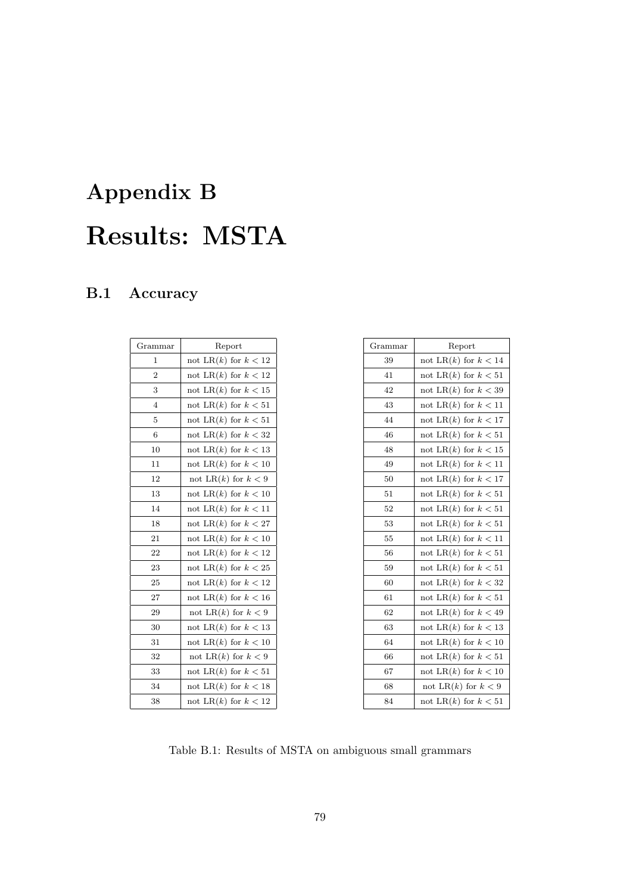# Appendix B

# Results: MSTA

## B.1 Accuracy

| Grammar | Report |
|---|---|
| 1 | not LR($k$) for $k < 12$ |
| 2 | not LR($k$) for $k < 12$ |
| 3 | not LR($k$) for $k < 15$ |
| 4 | not LR($k$) for $k < 51$ |
| 5 | not LR($k$) for $k < 51$ |
| 6 | not LR($k$) for $k < 32$ |
| 10 | not LR($k$) for $k < 13$ |
| 11 | not LR($k$) for $k < 10$ |
| 12 | not LR($k$) for $k < 9$ |
| 13 | not LR($k$) for $k < 10$ |
| 14 | not LR($k$) for $k < 11$ |
| 18 | not LR($k$) for $k < 27$ |
| 21 | not LR($k$) for $k < 10$ |
| 22 | not LR($k$) for $k < 12$ |
| 23 | not LR($k$) for $k < 25$ |
| 25 | not LR($k$) for $k < 12$ |
| 27 | not LR($k$) for $k < 16$ |
| 29 | not LR($k$) for $k < 9$ |
| 30 | not LR($k$) for $k < 13$ |
| 31 | not LR($k$) for $k < 10$ |
| 32 | not LR($k$) for $k < 9$ |
| 33 | not LR($k$) for $k < 51$ |
| 34 | not LR($k$) for $k < 18$ |
| 38 | not LR($k$) for $k < 12$ |

| Grammar | Report |
|---|---|
| 39 | not LR($k$) for $k < 14$ |
| 41 | not LR($k$) for $k < 51$ |
| 42 | not LR($k$) for $k < 39$ |
| 43 | not LR($k$) for $k < 11$ |
| 44 | not LR($k$) for $k < 17$ |
| 46 | not LR($k$) for $k < 51$ |
| 48 | not LR($k$) for $k < 15$ |
| 49 | not LR($k$) for $k < 11$ |
| 50 | not LR($k$) for $k < 17$ |
| 51 | not LR($k$) for $k < 51$ |
| 52 | not LR($k$) for $k < 51$ |
| 53 | not LR($k$) for $k < 51$ |
| 55 | not LR($k$) for $k < 11$ |
| 56 | not LR($k$) for $k < 51$ |
| 59 | not LR($k$) for $k < 51$ |
| 60 | not LR($k$) for $k < 32$ |
| 61 | not LR($k$) for $k < 51$ |
| 62 | not LR($k$) for $k < 49$ |
| 63 | not LR($k$) for $k < 13$ |
| 64 | not LR($k$) for $k < 10$ |
| 66 | not LR($k$) for $k < 51$ |
| 67 | not LR($k$) for $k < 10$ |
| 68 | not LR($k$) for $k < 9$ |
| 84 | not LR($k$) for $k < 51$ |

Table B.1: Results of MSTA on ambiguous small grammars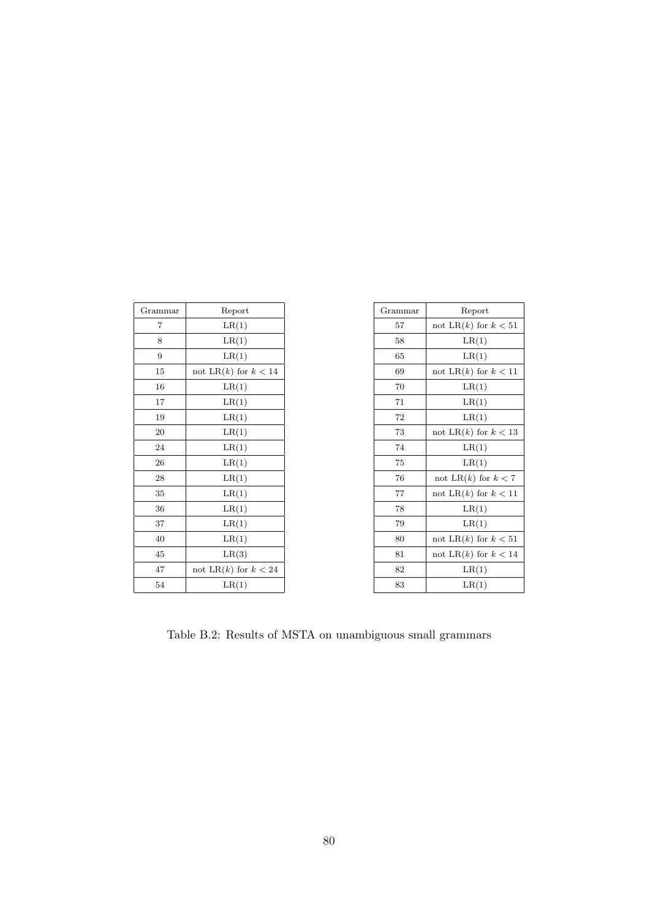| Grammar | Report |
|---|---|
| 7 | LR(1) |
| 8 | LR(1) |
| 9 | LR(1) |
| 15 | not LR($k$) for $k < 14$ |
| 16 | LR(1) |
| 17 | LR(1) |
| 19 | LR(1) |
| 20 | LR(1) |
| 24 | LR(1) |
| 26 | LR(1) |
| 28 | LR(1) |
| 35 | LR(1) |
| 36 | LR(1) |
| 37 | LR(1) |
| 40 | LR(1) |
| 45 | LR(3) |
| 47 | not LR($k$) for $k < 24$ |
| 54 | LR(1) |

| Grammar | Report |
|---|---|
| 57 | not LR($k$) for $k < 51$ |
| 58 | LR(1) |
| 65 | LR(1) |
| 69 | not LR($k$) for $k < 11$ |
| 70 | LR(1) |
| 71 | LR(1) |
| 72 | LR(1) |
| 73 | not LR($k$) for $k < 13$ |
| 74 | LR(1) |
| 75 | LR(1) |
| 76 | not LR($k$) for $k < 7$ |
| 77 | not LR($k$) for $k < 11$ |
| 78 | LR(1) |
| 79 | LR(1) |
| 80 | not LR($k$) for $k < 51$ |
| 81 | not LR($k$) for $k < 14$ |
| 82 | LR(1) |
| 83 | LR(1) |

Table B.2: Results of MSTA on unambiguous small grammars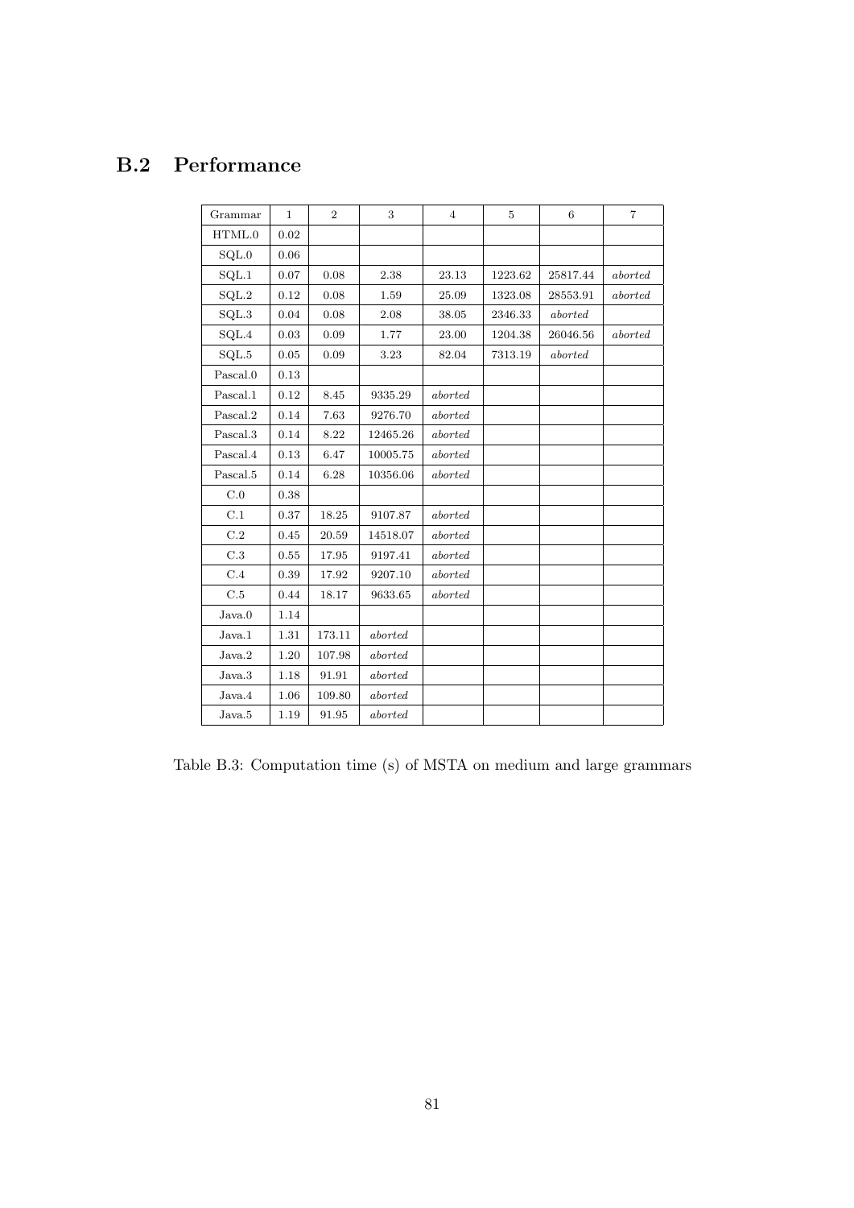## B.2 Performance

| Grammar | 1 | 2 | 3 | 4 | 5 | 6 | 7 |
|---|---|---|---|---|---|---|---|
| HTML.0 | 0.02 | | | | | | |
| SQL.0 | 0.06 | | | | | | |
| SQL.1 | 0.07 | 0.08 | 2.38 | 23.13 | 1223.62 | 25817.44 | *aborted* |
| SQL.2 | 0.12 | 0.08 | 1.59 | 25.09 | 1323.08 | 28553.91 | *aborted* |
| SQL.3 | 0.04 | 0.08 | 2.08 | 38.05 | 2346.33 | *aborted* | |
| SQL.4 | 0.03 | 0.09 | 1.77 | 23.00 | 1204.38 | 26046.56 | *aborted* |
| SQL.5 | 0.05 | 0.09 | 3.23 | 82.04 | 7313.19 | *aborted* | |
| Pascal.0 | 0.13 | | | | | | |
| Pascal.1 | 0.12 | 8.45 | 9335.29 | *aborted* | | | |
| Pascal.2 | 0.14 | 7.63 | 9276.70 | *aborted* | | | |
| Pascal.3 | 0.14 | 8.22 | 12465.26 | *aborted* | | | |
| Pascal.4 | 0.13 | 6.47 | 10005.75 | *aborted* | | | |
| Pascal.5 | 0.14 | 6.28 | 10356.06 | *aborted* | | | |
| C.0 | 0.38 | | | | | | |
| C.1 | 0.37 | 18.25 | 9107.87 | *aborted* | | | |
| C.2 | 0.45 | 20.59 | 14518.07 | *aborted* | | | |
| C.3 | 0.55 | 17.95 | 9197.41 | *aborted* | | | |
| C.4 | 0.39 | 17.92 | 9207.10 | *aborted* | | | |
| C.5 | 0.44 | 18.17 | 9633.65 | *aborted* | | | |
| Java.0 | 1.14 | | | | | | |
| Java.1 | 1.31 | 173.11 | *aborted* | | | | |
| Java.2 | 1.20 | 107.98 | *aborted* | | | | |
| Java.3 | 1.18 | 91.91 | *aborted* | | | | |
| Java.4 | 1.06 | 109.80 | *aborted* | | | | |
| Java.5 | 1.19 | 91.95 | *aborted* | | | | |

Table B.3: Computation time (s) of MSTA on medium and large grammars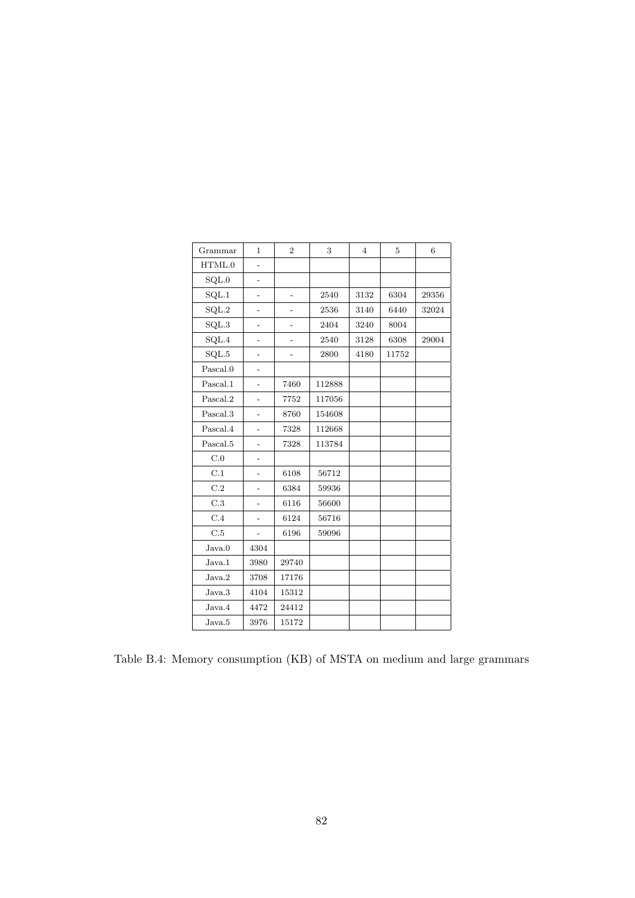| Grammar | 1 | 2 | 3 | 4 | 5 | 6 |
|---|---|---|---|---|---|---|
| HTML.0 | - | | | | | |
| SQL.0 | - | | | | | |
| SQL.1 | - | - | 2540 | 3132 | 6304 | 29356 |
| SQL.2 | - | - | 2536 | 3140 | 6440 | 32024 |
| SQL.3 | - | - | 2404 | 3240 | 8004 | |
| SQL.4 | - | - | 2540 | 3128 | 6308 | 29004 |
| SQL.5 | - | - | 2800 | 4180 | 11752 | |
| Pascal.0 | - | | | | | |
| Pascal.1 | - | 7460 | 112888 | | | |
| Pascal.2 | - | 7752 | 117056 | | | |
| Pascal.3 | - | 8760 | 154608 | | | |
| Pascal.4 | - | 7328 | 112668 | | | |
| Pascal.5 | - | 7328 | 113784 | | | |
| C.0 | - | | | | | |
| C.1 | - | 6108 | 56712 | | | |
| C.2 | - | 6384 | 59936 | | | |
| C.3 | - | 6116 | 56600 | | | |
| C.4 | - | 6124 | 56716 | | | |
| C.5 | - | 6196 | 59096 | | | |
| Java.0 | 4304 | | | | | |
| Java.1 | 3980 | 29740 | | | | |
| Java.2 | 3708 | 17176 | | | | |
| Java.3 | 4104 | 15312 | | | | |
| Java.4 | 4472 | 24412 | | | | |
| Java.5 | 3976 | 15172 | | | | |

Table B.4: Memory consumption (KB) of MSTA on medium and large grammars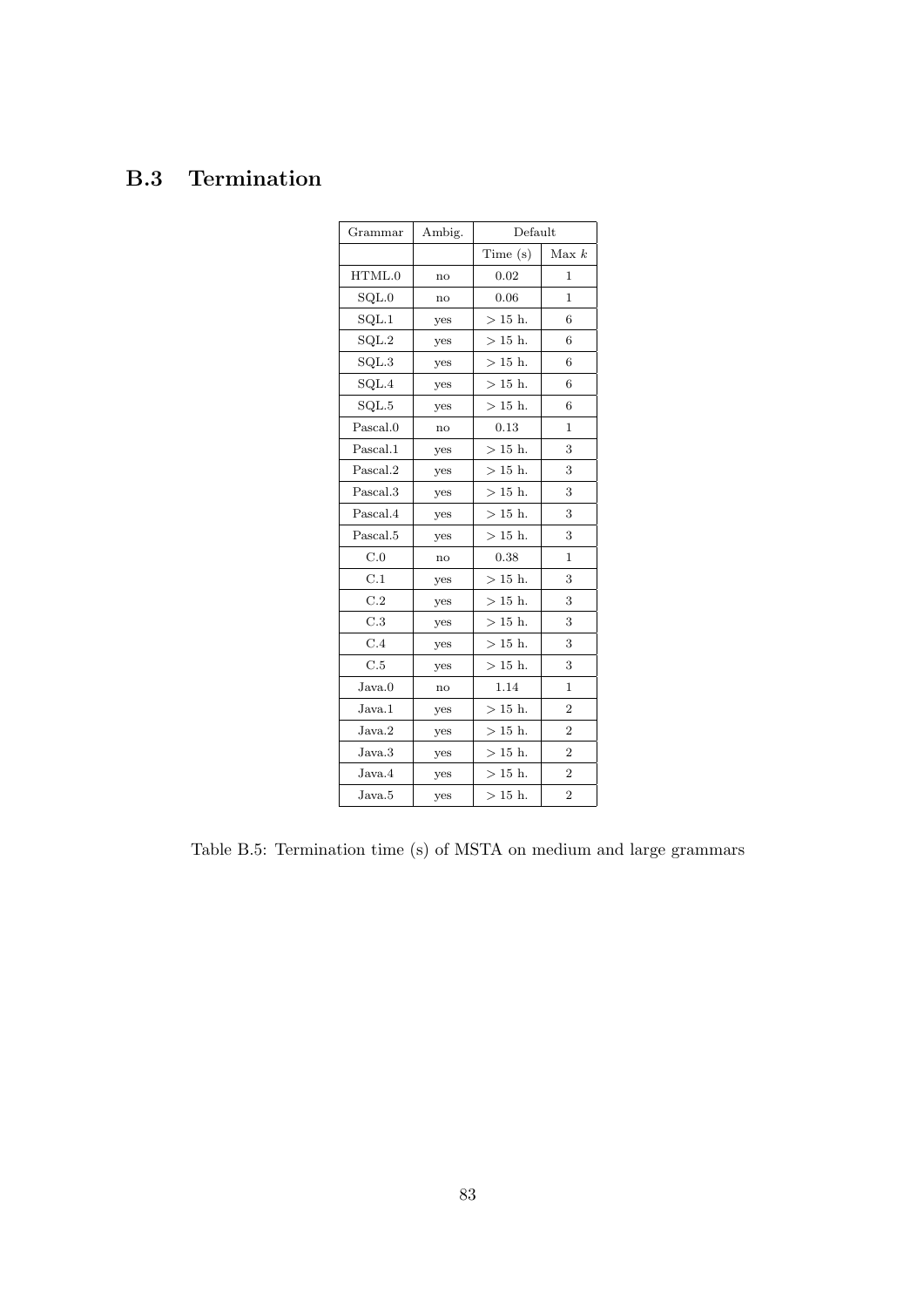## B.3 Termination

| Grammar | Ambig. | Default | |
|---|---|---|---|
| | | Time (s) | Max $k$ |
| HTML.0 | no | 0.02 | 1 |
| SQL.0 | no | 0.06 | 1 |
| SQL.1 | yes | > 15 h. | 6 |
| SQL.2 | yes | > 15 h. | 6 |
| SQL.3 | yes | > 15 h. | 6 |
| SQL.4 | yes | > 15 h. | 6 |
| SQL.5 | yes | > 15 h. | 6 |
| Pascal.0 | no | 0.13 | 1 |
| Pascal.1 | yes | > 15 h. | 3 |
| Pascal.2 | yes | > 15 h. | 3 |
| Pascal.3 | yes | > 15 h. | 3 |
| Pascal.4 | yes | > 15 h. | 3 |
| Pascal.5 | yes | > 15 h. | 3 |
| C.0 | no | 0.38 | 1 |
| C.1 | yes | > 15 h. | 3 |
| C.2 | yes | > 15 h. | 3 |
| C.3 | yes | > 15 h. | 3 |
| C.4 | yes | > 15 h. | 3 |
| C.5 | yes | > 15 h. | 3 |
| Java.0 | no | 1.14 | 1 |
| Java.1 | yes | > 15 h. | 2 |
| Java.2 | yes | > 15 h. | 2 |
| Java.3 | yes | > 15 h. | 2 |
| Java.4 | yes | > 15 h. | 2 |
| Java.5 | yes | > 15 h. | 2 |

Table B.5: Termination time (s) of MSTA on medium and large grammars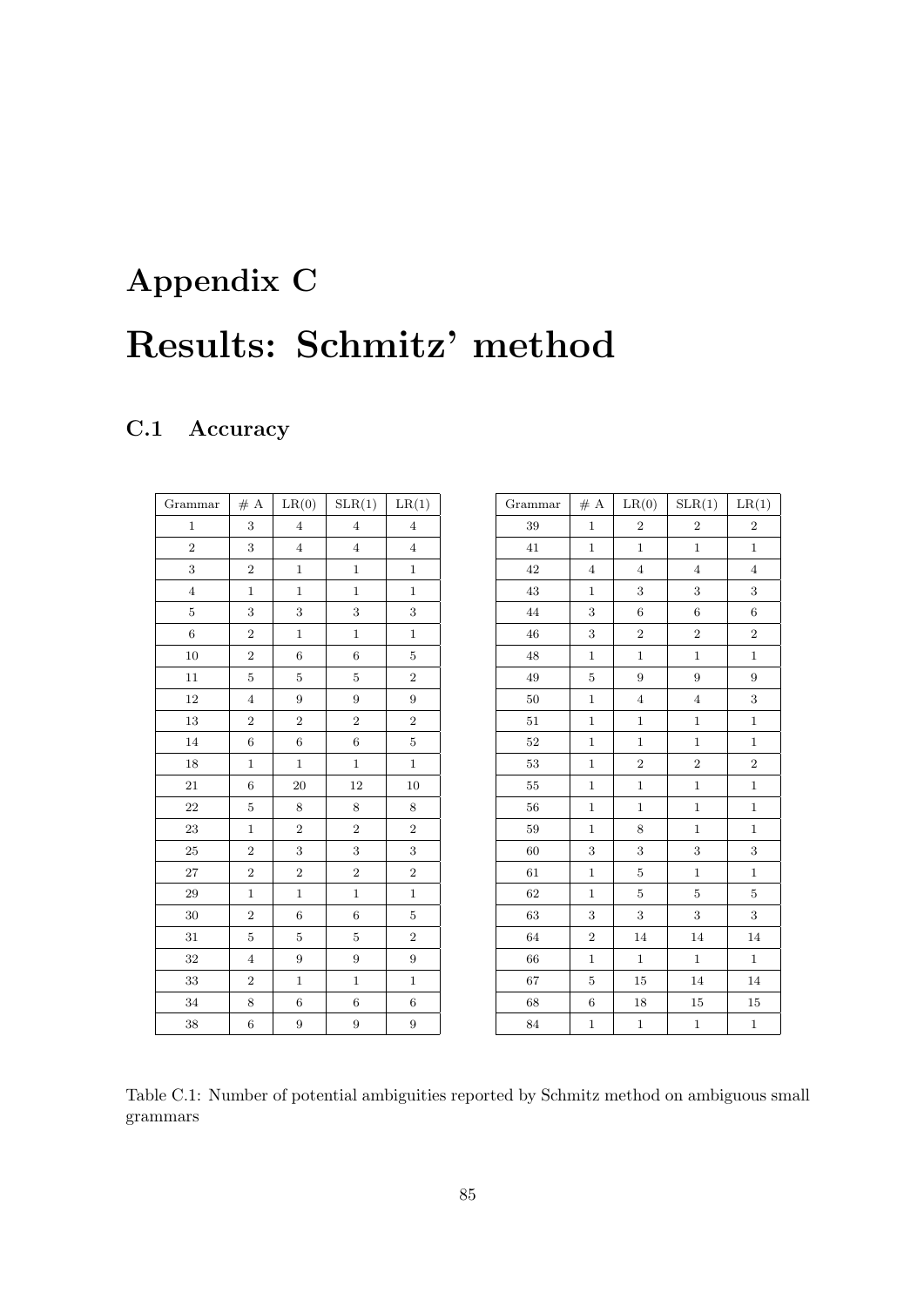# Appendix C

# Results: Schmitz' method

## C.1 Accuracy

| Grammar | # A | LR(0) | SLR(1) | LR(1) |
|---|---|---|---|---|
| 1 | 3 | 4 | 4 | 4 |
| 2 | 3 | 4 | 4 | 4 |
| 3 | 2 | 1 | 1 | 1 |
| 4 | 1 | 1 | 1 | 1 |
| 5 | 3 | 3 | 3 | 3 |
| 6 | 2 | 1 | 1 | 1 |
| 10 | 2 | 6 | 6 | 5 |
| 11 | 5 | 5 | 5 | 2 |
| 12 | 4 | 9 | 9 | 9 |
| 13 | 2 | 2 | 2 | 2 |
| 14 | 6 | 6 | 6 | 5 |
| 18 | 1 | 1 | 1 | 1 |
| 21 | 6 | 20 | 12 | 10 |
| 22 | 5 | 8 | 8 | 8 |
| 23 | 1 | 2 | 2 | 2 |
| 25 | 2 | 3 | 3 | 3 |
| 27 | 2 | 2 | 2 | 2 |
| 29 | 1 | 1 | 1 | 1 |
| 30 | 2 | 6 | 6 | 5 |
| 31 | 5 | 5 | 5 | 2 |
| 32 | 4 | 9 | 9 | 9 |
| 33 | 2 | 1 | 1 | 1 |
| 34 | 8 | 6 | 6 | 6 |
| 38 | 6 | 9 | 9 | 9 |

| Grammar | # A | LR(0) | SLR(1) | LR(1) |
|---|---|---|---|---|
| 39 | 1 | 2 | 2 | 2 |
| 41 | 1 | 1 | 1 | 1 |
| 42 | 4 | 4 | 4 | 4 |
| 43 | 1 | 3 | 3 | 3 |
| 44 | 3 | 6 | 6 | 6 |
| 46 | 3 | 2 | 2 | 2 |
| 48 | 1 | 1 | 1 | 1 |
| 49 | 5 | 9 | 9 | 9 |
| 50 | 1 | 4 | 4 | 3 |
| 51 | 1 | 1 | 1 | 1 |
| 52 | 1 | 1 | 1 | 1 |
| 53 | 1 | 2 | 2 | 2 |
| 55 | 1 | 1 | 1 | 1 |
| 56 | 1 | 1 | 1 | 1 |
| 59 | 1 | 8 | 1 | 1 |
| 60 | 3 | 3 | 3 | 3 |
| 61 | 1 | 5 | 1 | 1 |
| 62 | 1 | 5 | 5 | 5 |
| 63 | 3 | 3 | 3 | 3 |
| 64 | 2 | 14 | 14 | 14 |
| 66 | 1 | 1 | 1 | 1 |
| 67 | 5 | 15 | 14 | 14 |
| 68 | 6 | 18 | 15 | 15 |
| 84 | 1 | 1 | 1 | 1 |

Table C.1: Number of potential ambiguities reported by Schmitz method on ambiguous small grammars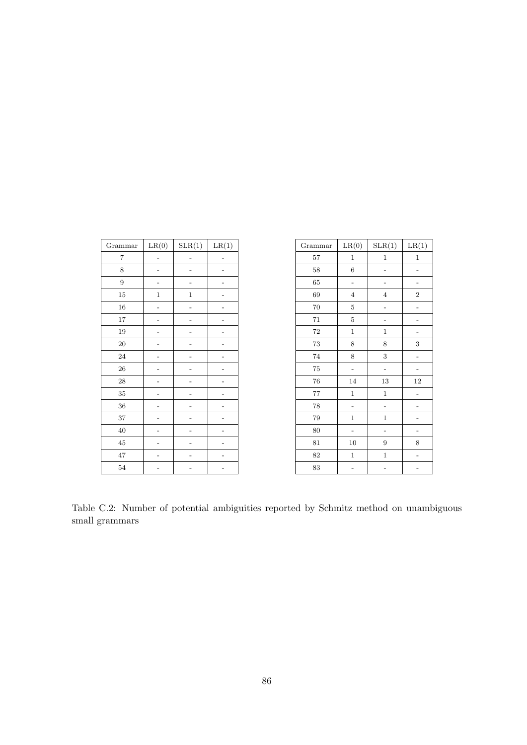| Grammar | LR(0) | SLR(1) | LR(1) |
|---|---|---|---|
| 7 | - | - | - |
| 8 | - | - | - |
| 9 | - | - | - |
| 15 | 1 | 1 | - |
| 16 | - | - | - |
| 17 | - | - | - |
| 19 | - | - | - |
| 20 | - | - | - |
| 24 | - | - | - |
| 26 | - | - | - |
| 28 | - | - | - |
| 35 | - | - | - |
| 36 | - | - | - |
| 37 | - | - | - |
| 40 | - | - | - |
| 45 | - | - | - |
| 47 | - | - | - |
| 54 | - | - | - |

| Grammar | LR(0) | SLR(1) | LR(1) |
|---|---|---|---|
| 57 | 1 | 1 | 1 |
| 58 | 6 | - | - |
| 65 | - | - | - |
| 69 | 4 | 4 | 2 |
| 70 | 5 | - | - |
| 71 | 5 | - | - |
| 72 | 1 | 1 | - |
| 73 | 8 | 8 | 3 |
| 74 | 8 | 3 | - |
| 75 | - | - | - |
| 76 | 14 | 13 | 12 |
| 77 | 1 | 1 | - |
| 78 | - | - | - |
| 79 | 1 | 1 | - |
| 80 | - | - | - |
| 81 | 10 | 9 | 8 |
| 82 | 1 | 1 | - |
| 83 | - | - | - |

Table C.2: Number of potential ambiguities reported by Schmitz method on unambiguous small grammars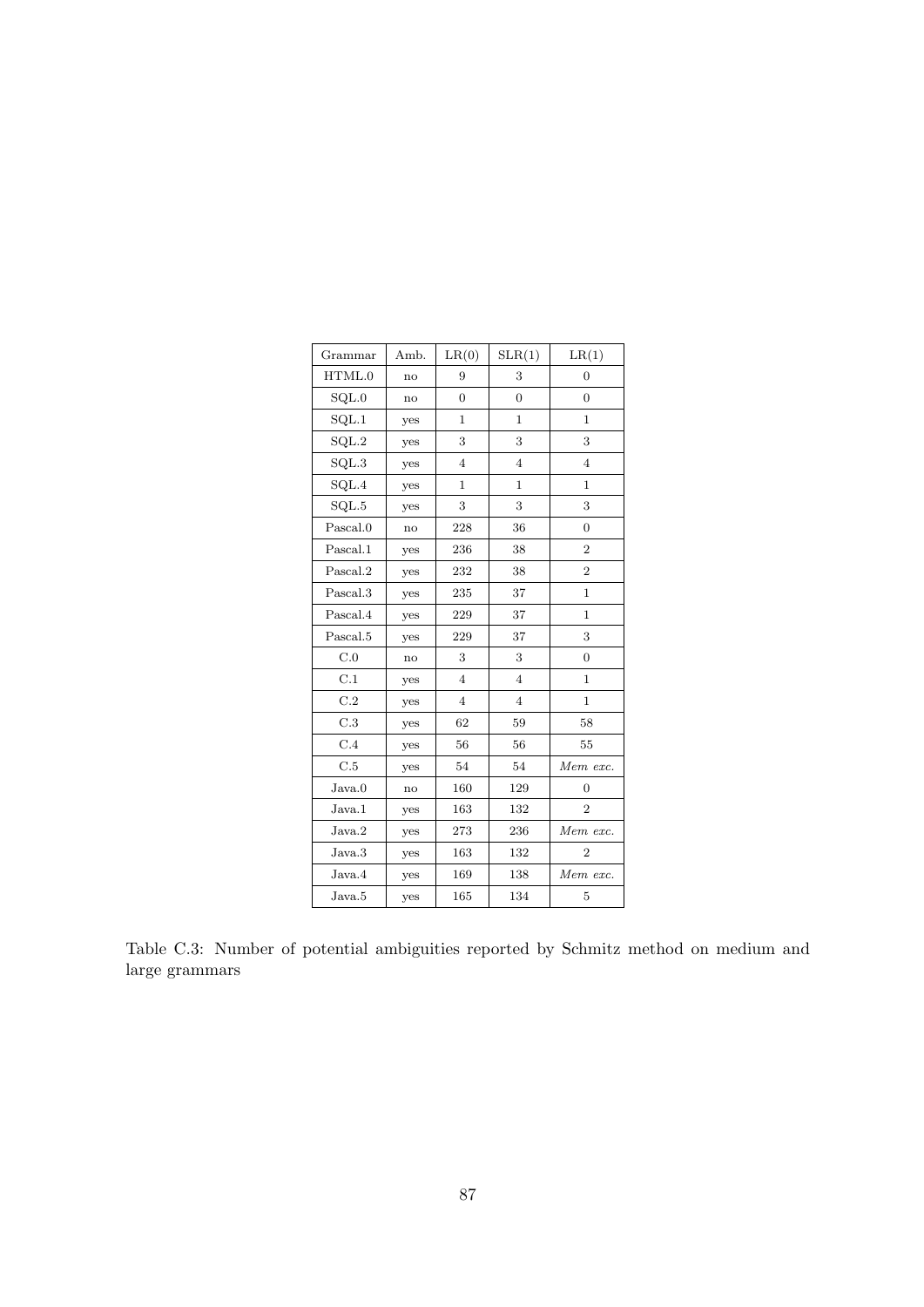| Grammar | Amb. | LR(0) | SLR(1) | LR(1) |
|---|---|---|---|---|
| HTML.0 | no | 9 | 3 | 0 |
| SQL.0 | no | 0 | 0 | 0 |
| SQL.1 | yes | 1 | 1 | 1 |
| SQL.2 | yes | 3 | 3 | 3 |
| SQL.3 | yes | 4 | 4 | 4 |
| SQL.4 | yes | 1 | 1 | 1 |
| SQL.5 | yes | 3 | 3 | 3 |
| Pascal.0 | no | 228 | 36 | 0 |
| Pascal.1 | yes | 236 | 38 | 2 |
| Pascal.2 | yes | 232 | 38 | 2 |
| Pascal.3 | yes | 235 | 37 | 1 |
| Pascal.4 | yes | 229 | 37 | 1 |
| Pascal.5 | yes | 229 | 37 | 3 |
| C.0 | no | 3 | 3 | 0 |
| C.1 | yes | 4 | 4 | 1 |
| C.2 | yes | 4 | 4 | 1 |
| C.3 | yes | 62 | 59 | 58 |
| C.4 | yes | 56 | 56 | 55 |
| C.5 | yes | 54 | 54 | *Mem exc.* |
| Java.0 | no | 160 | 129 | 0 |
| Java.1 | yes | 163 | 132 | 2 |
| Java.2 | yes | 273 | 236 | *Mem exc.* |
| Java.3 | yes | 163 | 132 | 2 |
| Java.4 | yes | 169 | 138 | *Mem exc.* |
| Java.5 | yes | 165 | 134 | 5 |

Table C.3: Number of potential ambiguities reported by Schmitz method on medium and large grammars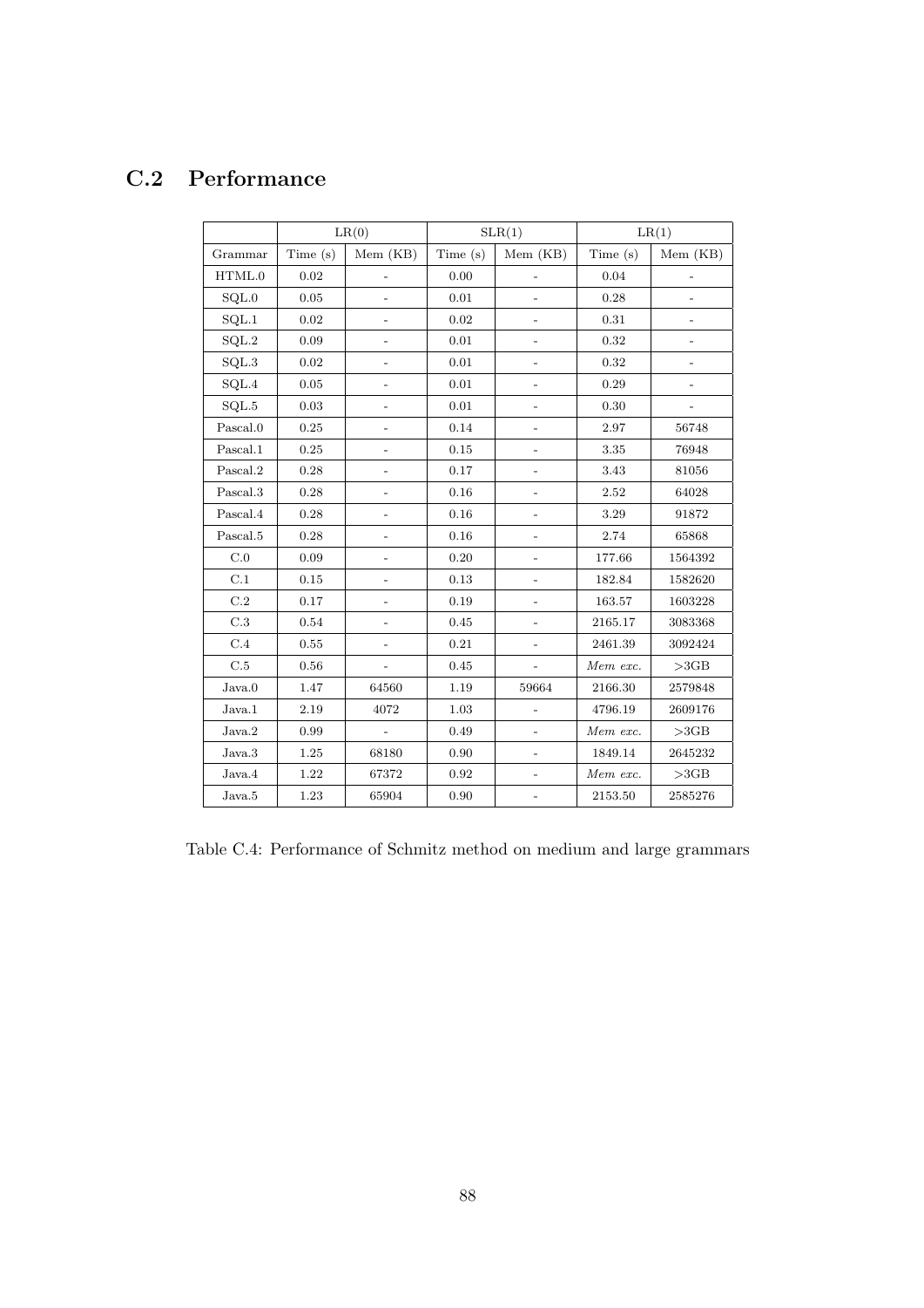## C.2 Performance

| | LR(0) | | SLR(1) | | LR(1) | |
|---|---|---|---|---|---|---|
| Grammar | Time (s) | Mem (KB) | Time (s) | Mem (KB) | Time (s) | Mem (KB) |
| HTML.0 | 0.02 | - | 0.00 | - | 0.04 | - |
| SQL.0 | 0.05 | - | 0.01 | - | 0.28 | - |
| SQL.1 | 0.02 | - | 0.02 | - | 0.31 | - |
| SQL.2 | 0.09 | - | 0.01 | - | 0.32 | - |
| SQL.3 | 0.02 | - | 0.01 | - | 0.32 | - |
| SQL.4 | 0.05 | - | 0.01 | - | 0.29 | - |
| SQL.5 | 0.03 | - | 0.01 | - | 0.30 | - |
| Pascal.0 | 0.25 | - | 0.14 | - | 2.97 | 56748 |
| Pascal.1 | 0.25 | - | 0.15 | - | 3.35 | 76948 |
| Pascal.2 | 0.28 | - | 0.17 | - | 3.43 | 81056 |
| Pascal.3 | 0.28 | - | 0.16 | - | 2.52 | 64028 |
| Pascal.4 | 0.28 | - | 0.16 | - | 3.29 | 91872 |
| Pascal.5 | 0.28 | - | 0.16 | - | 2.74 | 65868 |
| C.0 | 0.09 | - | 0.20 | - | 177.66 | 1564392 |
| C.1 | 0.15 | - | 0.13 | - | 182.84 | 1582620 |
| C.2 | 0.17 | - | 0.19 | - | 163.57 | 1603228 |
| C.3 | 0.54 | - | 0.45 | - | 2165.17 | 3083368 |
| C.4 | 0.55 | - | 0.21 | - | 2461.39 | 3092424 |
| C.5 | 0.56 | - | 0.45 | - | *Mem exc.* | >3GB |
| Java.0 | 1.47 | 64560 | 1.19 | 59664 | 2166.30 | 2579848 |
| Java.1 | 2.19 | 4072 | 1.03 | - | 4796.19 | 2609176 |
| Java.2 | 0.99 | - | 0.49 | - | *Mem exc.* | >3GB |
| Java.3 | 1.25 | 68180 | 0.90 | - | 1849.14 | 2645232 |
| Java.4 | 1.22 | 67372 | 0.92 | - | *Mem exc.* | >3GB |
| Java.5 | 1.23 | 65904 | 0.90 | - | 2153.50 | 2585276 |

Table C.4: Performance of Schmitz method on medium and large grammars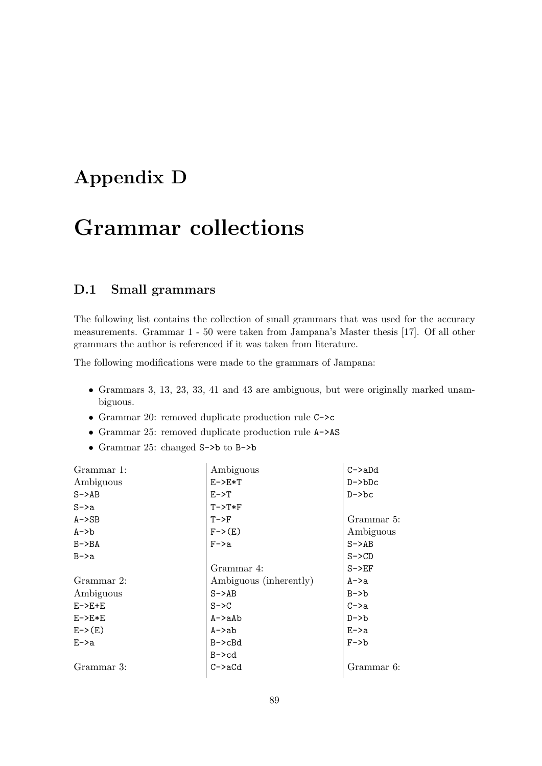# Appendix D

# Grammar collections

## D.1 Small grammars

The following list contains the collection of small grammars that was used for the accuracy measurements. Grammar 1 - 50 were taken from Jampana's Master thesis [17]. Of all other grammars the author is referenced if it was taken from literature.

The following modifications were made to the grammars of Jampana:

- Grammars 3, 13, 23, 33, 41 and 43 are ambiguous, but were originally marked unambiguous.
- Grammar 20: removed duplicate production rule `C->c`
- Grammar 25: removed duplicate production rule `A->AS`
- Grammar 25: changed `S->b` to `B->b`

Grammar 1:
Ambiguous
```
S->AB
S->a
A->SB
A->b
B->BA
B->a
```

Grammar 2:
Ambiguous
```
E->E+E
E->E*E
E->(E)
E->a
```

Grammar 3:
Ambiguous
```
E->E*T
E->T
T->T*F
T->F
F->(E)
F->a
```

Grammar 4:
Ambiguous (inherently)
```
S->AB
S->C
A->aAb
A->ab
B->cBd
B->cd
C->aCd
C->aDd
D->bDc
D->bc
```

Grammar 5:
Ambiguous
```
S->AB
S->CD
S->EF
A->a
B->b
C->a
D->b
E->a
F->b
```

Grammar 6: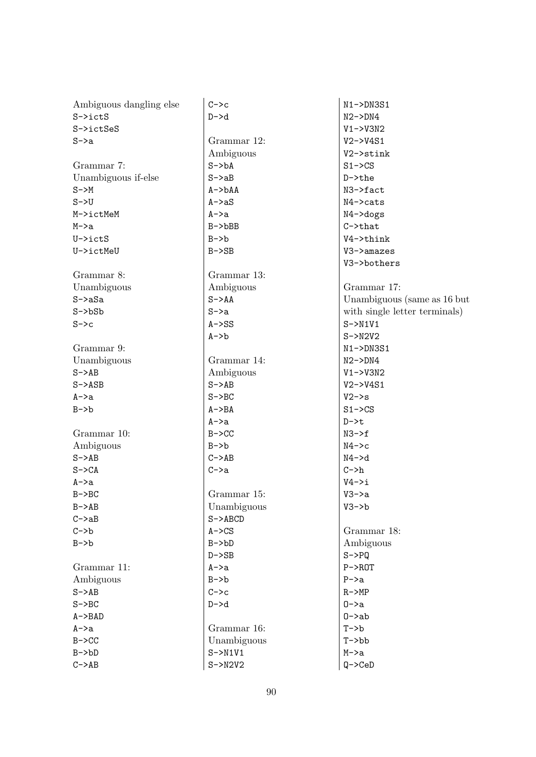Ambiguous dangling else

```
S->ictS
S->ictSeS
S->a
```

Grammar 7:
Unambiguous if-else

```
S->M
S->U
M->ictMeM
M->a
U->ictS
U->ictMeU
```

Grammar 8:
Unambiguous

```
S->aSa
S->bSb
S->c
```

Grammar 9:
Unambiguous

```
S->AB
S->ASB
A->a
B->b
```

Grammar 10:
Ambiguous

```
S->AB
S->CA
A->a
B->BC
B->AB
C->aB
C->b
B->b
```

Grammar 11:
Ambiguous

```
S->AB
S->BC
A->BAD
A->a
B->CC
B->bD
C->AB
C->c
D->d
```

Grammar 12:
Ambiguous

```
S->bA
S->aB
A->bAA
A->aS
A->a
B->bBB
B->b
B->SB
```

Grammar 13:
Ambiguous

```
S->AA
S->a
A->SS
A->b
```

Grammar 14:
Ambiguous

```
S->AB
S->BC
A->BA
A->a
B->CC
B->b
C->AB
C->a
```

Grammar 15:
Unambiguous

```
S->ABCD
A->CS
B->bD
D->SB
A->a
B->b
C->c
D->d
```

Grammar 16:
Unambiguous

```
S->N1V1
S->N2V2
N1->DN3S1
N2->DN4
V1->V3N2
V2->V4S1
V2->stink
S1->CS
D->the
N3->fact
N4->cats
N4->dogs
C->that
V4->think
V3->amazes
V3->bothers
```

Grammar 17:
Unambiguous (same as 16 but with single letter terminals)

```
S->N1V1
S->N2V2
N1->DN3S1
N2->DN4
V1->V3N2
V2->V4S1
V2->s
S1->CS
D->t
N3->f
N4->c
N4->d
C->h
V4->i
V3->a
V3->b
```

Grammar 18:
Ambiguous

```
S->PQ
P->ROT
P->a
R->MP
O->a
O->ab
T->b
T->bb
M->a
Q->CeD
```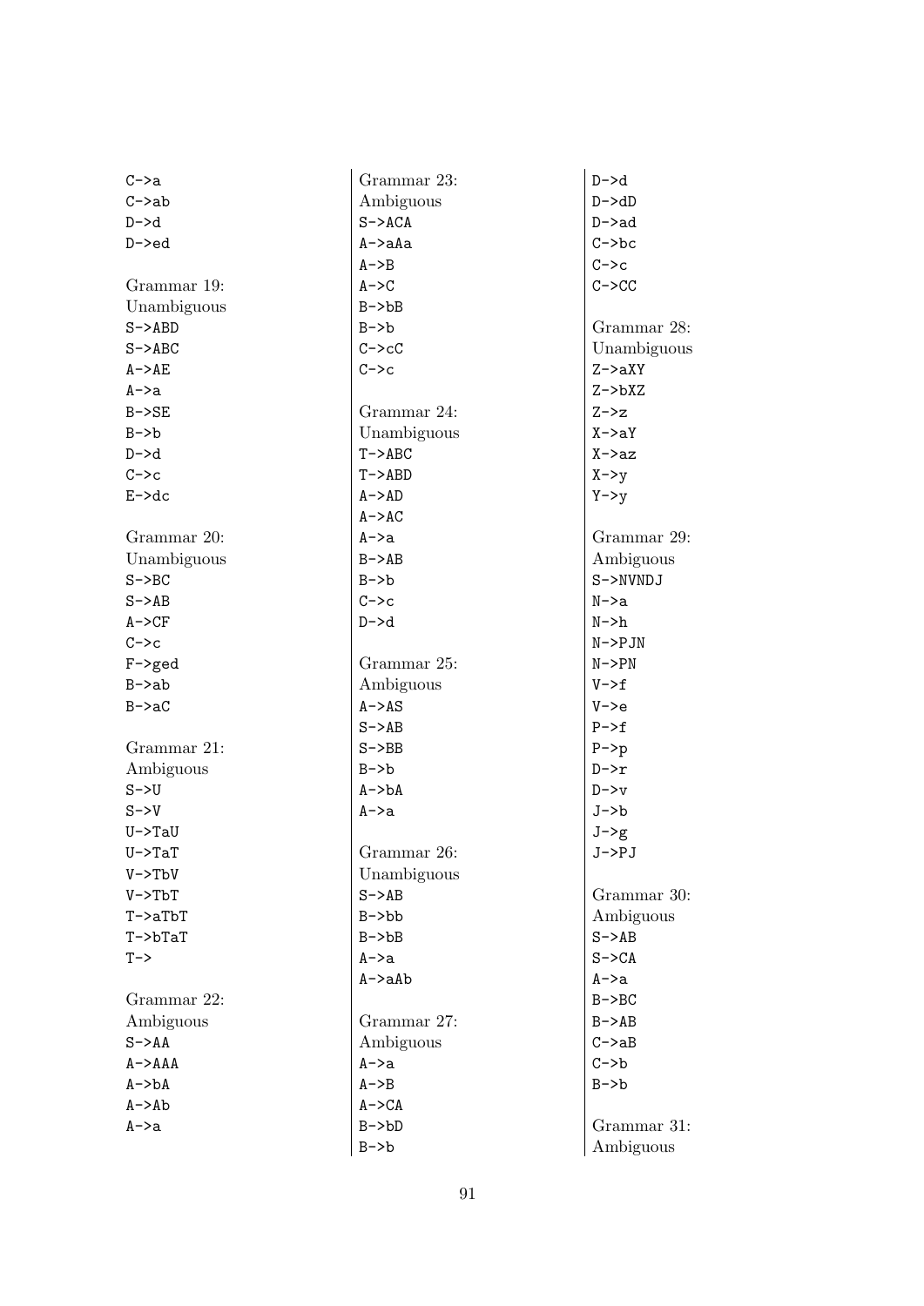```
C->a
C->ab
D->d
D->ed
```

Grammar 19:
Unambiguous

```
S->ABD
S->ABC
A->AE
A->a
B->SE
B->b
D->d
C->c
E->dc
```

Grammar 20:
Unambiguous

```
S->BC
S->AB
A->CF
C->c
F->ged
B->ab
B->aC
```

Grammar 21:
Ambiguous

```
S->U
S->V
U->TaU
U->TaT
V->TbV
V->TbT
T->aTbT
T->bTaT
T->
```

Grammar 22:
Ambiguous

```
S->AA
A->AAA
A->bA
A->Ab
A->a
```

Grammar 23:
Ambiguous

```
S->ACA
A->aAa
A->B
A->C
B->bB
B->b
C->cC
C->c
```

Grammar 24:
Unambiguous

```
T->ABC
T->ABD
A->AD
A->AC
A->a
B->AB
B->b
C->c
D->d
```

Grammar 25:
Ambiguous

```
A->AS
S->AB
S->BB
B->b
A->bA
A->a
```

Grammar 26:
Unambiguous

```
S->AB
B->bb
B->bB
A->a
A->aAb
```

Grammar 27:
Ambiguous

```
A->a
A->B
A->CA
B->bD
B->b
D->d
D->dD
D->ad
C->bc
C->c
C->CC
```

Grammar 28:
Unambiguous

```
Z->aXY
Z->bXZ
Z->z
X->aY
X->az
X->y
Y->y
```

Grammar 29:
Ambiguous

```
S->NVNDJ
N->a
N->h
N->PJN
N->PN
V->f
V->e
P->f
P->p
D->r
D->v
J->b
J->g
J->PJ
```

Grammar 30:
Ambiguous

```
S->AB
S->CA
A->a
B->BC
B->AB
C->aB
C->b
B->b
```

Grammar 31:
Ambiguous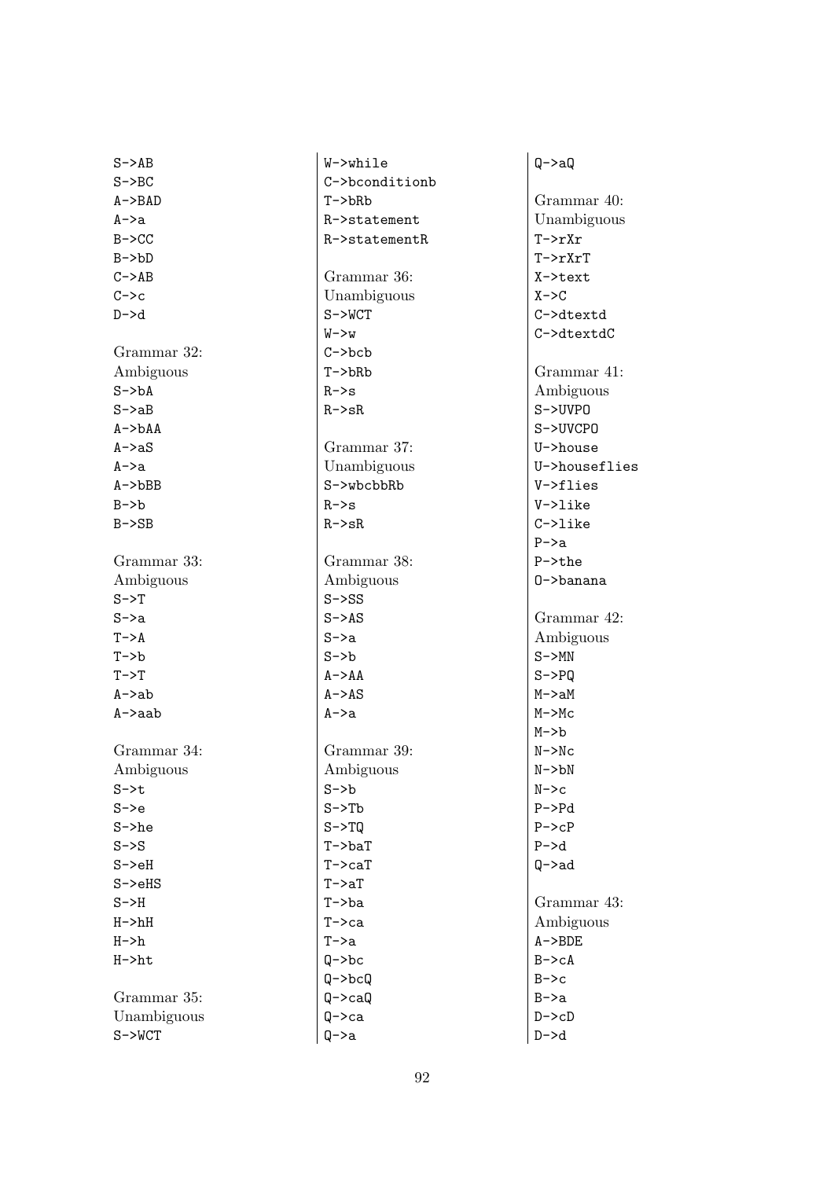S->AB
S->BC
A->BAD
A->a
B->CC
B->bD
C->AB
C->c
D->d

Grammar 32:
Ambiguous
S->bA
S->aB
A->bAA
A->aS
A->a
A->bBB
B->b
B->SB

Grammar 33:
Ambiguous
S->T
S->a
T->A
T->b
T->T
A->ab
A->aab

Grammar 34:
Ambiguous
S->t
S->e
S->he
S->S
S->eH
S->eHS
S->H
H->hH
H->h
H->ht

Grammar 35:
Unambiguous
S->WCT
W->while
C->bconditionb
T->bRb
R->statement
R->statementR

Grammar 36:
Unambiguous
S->WCT
W->w
C->bcb
T->bRb
R->s
R->sR

Grammar 37:
Unambiguous
S->wbcbbRb
R->s
R->sR

Grammar 38:
Ambiguous
S->SS
S->AS
S->a
S->b
A->AA
A->AS
A->a

Grammar 39:
Ambiguous
S->b
S->Tb
S->TQ
T->baT
T->caT
T->aT
T->ba
T->ca
T->a
Q->bc
Q->bcQ
Q->caQ
Q->ca
Q->a
Q->aQ

Grammar 40:
Unambiguous
T->rXr
T->rXrT
X->text
X->C
C->dtextd
C->dtextdC

Grammar 41:
Ambiguous
S->UVPO
S->UVCPO
U->house
U->houseflies
V->flies
V->like
C->like
P->a
P->the
O->banana

Grammar 42:
Ambiguous
S->MN
S->PQ
M->aM
M->Mc
M->b
N->Nc
N->bN
N->c
P->Pd
P->cP
P->d
Q->ad

Grammar 43:
Ambiguous
A->BDE
B->cA
B->c
B->a
D->cD
D->d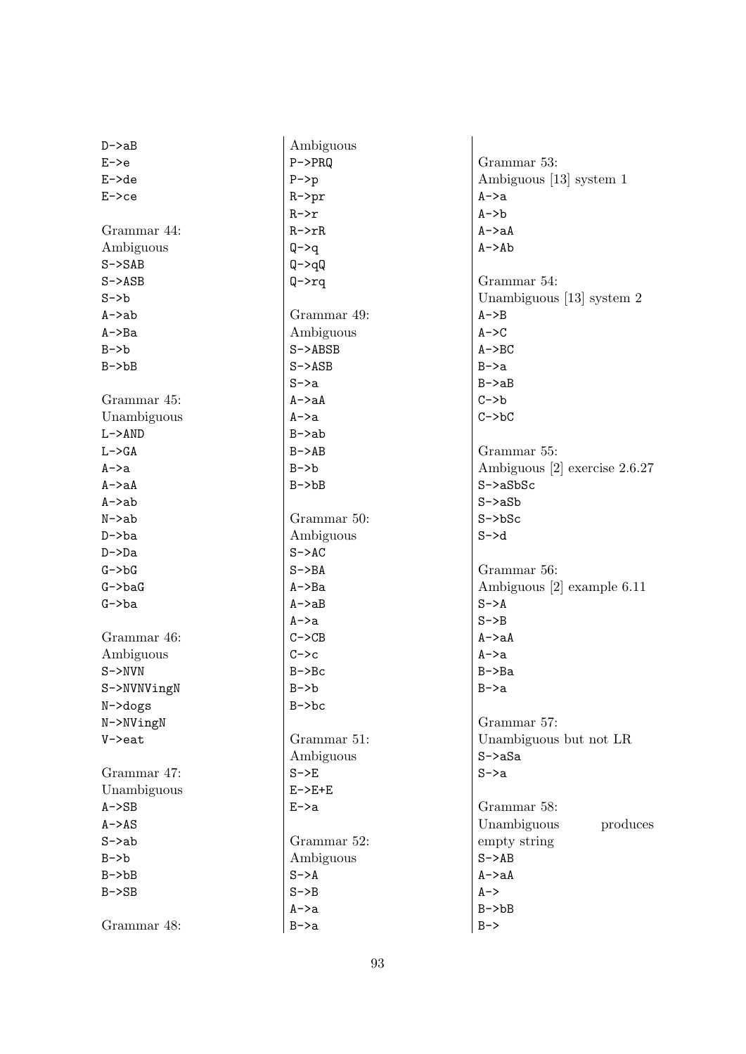```
D->aB
E->e
E->de
E->ce
```

Grammar 44:
Ambiguous

```
S->SAB
S->ASB
S->b
A->ab
A->Ba
B->b
B->bB
```

Grammar 45:
Unambiguous

```
L->AND
L->GA
A->a
A->aA
A->ab
N->ab
D->ba
D->Da
G->bG
G->baG
G->ba
```

Grammar 46:
Ambiguous

```
S->NVN
S->NVNVingN
N->dogs
N->NVingN
V->eat
```

Grammar 47:
Unambiguous

```
A->SB
A->AS
S->ab
B->b
B->bB
B->SB
```

Grammar 48:
Ambiguous

```
P->PRQ
P->p
R->pr
R->r
R->rR
Q->q
Q->qQ
Q->rq
```

Grammar 49:
Ambiguous

```
S->ABSB
S->ASB
S->a
A->aA
A->a
B->ab
B->AB
B->b
B->bB
```

Grammar 50:
Ambiguous

```
S->AC
S->BA
A->Ba
A->aB
A->a
C->CB
C->c
B->Bc
B->b
B->bc
```

Grammar 51:
Ambiguous

```
S->E
E->E+E
E->a
```

Grammar 52:
Ambiguous

```
S->A
S->B
A->a
B->a
```

Grammar 53:
Ambiguous [13] system 1

```
A->a
A->b
A->aA
A->Ab
```

Grammar 54:
Unambiguous [13] system 2

```
A->B
A->C
A->BC
B->a
B->aB
C->b
C->bC
```

Grammar 55:
Ambiguous [2] exercise 2.6.27

```
S->aSbSc
S->aSb
S->bSc
S->d
```

Grammar 56:
Ambiguous [2] example 6.11

```
S->A
S->B
A->aA
A->a
B->Ba
B->a
```

Grammar 57:
Unambiguous but not LR

```
S->aSa
S->a
```

Grammar 58:
Unambiguous produces empty string

```
S->AB
A->aA
A->
B->bB
B->
```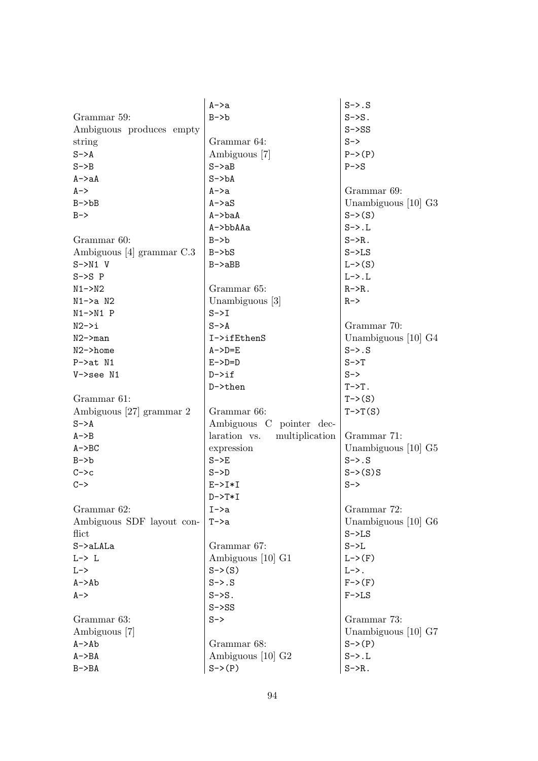Grammar 59:
Ambiguous produces empty string

```
S->A
S->B
A->aA
A->
B->bB
B->
```

Grammar 60:
Ambiguous [4] grammar C.3

```
S->N1 V
S->S P
N1->N2
N1->a N2
N1->N1 P
N2->i
N2->man
N2->home
P->at N1
V->see N1
```

Grammar 61:
Ambiguous [27] grammar 2

```
S->A
A->B
A->BC
B->b
C->c
C->
```

Grammar 62:
Ambiguous SDF layout conflict

```
S->aLALa
L-> L
L->
A->Ab
A->
```

Grammar 63:
Ambiguous [7]

```
A->Ab
A->BA
B->BA
A->a
B->b
```

Grammar 64:
Ambiguous [7]

```
S->aB
S->bA
A->a
A->aS
A->baA
A->bbAAa
B->b
B->bS
B->aBB
```

Grammar 65:
Unambiguous [3]

```
S->I
S->A
I->ifEthenS
A->D=E
E->D=D
D->if
D->then
```

Grammar 66:
Ambiguous C pointer declaration vs. multiplication expression

```
S->E
S->D
E->I*I
D->T*I
I->a
T->a
```

Grammar 67:
Ambiguous [10] G1

```
S->(S)
S->.S
S->S.
S->SS
S->
```

Grammar 68:
Ambiguous [10] G2

```
S->(P)
S->.S
S->S.
S->SS
S->
P->(P)
P->S
```

Grammar 69:
Unambiguous [10] G3

```
S->(S)
S->.L
S->R.
S->LS
L->(S)
L->.L
R->R.
R->
```

Grammar 70:
Unambiguous [10] G4

```
S->.S
S->T
S->
T->T.
T->(S)
T->T(S)
```

Grammar 71:
Unambiguous [10] G5

```
S->.S
S->(S)S
S->
```

Grammar 72:
Unambiguous [10] G6

```
S->LS
S->L
L->(F)
L->.
F->(F)
F->LS
```

Grammar 73:
Unambiguous [10] G7

```
S->(P)
S->.L
S->R.
```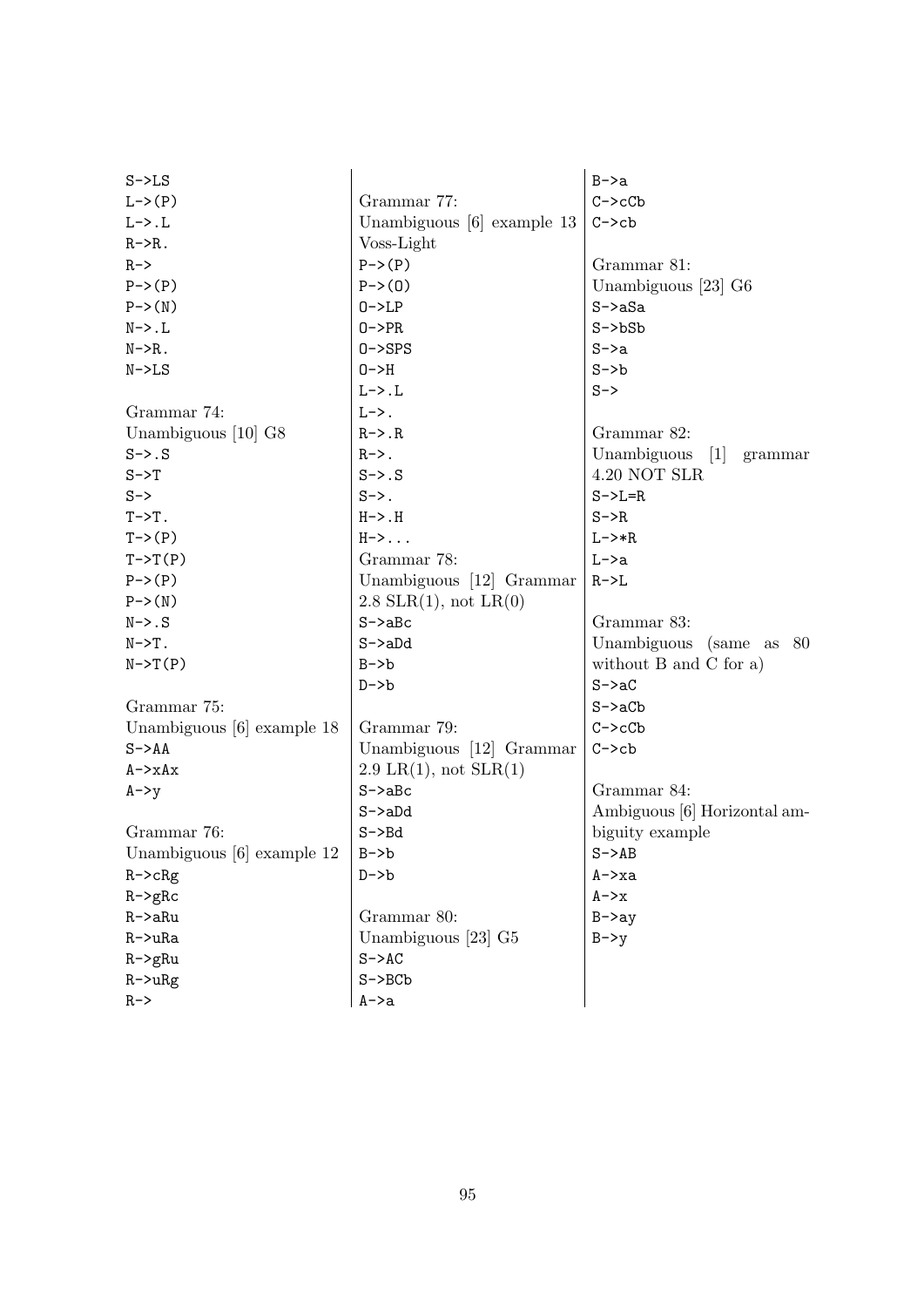```
S->LS
L->(P)
L->.L
R->R.
R->
P->(P)
P->(N)
N->.L
N->R.
N->LS
```

Grammar 74:
Unambiguous [10] G8

```
S->.S
S->T
S->
T->T.
T->(P)
T->T(P)
P->(P)
P->(N)
N->.S
N->T.
N->T(P)
```

Grammar 75:
Unambiguous [6] example 18

```
S->AA
A->xAx
A->y
```

Grammar 76:
Unambiguous [6] example 12

```
R->cRg
R->gRc
R->aRu
R->uRa
R->gRu
R->uRg
R->
```

Grammar 77:
Unambiguous [6] example 13
Voss-Light

```
P->(P)
P->(O)
O->LP
O->PR
O->SPS
O->H
L->.L
L->.
R->.R
R->.
S->.S
S->.
H->.H
H->...
```

Grammar 78:
Unambiguous [12] Grammar 2.8 SLR(1), not LR(0)

```
S->aBc
S->aDd
B->b
D->b
```

Grammar 79:
Unambiguous [12] Grammar 2.9 LR(1), not SLR(1)

```
S->aBc
S->aDd
S->Bd
B->b
D->b
```

Grammar 80:
Unambiguous [23] G5

```
S->AC
S->BCb
A->a
B->a
C->cCb
C->cb
```

Grammar 81:
Unambiguous [23] G6

```
S->aSa
S->bSb
S->a
S->b
S->
```

Grammar 82:
Unambiguous [1] grammar 4.20 NOT SLR

```
S->L=R
S->R
L->*R
L->a
R->L
```

Grammar 83:
Unambiguous (same as 80 without B and C for a)

```
S->aC
S->aCb
C->cCb
C->cb
```

Grammar 84:
Ambiguous [6] Horizontal ambiguity example

```
S->AB
A->xa
A->x
B->ay
B->y
```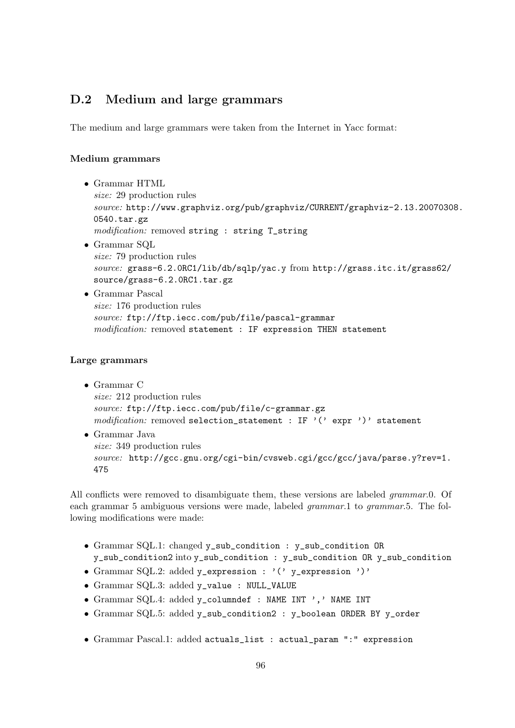## D.2 Medium and large grammars

The medium and large grammars were taken from the Internet in Yacc format:

**Medium grammars**

- Grammar HTML
  *size:* 29 production rules
  *source:* `http://www.graphviz.org/pub/graphviz/CURRENT/graphviz-2.13.20070308.0540.tar.gz`
  *modification:* removed `string : string T_string`
- Grammar SQL
  *size:* 79 production rules
  *source:* `grass-6.2.0RC1/lib/db/sqlp/yac.y` from `http://grass.itc.it/grass62/source/grass-6.2.0RC1.tar.gz`
- Grammar Pascal
  *size:* 176 production rules
  *source:* `ftp://ftp.iecc.com/pub/file/pascal-grammar`
  *modification:* removed `statement : IF expression THEN statement`

**Large grammars**

- Grammar C
  *size:* 212 production rules
  *source:* `ftp://ftp.iecc.com/pub/file/c-grammar.gz`
  *modification:* removed `selection_statement : IF '(' expr ')' statement`
- Grammar Java
  *size:* 349 production rules
  *source:* `http://gcc.gnu.org/cgi-bin/cvsweb.cgi/gcc/gcc/java/parse.y?rev=1.475`

All conflicts were removed to disambiguate them, these versions are labeled *grammar*.0. Of each grammar 5 ambiguous versions were made, labeled *grammar*.1 to *grammar*.5. The following modifications were made:

- Grammar SQL.1: changed `y_sub_condition : y_sub_condition OR y_sub_condition2` into `y_sub_condition : y_sub_condition OR y_sub_condition`
- Grammar SQL.2: added `y_expression : '(' y_expression ')'`
- Grammar SQL.3: added `y_value : NULL_VALUE`
- Grammar SQL.4: added `y_columndef : NAME INT ',' NAME INT`
- Grammar SQL.5: added `y_sub_condition2 : y_boolean ORDER BY y_order`

- Grammar Pascal.1: added `actuals_list : actual_param ":" expression`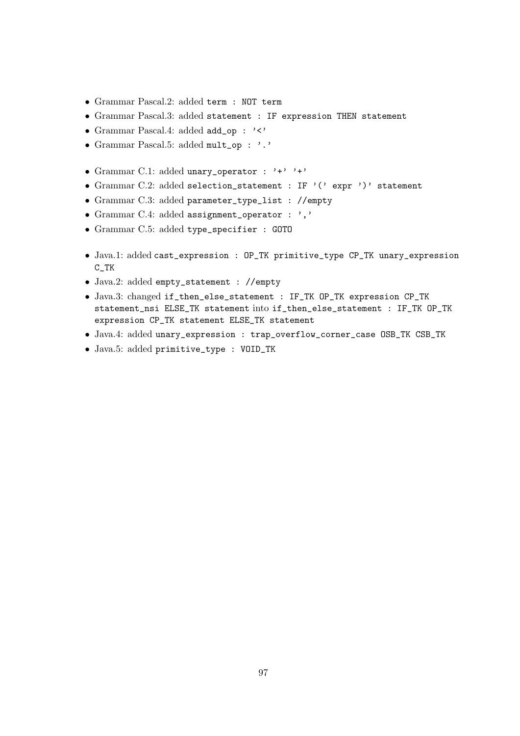- Grammar Pascal.2: added `term : NOT term`
- Grammar Pascal.3: added `statement : IF expression THEN statement`
- Grammar Pascal.4: added `add_op : '<'`
- Grammar Pascal.5: added `mult_op : '.'`

- Grammar C.1: added `unary_operator : '+' '+'`
- Grammar C.2: added `selection_statement : IF '(' expr ')' statement`
- Grammar C.3: added `parameter_type_list : //empty`
- Grammar C.4: added `assignment_operator : ','`
- Grammar C.5: added `type_specifier : GOTO`

- Java.1: added `cast_expression : OP_TK primitive_type CP_TK unary_expression C_TK`
- Java.2: added `empty_statement : //empty`
- Java.3: changed `if_then_else_statement : IF_TK OP_TK expression CP_TK statement_nsi ELSE_TK statement` into `if_then_else_statement : IF_TK OP_TK expression CP_TK statement ELSE_TK statement`
- Java.4: added `unary_expression : trap_overflow_corner_case OSB_TK CSB_TK`
- Java.5: added `primitive_type : VOID_TK`